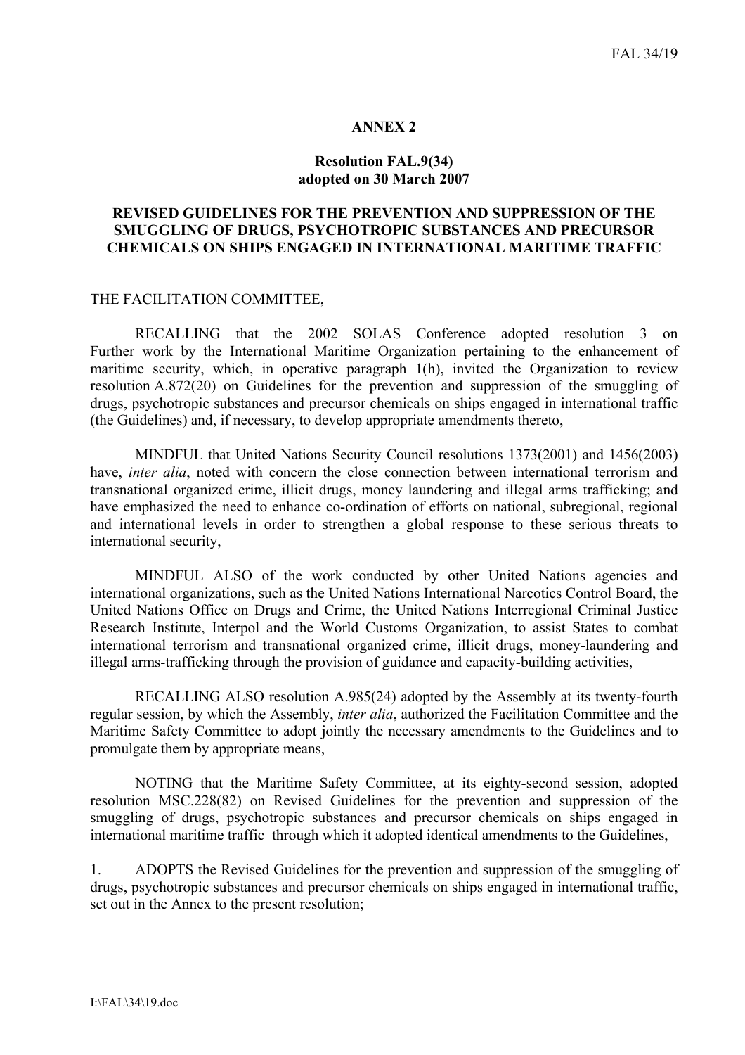**ANNEX 2**

**Resolution FAL.9(34)**
**adopted on 30 March 2007**

**REVISED GUIDELINES FOR THE PREVENTION AND SUPPRESSION OF THE SMUGGLING OF DRUGS, PSYCHOTROPIC SUBSTANCES AND PRECURSOR CHEMICALS ON SHIPS ENGAGED IN INTERNATIONAL MARITIME TRAFFIC**

THE FACILITATION COMMITTEE,

RECALLING that the 2002 SOLAS Conference adopted resolution 3 on Further work by the International Maritime Organization pertaining to the enhancement of maritime security, which, in operative paragraph 1(h), invited the Organization to review resolution A.872(20) on Guidelines for the prevention and suppression of the smuggling of drugs, psychotropic substances and precursor chemicals on ships engaged in international traffic (the Guidelines) and, if necessary, to develop appropriate amendments thereto,

MINDFUL that United Nations Security Council resolutions 1373(2001) and 1456(2003) have, *inter alia*, noted with concern the close connection between international terrorism and transnational organized crime, illicit drugs, money laundering and illegal arms trafficking; and have emphasized the need to enhance co-ordination of efforts on national, subregional, regional and international levels in order to strengthen a global response to these serious threats to international security,

MINDFUL ALSO of the work conducted by other United Nations agencies and international organizations, such as the United Nations International Narcotics Control Board, the United Nations Office on Drugs and Crime, the United Nations Interregional Criminal Justice Research Institute, Interpol and the World Customs Organization, to assist States to combat international terrorism and transnational organized crime, illicit drugs, money-laundering and illegal arms-trafficking through the provision of guidance and capacity-building activities,

RECALLING ALSO resolution A.985(24) adopted by the Assembly at its twenty-fourth regular session, by which the Assembly, *inter alia*, authorized the Facilitation Committee and the Maritime Safety Committee to adopt jointly the necessary amendments to the Guidelines and to promulgate them by appropriate means,

NOTING that the Maritime Safety Committee, at its eighty-second session, adopted resolution MSC.228(82) on Revised Guidelines for the prevention and suppression of the smuggling of drugs, psychotropic substances and precursor chemicals on ships engaged in international maritime traffic through which it adopted identical amendments to the Guidelines,

1. ADOPTS the Revised Guidelines for the prevention and suppression of the smuggling of drugs, psychotropic substances and precursor chemicals on ships engaged in international traffic, set out in the Annex to the present resolution;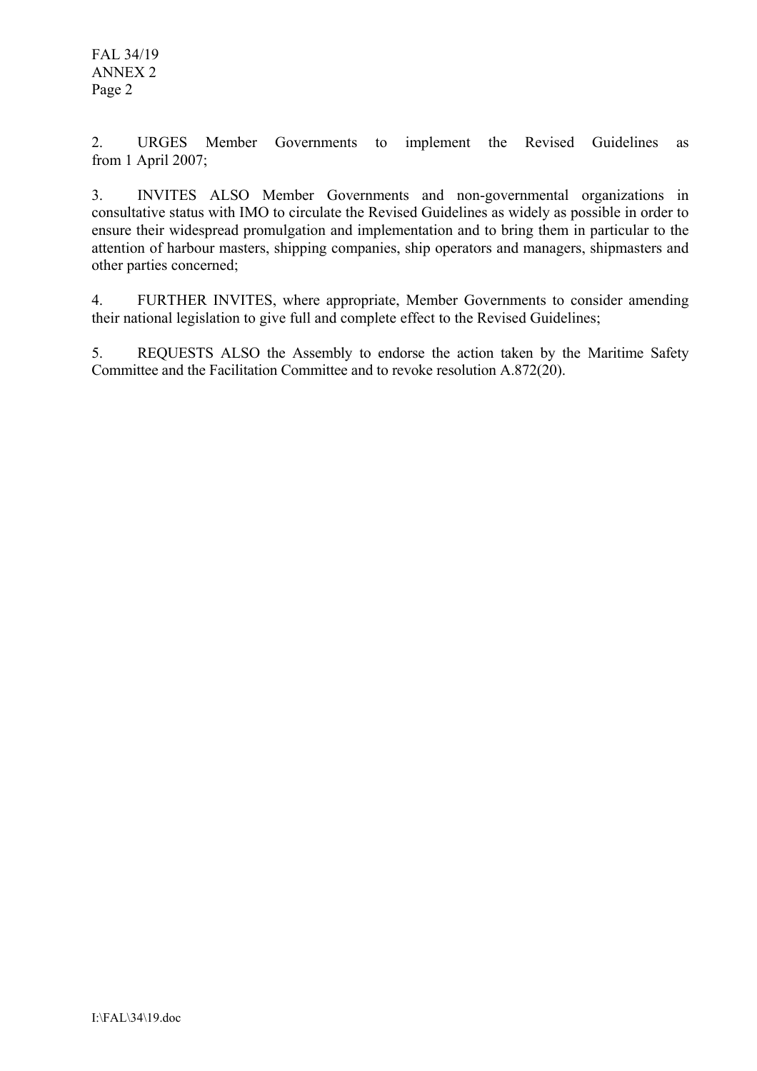2. URGES Member Governments to implement the Revised Guidelines as from 1 April 2007;

3. INVITES ALSO Member Governments and non-governmental organizations in consultative status with IMO to circulate the Revised Guidelines as widely as possible in order to ensure their widespread promulgation and implementation and to bring them in particular to the attention of harbour masters, shipping companies, ship operators and managers, shipmasters and other parties concerned;

4. FURTHER INVITES, where appropriate, Member Governments to consider amending their national legislation to give full and complete effect to the Revised Guidelines;

5. REQUESTS ALSO the Assembly to endorse the action taken by the Maritime Safety Committee and the Facilitation Committee and to revoke resolution A.872(20).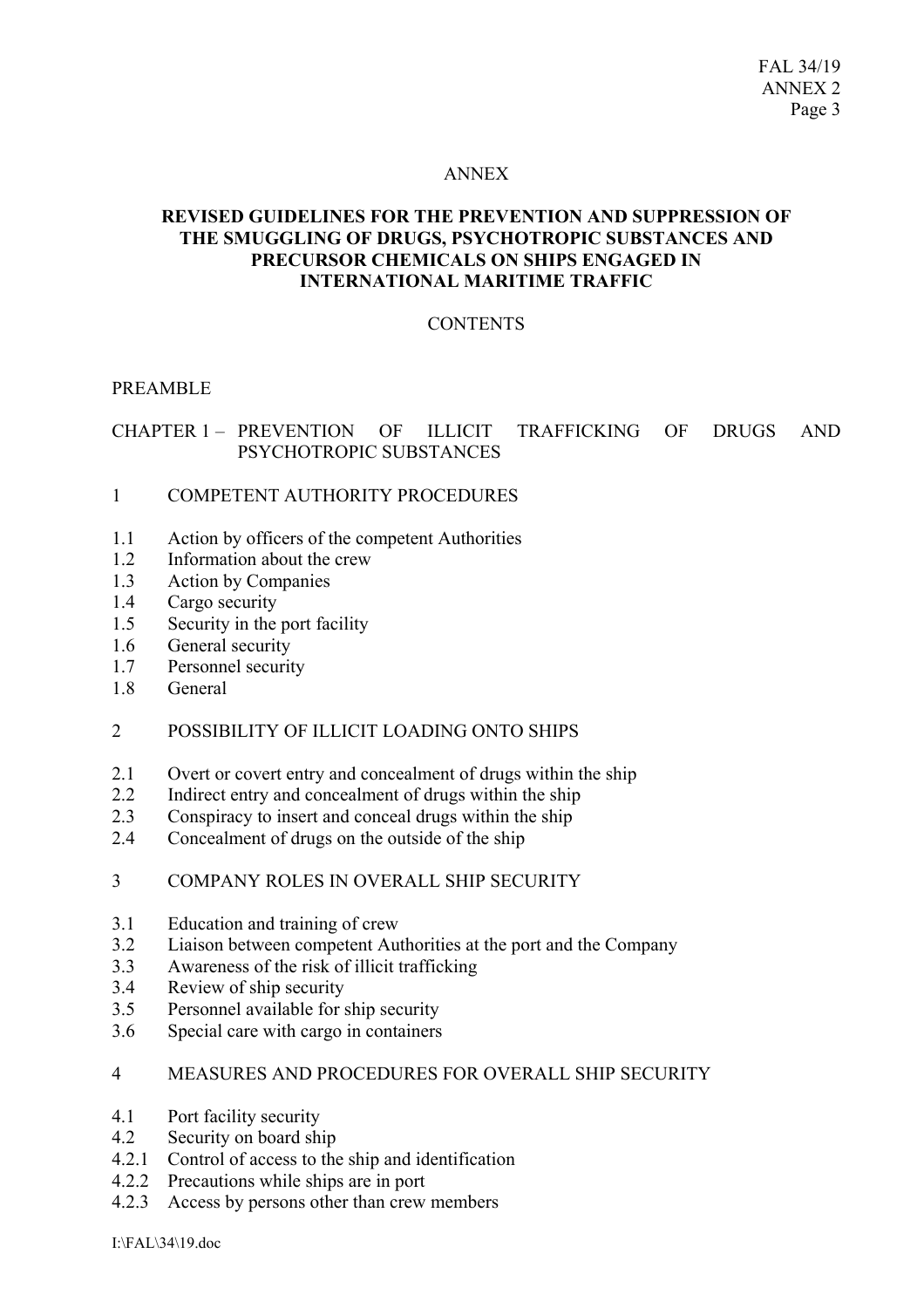ANNEX

# REVISED GUIDELINES FOR THE PREVENTION AND SUPPRESSION OF THE SMUGGLING OF DRUGS, PSYCHOTROPIC SUBSTANCES AND PRECURSOR CHEMICALS ON SHIPS ENGAGED IN INTERNATIONAL MARITIME TRAFFIC

CONTENTS

PREAMBLE

CHAPTER 1 – PREVENTION OF ILLICIT TRAFFICKING OF DRUGS AND PSYCHOTROPIC SUBSTANCES

1 COMPETENT AUTHORITY PROCEDURES

1.1 Action by officers of the competent Authorities
1.2 Information about the crew
1.3 Action by Companies
1.4 Cargo security
1.5 Security in the port facility
1.6 General security
1.7 Personnel security
1.8 General

2 POSSIBILITY OF ILLICIT LOADING ONTO SHIPS

2.1 Overt or covert entry and concealment of drugs within the ship
2.2 Indirect entry and concealment of drugs within the ship
2.3 Conspiracy to insert and conceal drugs within the ship
2.4 Concealment of drugs on the outside of the ship

3 COMPANY ROLES IN OVERALL SHIP SECURITY

3.1 Education and training of crew
3.2 Liaison between competent Authorities at the port and the Company
3.3 Awareness of the risk of illicit trafficking
3.4 Review of ship security
3.5 Personnel available for ship security
3.6 Special care with cargo in containers

4 MEASURES AND PROCEDURES FOR OVERALL SHIP SECURITY

4.1 Port facility security
4.2 Security on board ship
4.2.1 Control of access to the ship and identification
4.2.2 Precautions while ships are in port
4.2.3 Access by persons other than crew members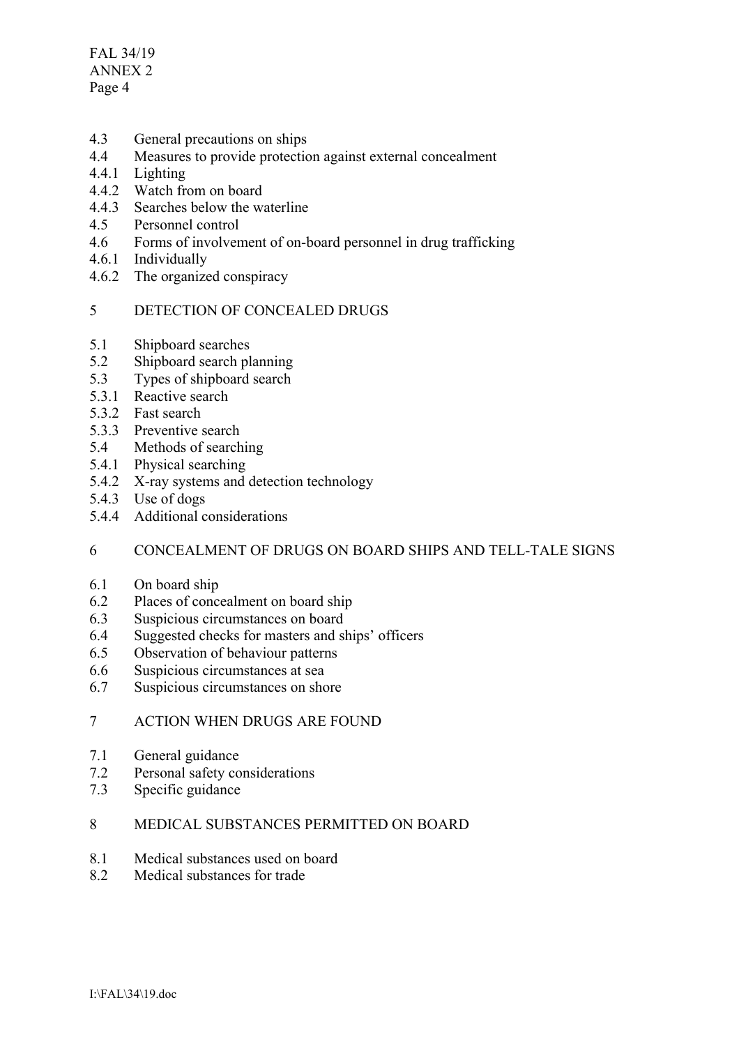4.3 General precautions on ships
4.4 Measures to provide protection against external concealment
4.4.1 Lighting
4.4.2 Watch from on board
4.4.3 Searches below the waterline
4.5 Personnel control
4.6 Forms of involvement of on-board personnel in drug trafficking
4.6.1 Individually
4.6.2 The organized conspiracy

5 DETECTION OF CONCEALED DRUGS

5.1 Shipboard searches
5.2 Shipboard search planning
5.3 Types of shipboard search
5.3.1 Reactive search
5.3.2 Fast search
5.3.3 Preventive search
5.4 Methods of searching
5.4.1 Physical searching
5.4.2 X-ray systems and detection technology
5.4.3 Use of dogs
5.4.4 Additional considerations

6 CONCEALMENT OF DRUGS ON BOARD SHIPS AND TELL-TALE SIGNS

6.1 On board ship
6.2 Places of concealment on board ship
6.3 Suspicious circumstances on board
6.4 Suggested checks for masters and ships' officers
6.5 Observation of behaviour patterns
6.6 Suspicious circumstances at sea
6.7 Suspicious circumstances on shore

7 ACTION WHEN DRUGS ARE FOUND

7.1 General guidance
7.2 Personal safety considerations
7.3 Specific guidance

8 MEDICAL SUBSTANCES PERMITTED ON BOARD

8.1 Medical substances used on board
8.2 Medical substances for trade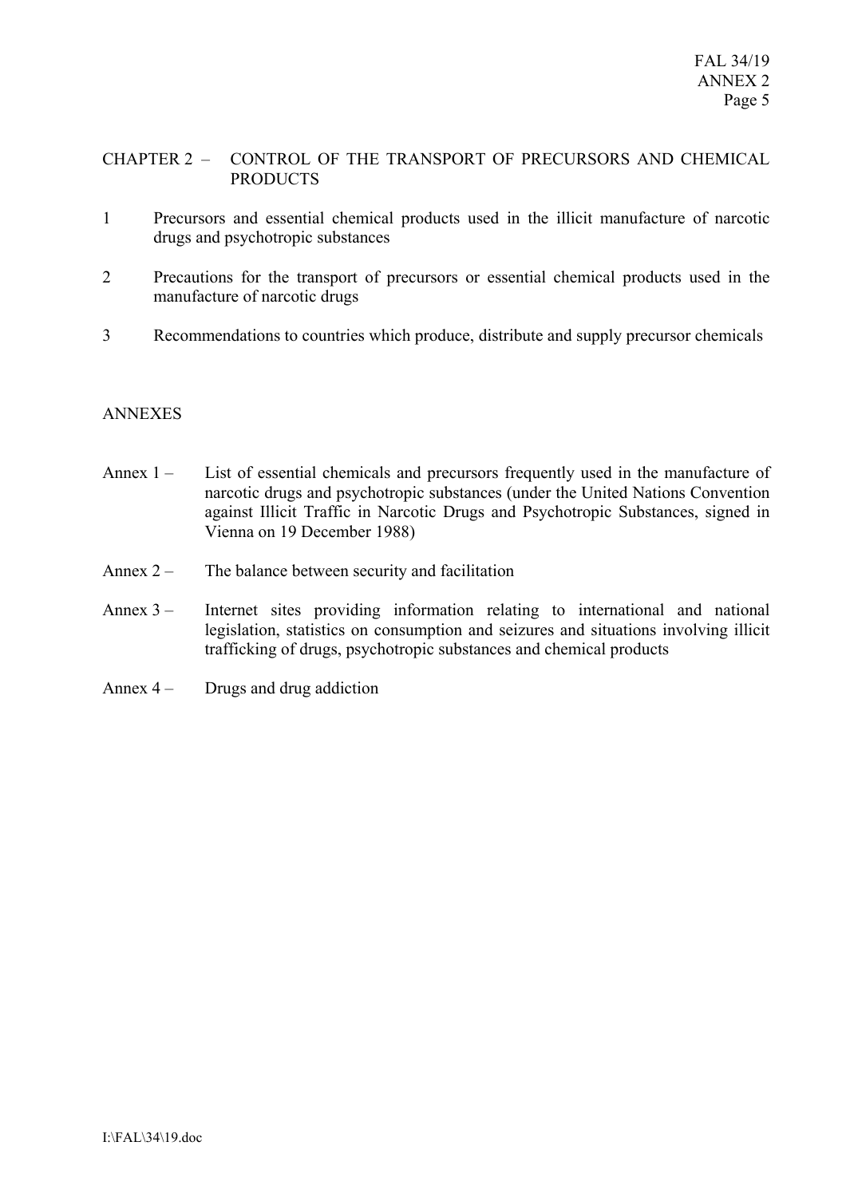CHAPTER 2 – CONTROL OF THE TRANSPORT OF PRECURSORS AND CHEMICAL PRODUCTS

1 Precursors and essential chemical products used in the illicit manufacture of narcotic drugs and psychotropic substances

2 Precautions for the transport of precursors or essential chemical products used in the manufacture of narcotic drugs

3 Recommendations to countries which produce, distribute and supply precursor chemicals

ANNEXES

Annex 1 – List of essential chemicals and precursors frequently used in the manufacture of narcotic drugs and psychotropic substances (under the United Nations Convention against Illicit Traffic in Narcotic Drugs and Psychotropic Substances, signed in Vienna on 19 December 1988)

Annex 2 – The balance between security and facilitation

Annex 3 – Internet sites providing information relating to international and national legislation, statistics on consumption and seizures and situations involving illicit trafficking of drugs, psychotropic substances and chemical products

Annex 4 – Drugs and drug addiction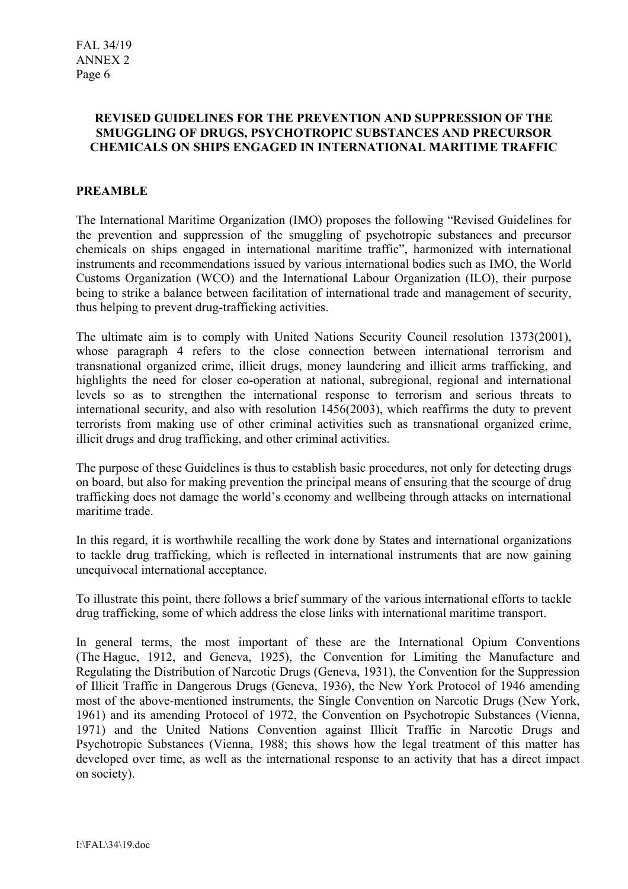# REVISED GUIDELINES FOR THE PREVENTION AND SUPPRESSION OF THE SMUGGLING OF DRUGS, PSYCHOTROPIC SUBSTANCES AND PRECURSOR CHEMICALS ON SHIPS ENGAGED IN INTERNATIONAL MARITIME TRAFFIC

## PREAMBLE

The International Maritime Organization (IMO) proposes the following "Revised Guidelines for the prevention and suppression of the smuggling of psychotropic substances and precursor chemicals on ships engaged in international maritime traffic", harmonized with international instruments and recommendations issued by various international bodies such as IMO, the World Customs Organization (WCO) and the International Labour Organization (ILO), their purpose being to strike a balance between facilitation of international trade and management of security, thus helping to prevent drug-trafficking activities.

The ultimate aim is to comply with United Nations Security Council resolution 1373(2001), whose paragraph 4 refers to the close connection between international terrorism and transnational organized crime, illicit drugs, money laundering and illicit arms trafficking, and highlights the need for closer co-operation at national, subregional, regional and international levels so as to strengthen the international response to terrorism and serious threats to international security, and also with resolution 1456(2003), which reaffirms the duty to prevent terrorists from making use of other criminal activities such as transnational organized crime, illicit drugs and drug trafficking, and other criminal activities.

The purpose of these Guidelines is thus to establish basic procedures, not only for detecting drugs on board, but also for making prevention the principal means of ensuring that the scourge of drug trafficking does not damage the world's economy and wellbeing through attacks on international maritime trade.

In this regard, it is worthwhile recalling the work done by States and international organizations to tackle drug trafficking, which is reflected in international instruments that are now gaining unequivocal international acceptance.

To illustrate this point, there follows a brief summary of the various international efforts to tackle drug trafficking, some of which address the close links with international maritime transport.

In general terms, the most important of these are the International Opium Conventions (The Hague, 1912, and Geneva, 1925), the Convention for Limiting the Manufacture and Regulating the Distribution of Narcotic Drugs (Geneva, 1931), the Convention for the Suppression of Illicit Traffic in Dangerous Drugs (Geneva, 1936), the New York Protocol of 1946 amending most of the above-mentioned instruments, the Single Convention on Narcotic Drugs (New York, 1961) and its amending Protocol of 1972, the Convention on Psychotropic Substances (Vienna, 1971) and the United Nations Convention against Illicit Traffic in Narcotic Drugs and Psychotropic Substances (Vienna, 1988; this shows how the legal treatment of this matter has developed over time, as well as the international response to an activity that has a direct impact on society).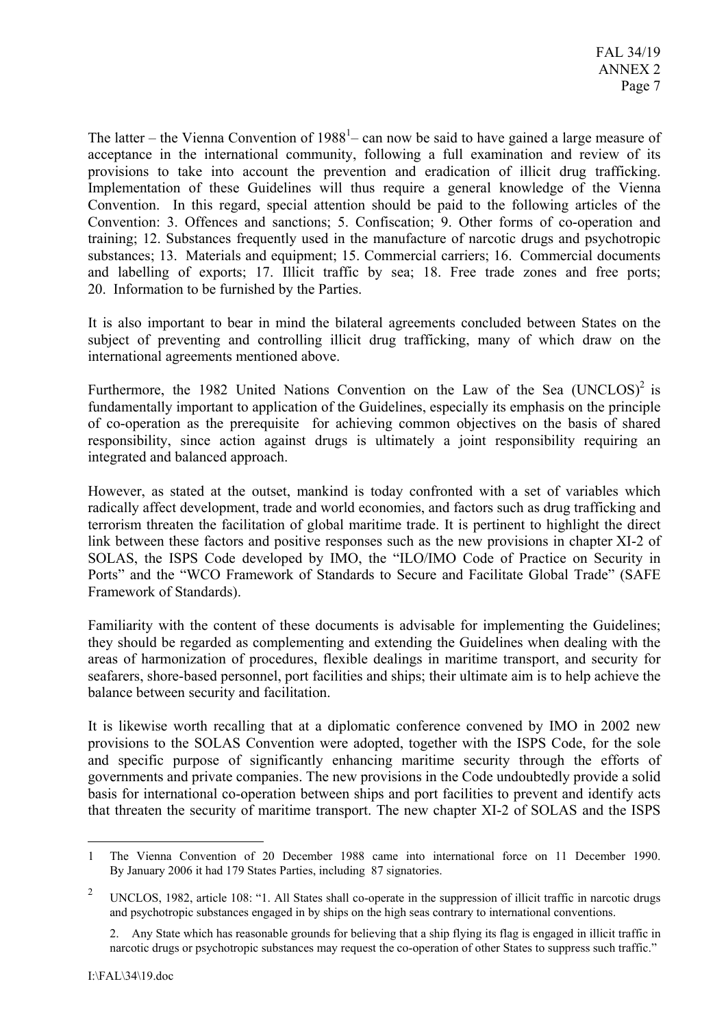The latter – the Vienna Convention of 1988[1] – can now be said to have gained a large measure of acceptance in the international community, following a full examination and review of its provisions to take into account the prevention and eradication of illicit drug trafficking. Implementation of these Guidelines will thus require a general knowledge of the Vienna Convention. In this regard, special attention should be paid to the following articles of the Convention: 3. Offences and sanctions; 5. Confiscation; 9. Other forms of co-operation and training; 12. Substances frequently used in the manufacture of narcotic drugs and psychotropic substances; 13. Materials and equipment; 15. Commercial carriers; 16. Commercial documents and labelling of exports; 17. Illicit traffic by sea; 18. Free trade zones and free ports; 20. Information to be furnished by the Parties.

It is also important to bear in mind the bilateral agreements concluded between States on the subject of preventing and controlling illicit drug trafficking, many of which draw on the international agreements mentioned above.

Furthermore, the 1982 United Nations Convention on the Law of the Sea (UNCLOS)[2] is fundamentally important to application of the Guidelines, especially its emphasis on the principle of co-operation as the prerequisite for achieving common objectives on the basis of shared responsibility, since action against drugs is ultimately a joint responsibility requiring an integrated and balanced approach.

However, as stated at the outset, mankind is today confronted with a set of variables which radically affect development, trade and world economies, and factors such as drug trafficking and terrorism threaten the facilitation of global maritime trade. It is pertinent to highlight the direct link between these factors and positive responses such as the new provisions in chapter XI-2 of SOLAS, the ISPS Code developed by IMO, the "ILO/IMO Code of Practice on Security in Ports" and the "WCO Framework of Standards to Secure and Facilitate Global Trade" (SAFE Framework of Standards).

Familiarity with the content of these documents is advisable for implementing the Guidelines; they should be regarded as complementing and extending the Guidelines when dealing with the areas of harmonization of procedures, flexible dealings in maritime transport, and security for seafarers, shore-based personnel, port facilities and ships; their ultimate aim is to help achieve the balance between security and facilitation.

It is likewise worth recalling that at a diplomatic conference convened by IMO in 2002 new provisions to the SOLAS Convention were adopted, together with the ISPS Code, for the sole and specific purpose of significantly enhancing maritime security through the efforts of governments and private companies. The new provisions in the Code undoubtedly provide a solid basis for international co-operation between ships and port facilities to prevent and identify acts that threaten the security of maritime transport. The new chapter XI-2 of SOLAS and the ISPS

---

[1] The Vienna Convention of 20 December 1988 came into international force on 11 December 1990. By January 2006 it had 179 States Parties, including 87 signatories.

[2] UNCLOS, 1982, article 108: "1. All States shall co-operate in the suppression of illicit traffic in narcotic drugs and psychotropic substances engaged in by ships on the high seas contrary to international conventions.

2. Any State which has reasonable grounds for believing that a ship flying its flag is engaged in illicit traffic in narcotic drugs or psychotropic substances may request the co-operation of other States to suppress such traffic."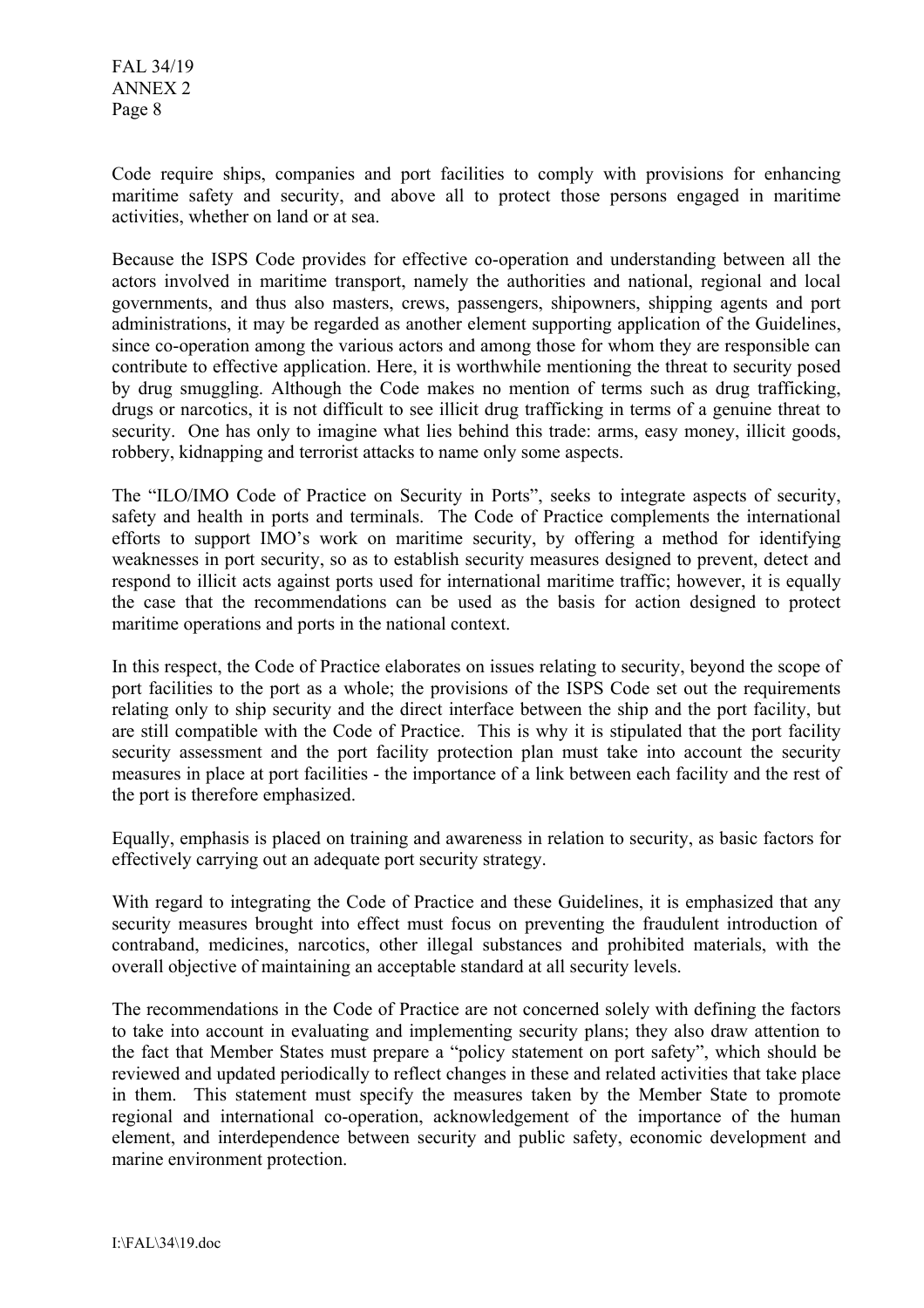Code require ships, companies and port facilities to comply with provisions for enhancing maritime safety and security, and above all to protect those persons engaged in maritime activities, whether on land or at sea.

Because the ISPS Code provides for effective co-operation and understanding between all the actors involved in maritime transport, namely the authorities and national, regional and local governments, and thus also masters, crews, passengers, shipowners, shipping agents and port administrations, it may be regarded as another element supporting application of the Guidelines, since co-operation among the various actors and among those for whom they are responsible can contribute to effective application. Here, it is worthwhile mentioning the threat to security posed by drug smuggling. Although the Code makes no mention of terms such as drug trafficking, drugs or narcotics, it is not difficult to see illicit drug trafficking in terms of a genuine threat to security. One has only to imagine what lies behind this trade: arms, easy money, illicit goods, robbery, kidnapping and terrorist attacks to name only some aspects.

The "ILO/IMO Code of Practice on Security in Ports", seeks to integrate aspects of security, safety and health in ports and terminals. The Code of Practice complements the international efforts to support IMO's work on maritime security, by offering a method for identifying weaknesses in port security, so as to establish security measures designed to prevent, detect and respond to illicit acts against ports used for international maritime traffic; however, it is equally the case that the recommendations can be used as the basis for action designed to protect maritime operations and ports in the national context.

In this respect, the Code of Practice elaborates on issues relating to security, beyond the scope of port facilities to the port as a whole; the provisions of the ISPS Code set out the requirements relating only to ship security and the direct interface between the ship and the port facility, but are still compatible with the Code of Practice. This is why it is stipulated that the port facility security assessment and the port facility protection plan must take into account the security measures in place at port facilities - the importance of a link between each facility and the rest of the port is therefore emphasized.

Equally, emphasis is placed on training and awareness in relation to security, as basic factors for effectively carrying out an adequate port security strategy.

With regard to integrating the Code of Practice and these Guidelines, it is emphasized that any security measures brought into effect must focus on preventing the fraudulent introduction of contraband, medicines, narcotics, other illegal substances and prohibited materials, with the overall objective of maintaining an acceptable standard at all security levels.

The recommendations in the Code of Practice are not concerned solely with defining the factors to take into account in evaluating and implementing security plans; they also draw attention to the fact that Member States must prepare a "policy statement on port safety", which should be reviewed and updated periodically to reflect changes in these and related activities that take place in them. This statement must specify the measures taken by the Member State to promote regional and international co-operation, acknowledgement of the importance of the human element, and interdependence between security and public safety, economic development and marine environment protection.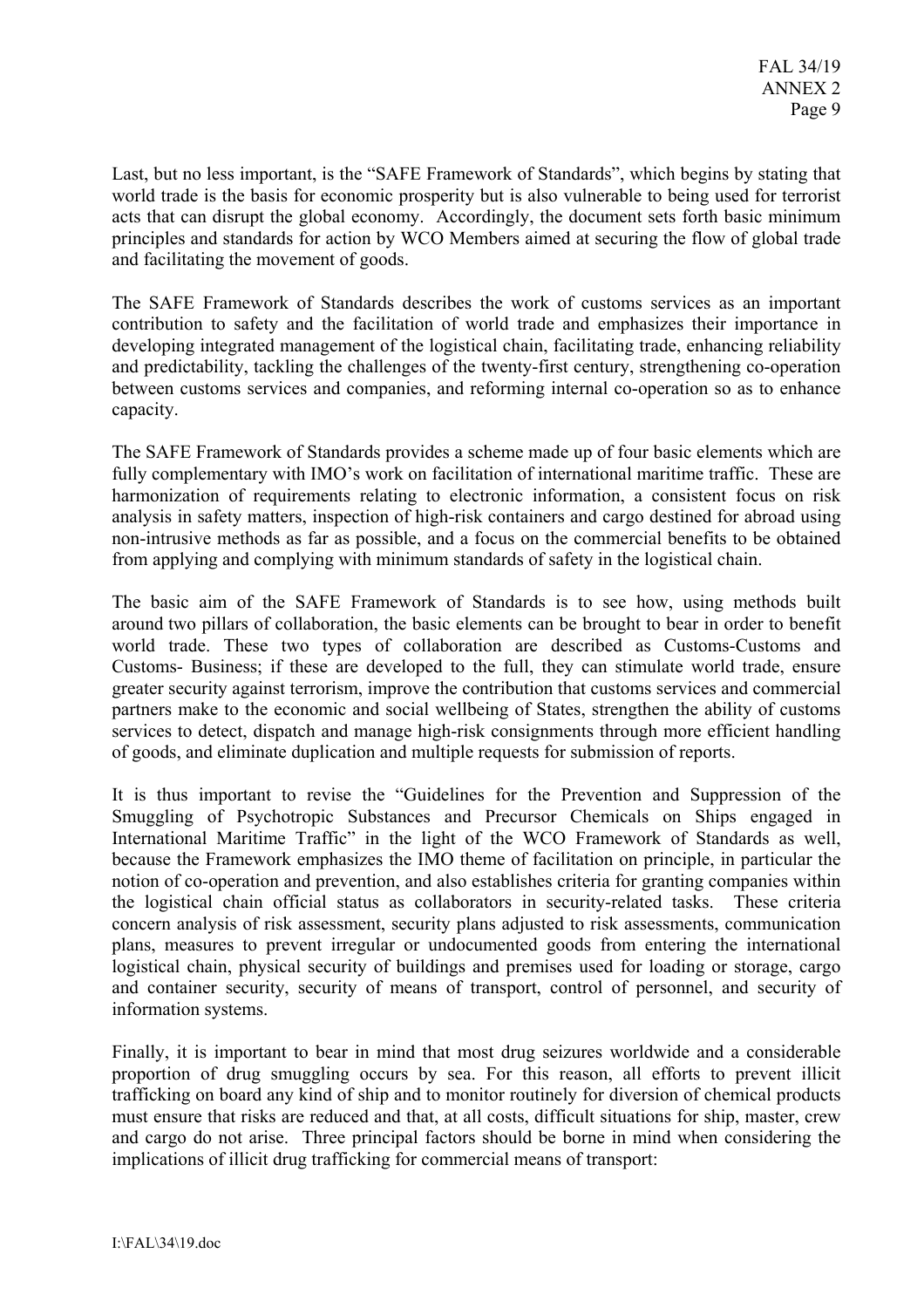Last, but no less important, is the "SAFE Framework of Standards", which begins by stating that world trade is the basis for economic prosperity but is also vulnerable to being used for terrorist acts that can disrupt the global economy. Accordingly, the document sets forth basic minimum principles and standards for action by WCO Members aimed at securing the flow of global trade and facilitating the movement of goods.

The SAFE Framework of Standards describes the work of customs services as an important contribution to safety and the facilitation of world trade and emphasizes their importance in developing integrated management of the logistical chain, facilitating trade, enhancing reliability and predictability, tackling the challenges of the twenty-first century, strengthening co-operation between customs services and companies, and reforming internal co-operation so as to enhance capacity.

The SAFE Framework of Standards provides a scheme made up of four basic elements which are fully complementary with IMO's work on facilitation of international maritime traffic. These are harmonization of requirements relating to electronic information, a consistent focus on risk analysis in safety matters, inspection of high-risk containers and cargo destined for abroad using non-intrusive methods as far as possible, and a focus on the commercial benefits to be obtained from applying and complying with minimum standards of safety in the logistical chain.

The basic aim of the SAFE Framework of Standards is to see how, using methods built around two pillars of collaboration, the basic elements can be brought to bear in order to benefit world trade. These two types of collaboration are described as Customs-Customs and Customs- Business; if these are developed to the full, they can stimulate world trade, ensure greater security against terrorism, improve the contribution that customs services and commercial partners make to the economic and social wellbeing of States, strengthen the ability of customs services to detect, dispatch and manage high-risk consignments through more efficient handling of goods, and eliminate duplication and multiple requests for submission of reports.

It is thus important to revise the "Guidelines for the Prevention and Suppression of the Smuggling of Psychotropic Substances and Precursor Chemicals on Ships engaged in International Maritime Traffic" in the light of the WCO Framework of Standards as well, because the Framework emphasizes the IMO theme of facilitation on principle, in particular the notion of co-operation and prevention, and also establishes criteria for granting companies within the logistical chain official status as collaborators in security-related tasks. These criteria concern analysis of risk assessment, security plans adjusted to risk assessments, communication plans, measures to prevent irregular or undocumented goods from entering the international logistical chain, physical security of buildings and premises used for loading or storage, cargo and container security, security of means of transport, control of personnel, and security of information systems.

Finally, it is important to bear in mind that most drug seizures worldwide and a considerable proportion of drug smuggling occurs by sea. For this reason, all efforts to prevent illicit trafficking on board any kind of ship and to monitor routinely for diversion of chemical products must ensure that risks are reduced and that, at all costs, difficult situations for ship, master, crew and cargo do not arise. Three principal factors should be borne in mind when considering the implications of illicit drug trafficking for commercial means of transport: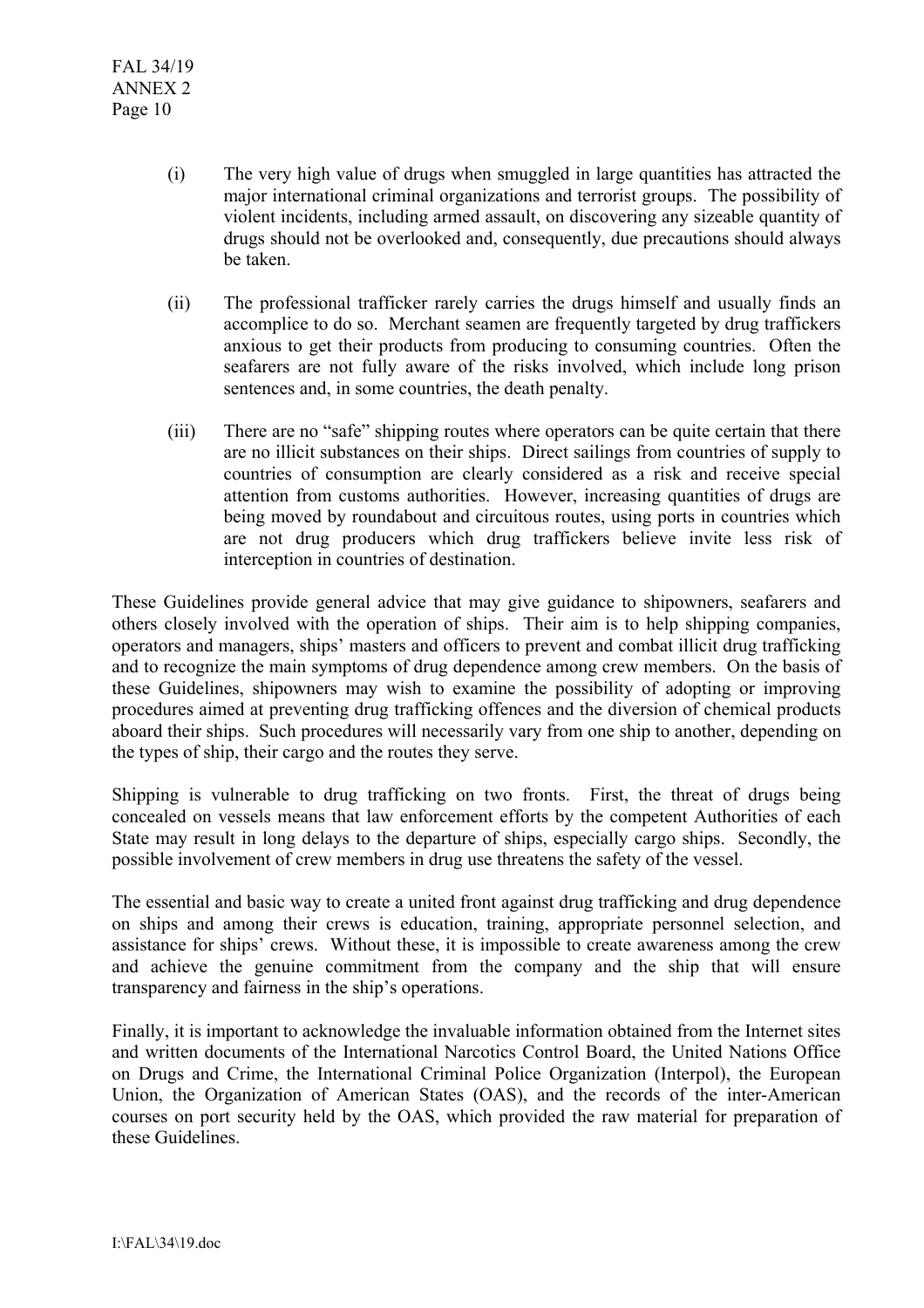(i) The very high value of drugs when smuggled in large quantities has attracted the major international criminal organizations and terrorist groups. The possibility of violent incidents, including armed assault, on discovering any sizeable quantity of drugs should not be overlooked and, consequently, due precautions should always be taken.

(ii) The professional trafficker rarely carries the drugs himself and usually finds an accomplice to do so. Merchant seamen are frequently targeted by drug traffickers anxious to get their products from producing to consuming countries. Often the seafarers are not fully aware of the risks involved, which include long prison sentences and, in some countries, the death penalty.

(iii) There are no "safe" shipping routes where operators can be quite certain that there are no illicit substances on their ships. Direct sailings from countries of supply to countries of consumption are clearly considered as a risk and receive special attention from customs authorities. However, increasing quantities of drugs are being moved by roundabout and circuitous routes, using ports in countries which are not drug producers which drug traffickers believe invite less risk of interception in countries of destination.

These Guidelines provide general advice that may give guidance to shipowners, seafarers and others closely involved with the operation of ships. Their aim is to help shipping companies, operators and managers, ships' masters and officers to prevent and combat illicit drug trafficking and to recognize the main symptoms of drug dependence among crew members. On the basis of these Guidelines, shipowners may wish to examine the possibility of adopting or improving procedures aimed at preventing drug trafficking offences and the diversion of chemical products aboard their ships. Such procedures will necessarily vary from one ship to another, depending on the types of ship, their cargo and the routes they serve.

Shipping is vulnerable to drug trafficking on two fronts. First, the threat of drugs being concealed on vessels means that law enforcement efforts by the competent Authorities of each State may result in long delays to the departure of ships, especially cargo ships. Secondly, the possible involvement of crew members in drug use threatens the safety of the vessel.

The essential and basic way to create a united front against drug trafficking and drug dependence on ships and among their crews is education, training, appropriate personnel selection, and assistance for ships' crews. Without these, it is impossible to create awareness among the crew and achieve the genuine commitment from the company and the ship that will ensure transparency and fairness in the ship's operations.

Finally, it is important to acknowledge the invaluable information obtained from the Internet sites and written documents of the International Narcotics Control Board, the United Nations Office on Drugs and Crime, the International Criminal Police Organization (Interpol), the European Union, the Organization of American States (OAS), and the records of the inter-American courses on port security held by the OAS, which provided the raw material for preparation of these Guidelines.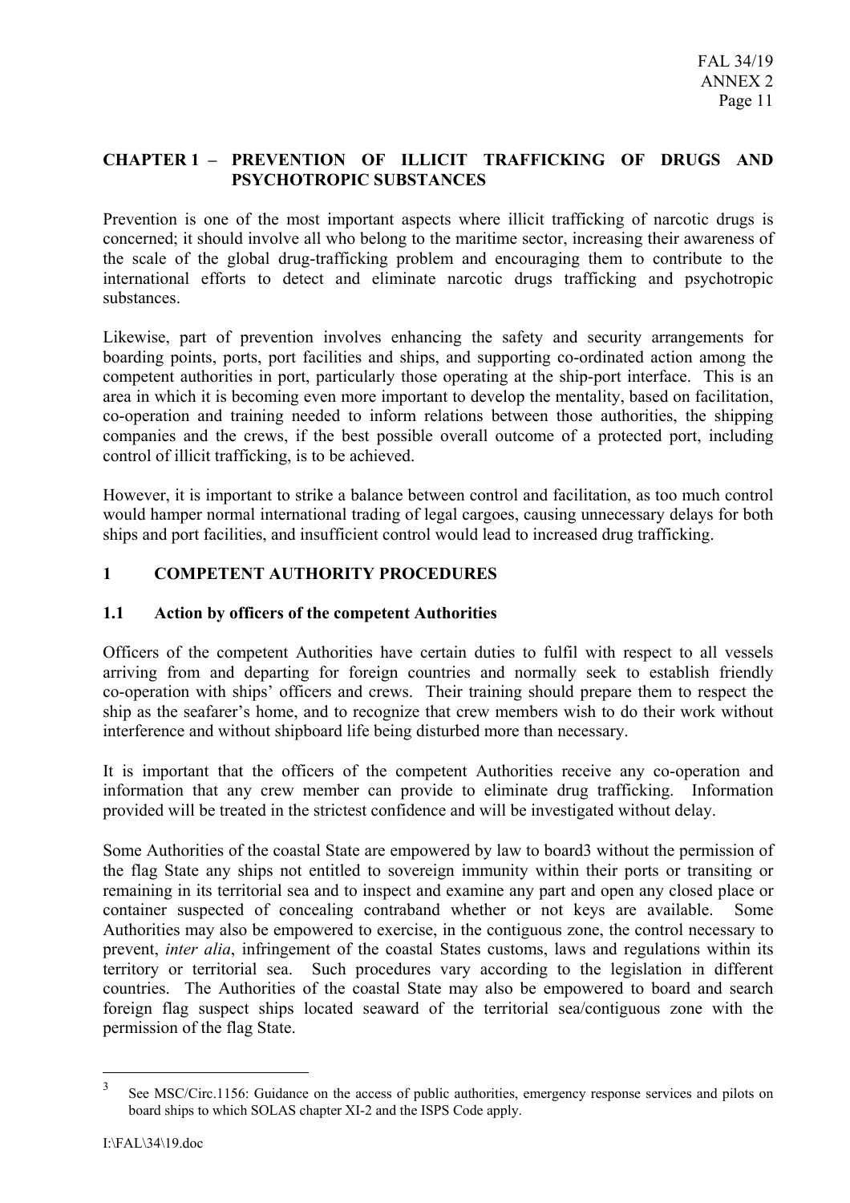## CHAPTER 1 – PREVENTION OF ILLICIT TRAFFICKING OF DRUGS AND PSYCHOTROPIC SUBSTANCES

Prevention is one of the most important aspects where illicit trafficking of narcotic drugs is concerned; it should involve all who belong to the maritime sector, increasing their awareness of the scale of the global drug-trafficking problem and encouraging them to contribute to the international efforts to detect and eliminate narcotic drugs trafficking and psychotropic substances.

Likewise, part of prevention involves enhancing the safety and security arrangements for boarding points, ports, port facilities and ships, and supporting co-ordinated action among the competent authorities in port, particularly those operating at the ship-port interface. This is an area in which it is becoming even more important to develop the mentality, based on facilitation, co-operation and training needed to inform relations between those authorities, the shipping companies and the crews, if the best possible overall outcome of a protected port, including control of illicit trafficking, is to be achieved.

However, it is important to strike a balance between control and facilitation, as too much control would hamper normal international trading of legal cargoes, causing unnecessary delays for both ships and port facilities, and insufficient control would lead to increased drug trafficking.

### 1 COMPETENT AUTHORITY PROCEDURES

#### 1.1 Action by officers of the competent Authorities

Officers of the competent Authorities have certain duties to fulfil with respect to all vessels arriving from and departing for foreign countries and normally seek to establish friendly co-operation with ships' officers and crews. Their training should prepare them to respect the ship as the seafarer's home, and to recognize that crew members wish to do their work without interference and without shipboard life being disturbed more than necessary.

It is important that the officers of the competent Authorities receive any co-operation and information that any crew member can provide to eliminate drug trafficking. Information provided will be treated in the strictest confidence and will be investigated without delay.

Some Authorities of the coastal State are empowered by law to board[3] without the permission of the flag State any ships not entitled to sovereign immunity within their ports or transiting or remaining in its territorial sea and to inspect and examine any part and open any closed place or container suspected of concealing contraband whether or not keys are available. Some Authorities may also be empowered to exercise, in the contiguous zone, the control necessary to prevent, *inter alia*, infringement of the coastal States customs, laws and regulations within its territory or territorial sea. Such procedures vary according to the legislation in different countries. The Authorities of the coastal State may also be empowered to board and search foreign flag suspect ships located seaward of the territorial sea/contiguous zone with the permission of the flag State.

---

[3] See MSC/Circ.1156: Guidance on the access of public authorities, emergency response services and pilots on board ships to which SOLAS chapter XI-2 and the ISPS Code apply.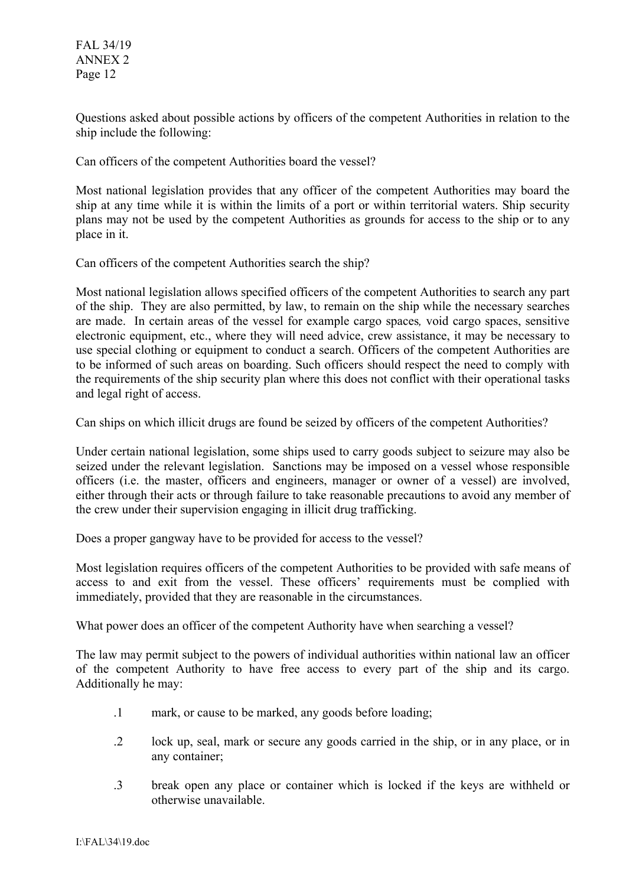Questions asked about possible actions by officers of the competent Authorities in relation to the ship include the following:

Can officers of the competent Authorities board the vessel?

Most national legislation provides that any officer of the competent Authorities may board the ship at any time while it is within the limits of a port or within territorial waters. Ship security plans may not be used by the competent Authorities as grounds for access to the ship or to any place in it.

Can officers of the competent Authorities search the ship?

Most national legislation allows specified officers of the competent Authorities to search any part of the ship. They are also permitted, by law, to remain on the ship while the necessary searches are made. In certain areas of the vessel for example cargo spaces*,* void cargo spaces, sensitive electronic equipment, etc., where they will need advice, crew assistance, it may be necessary to use special clothing or equipment to conduct a search. Officers of the competent Authorities are to be informed of such areas on boarding. Such officers should respect the need to comply with the requirements of the ship security plan where this does not conflict with their operational tasks and legal right of access.

Can ships on which illicit drugs are found be seized by officers of the competent Authorities?

Under certain national legislation, some ships used to carry goods subject to seizure may also be seized under the relevant legislation. Sanctions may be imposed on a vessel whose responsible officers (i.e. the master, officers and engineers, manager or owner of a vessel) are involved, either through their acts or through failure to take reasonable precautions to avoid any member of the crew under their supervision engaging in illicit drug trafficking.

Does a proper gangway have to be provided for access to the vessel?

Most legislation requires officers of the competent Authorities to be provided with safe means of access to and exit from the vessel. These officers' requirements must be complied with immediately, provided that they are reasonable in the circumstances.

What power does an officer of the competent Authority have when searching a vessel?

The law may permit subject to the powers of individual authorities within national law an officer of the competent Authority to have free access to every part of the ship and its cargo. Additionally he may:

.1 mark, or cause to be marked, any goods before loading;

.2 lock up, seal, mark or secure any goods carried in the ship, or in any place, or in any container;

.3 break open any place or container which is locked if the keys are withheld or otherwise unavailable.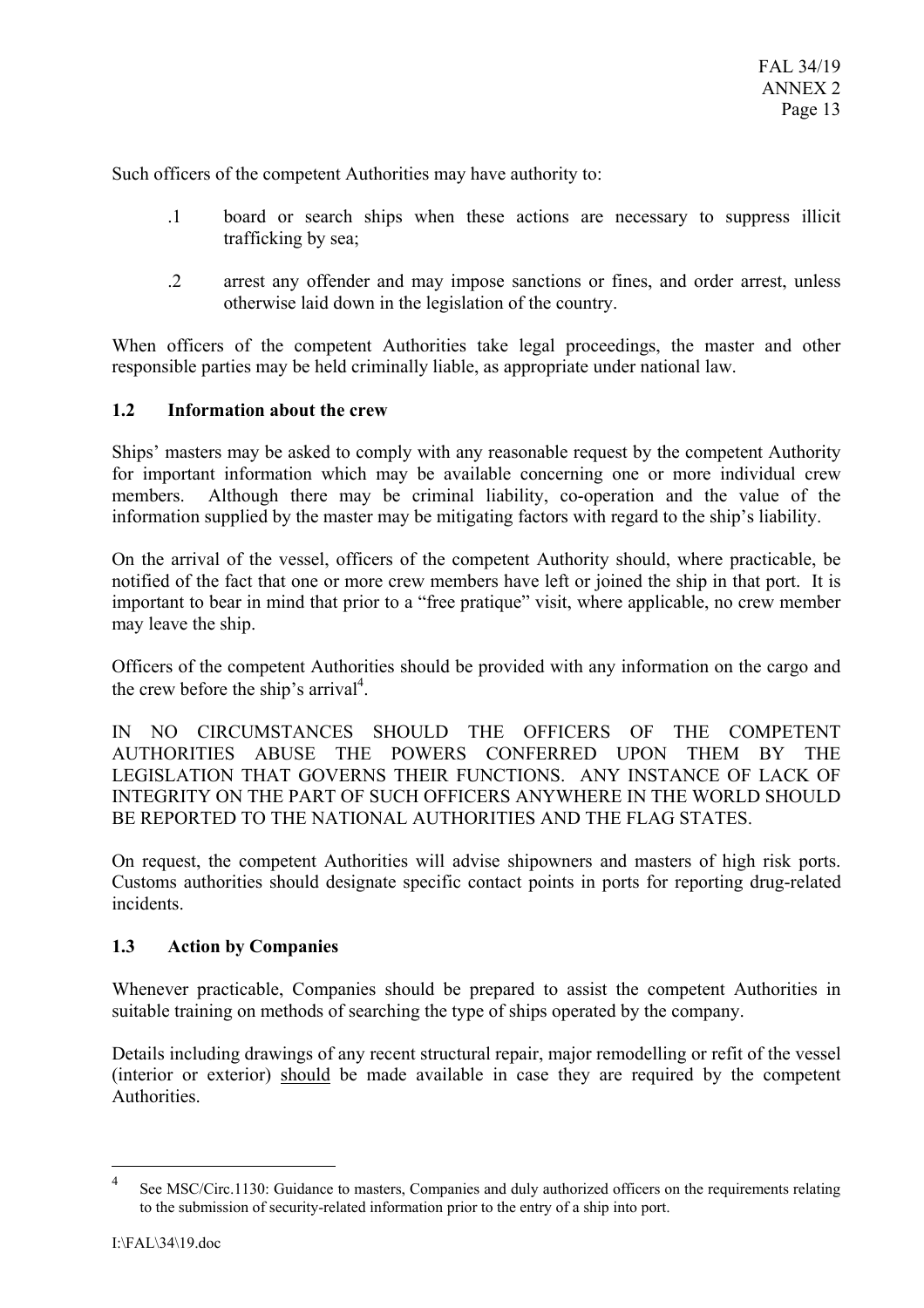Such officers of the competent Authorities may have authority to:

.1 board or search ships when these actions are necessary to suppress illicit trafficking by sea;

.2 arrest any offender and may impose sanctions or fines, and order arrest, unless otherwise laid down in the legislation of the country.

When officers of the competent Authorities take legal proceedings, the master and other responsible parties may be held criminally liable, as appropriate under national law.

### 1.2 Information about the crew

Ships' masters may be asked to comply with any reasonable request by the competent Authority for important information which may be available concerning one or more individual crew members. Although there may be criminal liability, co-operation and the value of the information supplied by the master may be mitigating factors with regard to the ship's liability.

On the arrival of the vessel, officers of the competent Authority should, where practicable, be notified of the fact that one or more crew members have left or joined the ship in that port. It is important to bear in mind that prior to a "free pratique" visit, where applicable, no crew member may leave the ship.

Officers of the competent Authorities should be provided with any information on the cargo and the crew before the ship's arrival[4].

IN NO CIRCUMSTANCES SHOULD THE OFFICERS OF THE COMPETENT AUTHORITIES ABUSE THE POWERS CONFERRED UPON THEM BY THE LEGISLATION THAT GOVERNS THEIR FUNCTIONS. ANY INSTANCE OF LACK OF INTEGRITY ON THE PART OF SUCH OFFICERS ANYWHERE IN THE WORLD SHOULD BE REPORTED TO THE NATIONAL AUTHORITIES AND THE FLAG STATES.

On request, the competent Authorities will advise shipowners and masters of high risk ports. Customs authorities should designate specific contact points in ports for reporting drug-related incidents.

### 1.3 Action by Companies

Whenever practicable, Companies should be prepared to assist the competent Authorities in suitable training on methods of searching the type of ships operated by the company.

Details including drawings of any recent structural repair, major remodelling or refit of the vessel (interior or exterior) <u>should</u> be made available in case they are required by the competent Authorities.

---

[4] See MSC/Circ.1130: Guidance to masters, Companies and duly authorized officers on the requirements relating to the submission of security-related information prior to the entry of a ship into port.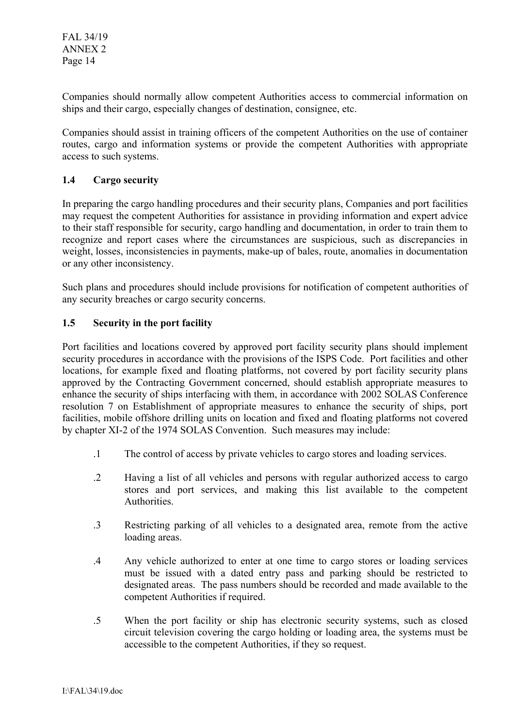Companies should normally allow competent Authorities access to commercial information on ships and their cargo, especially changes of destination, consignee, etc.

Companies should assist in training officers of the competent Authorities on the use of container routes, cargo and information systems or provide the competent Authorities with appropriate access to such systems.

### 1.4 Cargo security

In preparing the cargo handling procedures and their security plans, Companies and port facilities may request the competent Authorities for assistance in providing information and expert advice to their staff responsible for security, cargo handling and documentation, in order to train them to recognize and report cases where the circumstances are suspicious, such as discrepancies in weight, losses, inconsistencies in payments, make-up of bales, route, anomalies in documentation or any other inconsistency.

Such plans and procedures should include provisions for notification of competent authorities of any security breaches or cargo security concerns.

### 1.5 Security in the port facility

Port facilities and locations covered by approved port facility security plans should implement security procedures in accordance with the provisions of the ISPS Code. Port facilities and other locations, for example fixed and floating platforms, not covered by port facility security plans approved by the Contracting Government concerned, should establish appropriate measures to enhance the security of ships interfacing with them, in accordance with 2002 SOLAS Conference resolution 7 on Establishment of appropriate measures to enhance the security of ships, port facilities, mobile offshore drilling units on location and fixed and floating platforms not covered by chapter XI-2 of the 1974 SOLAS Convention. Such measures may include:

.1 The control of access by private vehicles to cargo stores and loading services.

.2 Having a list of all vehicles and persons with regular authorized access to cargo stores and port services, and making this list available to the competent Authorities.

.3 Restricting parking of all vehicles to a designated area, remote from the active loading areas.

.4 Any vehicle authorized to enter at one time to cargo stores or loading services must be issued with a dated entry pass and parking should be restricted to designated areas. The pass numbers should be recorded and made available to the competent Authorities if required.

.5 When the port facility or ship has electronic security systems, such as closed circuit television covering the cargo holding or loading area, the systems must be accessible to the competent Authorities, if they so request.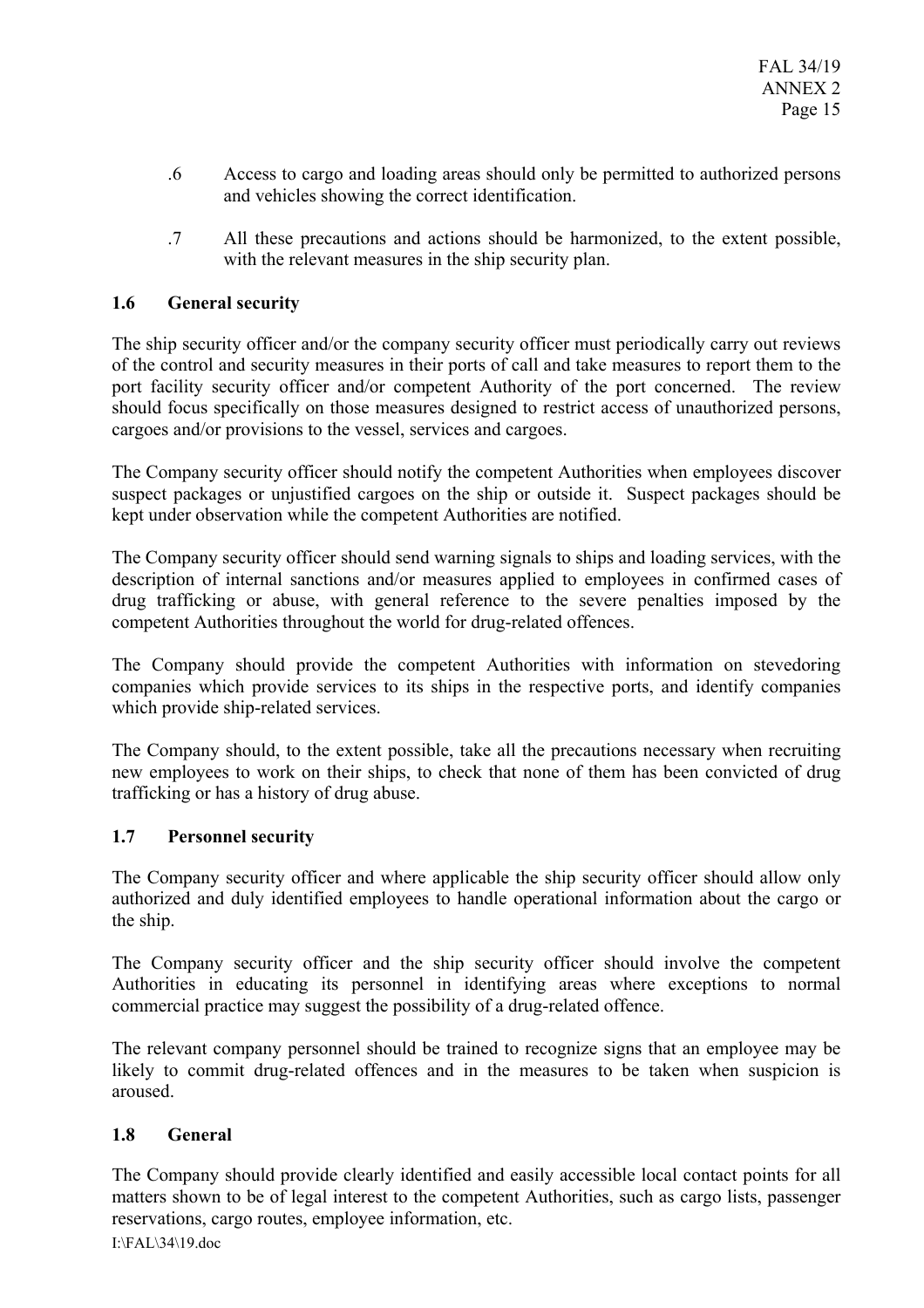.6 Access to cargo and loading areas should only be permitted to authorized persons and vehicles showing the correct identification.

.7 All these precautions and actions should be harmonized, to the extent possible, with the relevant measures in the ship security plan.

### 1.6 General security

The ship security officer and/or the company security officer must periodically carry out reviews of the control and security measures in their ports of call and take measures to report them to the port facility security officer and/or competent Authority of the port concerned. The review should focus specifically on those measures designed to restrict access of unauthorized persons, cargoes and/or provisions to the vessel, services and cargoes.

The Company security officer should notify the competent Authorities when employees discover suspect packages or unjustified cargoes on the ship or outside it. Suspect packages should be kept under observation while the competent Authorities are notified.

The Company security officer should send warning signals to ships and loading services, with the description of internal sanctions and/or measures applied to employees in confirmed cases of drug trafficking or abuse, with general reference to the severe penalties imposed by the competent Authorities throughout the world for drug-related offences.

The Company should provide the competent Authorities with information on stevedoring companies which provide services to its ships in the respective ports, and identify companies which provide ship-related services.

The Company should, to the extent possible, take all the precautions necessary when recruiting new employees to work on their ships, to check that none of them has been convicted of drug trafficking or has a history of drug abuse.

### 1.7 Personnel security

The Company security officer and where applicable the ship security officer should allow only authorized and duly identified employees to handle operational information about the cargo or the ship.

The Company security officer and the ship security officer should involve the competent Authorities in educating its personnel in identifying areas where exceptions to normal commercial practice may suggest the possibility of a drug-related offence.

The relevant company personnel should be trained to recognize signs that an employee may be likely to commit drug-related offences and in the measures to be taken when suspicion is aroused.

### 1.8 General

The Company should provide clearly identified and easily accessible local contact points for all matters shown to be of legal interest to the competent Authorities, such as cargo lists, passenger reservations, cargo routes, employee information, etc.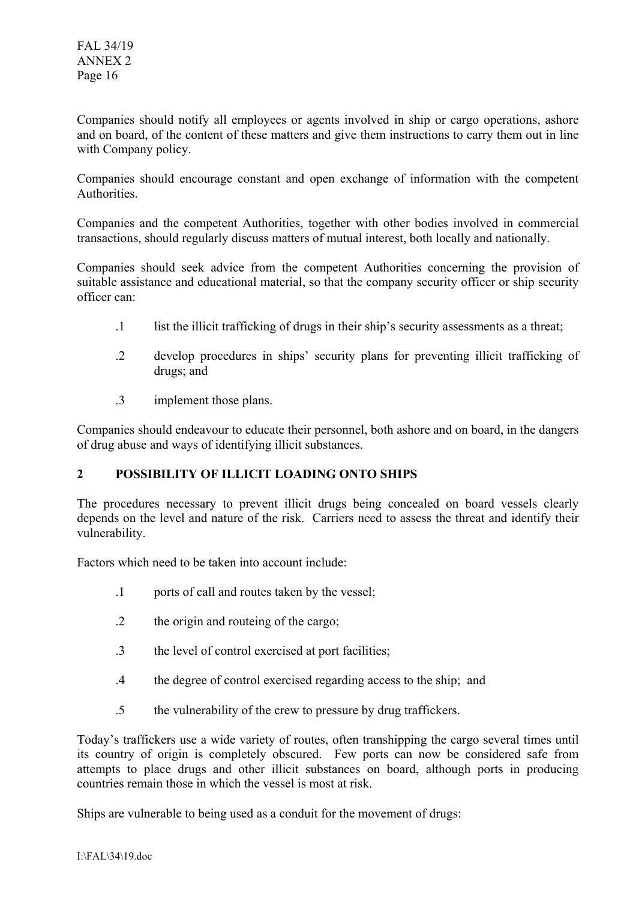Companies should notify all employees or agents involved in ship or cargo operations, ashore and on board, of the content of these matters and give them instructions to carry them out in line with Company policy.

Companies should encourage constant and open exchange of information with the competent Authorities.

Companies and the competent Authorities, together with other bodies involved in commercial transactions, should regularly discuss matters of mutual interest, both locally and nationally.

Companies should seek advice from the competent Authorities concerning the provision of suitable assistance and educational material, so that the company security officer or ship security officer can:

- .1 list the illicit trafficking of drugs in their ship's security assessments as a threat;
- .2 develop procedures in ships' security plans for preventing illicit trafficking of drugs; and
- .3 implement those plans.

Companies should endeavour to educate their personnel, both ashore and on board, in the dangers of drug abuse and ways of identifying illicit substances.

## 2 POSSIBILITY OF ILLICIT LOADING ONTO SHIPS

The procedures necessary to prevent illicit drugs being concealed on board vessels clearly depends on the level and nature of the risk. Carriers need to assess the threat and identify their vulnerability.

Factors which need to be taken into account include:

- .1 ports of call and routes taken by the vessel;
- .2 the origin and routeing of the cargo;
- .3 the level of control exercised at port facilities;
- .4 the degree of control exercised regarding access to the ship; and
- .5 the vulnerability of the crew to pressure by drug traffickers.

Today's traffickers use a wide variety of routes, often transhipping the cargo several times until its country of origin is completely obscured. Few ports can now be considered safe from attempts to place drugs and other illicit substances on board, although ports in producing countries remain those in which the vessel is most at risk.

Ships are vulnerable to being used as a conduit for the movement of drugs: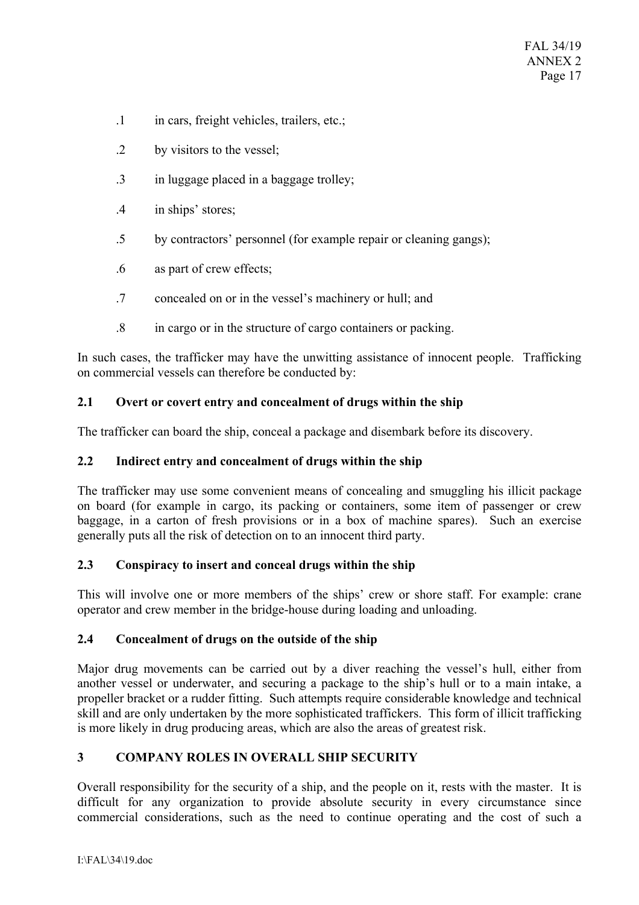.1 in cars, freight vehicles, trailers, etc.;

.2 by visitors to the vessel;

.3 in luggage placed in a baggage trolley;

.4 in ships' stores;

.5 by contractors' personnel (for example repair or cleaning gangs);

.6 as part of crew effects;

.7 concealed on or in the vessel's machinery or hull; and

.8 in cargo or in the structure of cargo containers or packing.

In such cases, the trafficker may have the unwitting assistance of innocent people. Trafficking on commercial vessels can therefore be conducted by:

### 2.1 Overt or covert entry and concealment of drugs within the ship

The trafficker can board the ship, conceal a package and disembark before its discovery.

### 2.2 Indirect entry and concealment of drugs within the ship

The trafficker may use some convenient means of concealing and smuggling his illicit package on board (for example in cargo, its packing or containers, some item of passenger or crew baggage, in a carton of fresh provisions or in a box of machine spares). Such an exercise generally puts all the risk of detection on to an innocent third party.

### 2.3 Conspiracy to insert and conceal drugs within the ship

This will involve one or more members of the ships' crew or shore staff. For example: crane operator and crew member in the bridge-house during loading and unloading.

### 2.4 Concealment of drugs on the outside of the ship

Major drug movements can be carried out by a diver reaching the vessel's hull, either from another vessel or underwater, and securing a package to the ship's hull or to a main intake, a propeller bracket or a rudder fitting. Such attempts require considerable knowledge and technical skill and are only undertaken by the more sophisticated traffickers. This form of illicit trafficking is more likely in drug producing areas, which are also the areas of greatest risk.

## 3 COMPANY ROLES IN OVERALL SHIP SECURITY

Overall responsibility for the security of a ship, and the people on it, rests with the master. It is difficult for any organization to provide absolute security in every circumstance since commercial considerations, such as the need to continue operating and the cost of such a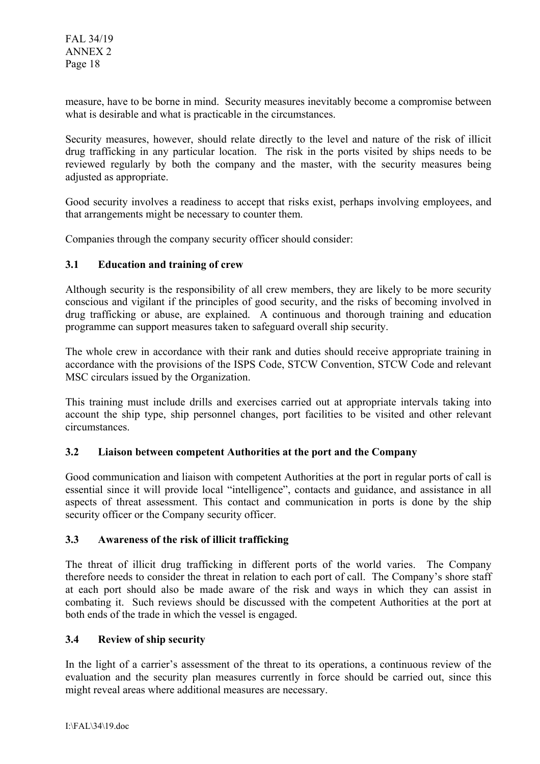measure, have to be borne in mind. Security measures inevitably become a compromise between what is desirable and what is practicable in the circumstances.

Security measures, however, should relate directly to the level and nature of the risk of illicit drug trafficking in any particular location. The risk in the ports visited by ships needs to be reviewed regularly by both the company and the master, with the security measures being adjusted as appropriate.

Good security involves a readiness to accept that risks exist, perhaps involving employees, and that arrangements might be necessary to counter them.

Companies through the company security officer should consider:

### 3.1 Education and training of crew

Although security is the responsibility of all crew members, they are likely to be more security conscious and vigilant if the principles of good security, and the risks of becoming involved in drug trafficking or abuse, are explained. A continuous and thorough training and education programme can support measures taken to safeguard overall ship security.

The whole crew in accordance with their rank and duties should receive appropriate training in accordance with the provisions of the ISPS Code, STCW Convention, STCW Code and relevant MSC circulars issued by the Organization.

This training must include drills and exercises carried out at appropriate intervals taking into account the ship type, ship personnel changes, port facilities to be visited and other relevant circumstances.

### 3.2 Liaison between competent Authorities at the port and the Company

Good communication and liaison with competent Authorities at the port in regular ports of call is essential since it will provide local "intelligence", contacts and guidance, and assistance in all aspects of threat assessment. This contact and communication in ports is done by the ship security officer or the Company security officer.

### 3.3 Awareness of the risk of illicit trafficking

The threat of illicit drug trafficking in different ports of the world varies. The Company therefore needs to consider the threat in relation to each port of call. The Company's shore staff at each port should also be made aware of the risk and ways in which they can assist in combating it. Such reviews should be discussed with the competent Authorities at the port at both ends of the trade in which the vessel is engaged.

### 3.4 Review of ship security

In the light of a carrier's assessment of the threat to its operations, a continuous review of the evaluation and the security plan measures currently in force should be carried out, since this might reveal areas where additional measures are necessary.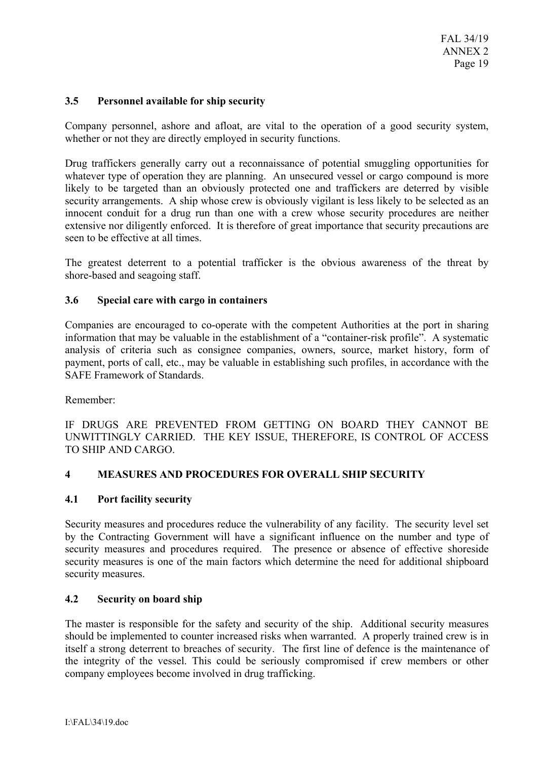### 3.5 Personnel available for ship security

Company personnel, ashore and afloat, are vital to the operation of a good security system, whether or not they are directly employed in security functions.

Drug traffickers generally carry out a reconnaissance of potential smuggling opportunities for whatever type of operation they are planning. An unsecured vessel or cargo compound is more likely to be targeted than an obviously protected one and traffickers are deterred by visible security arrangements. A ship whose crew is obviously vigilant is less likely to be selected as an innocent conduit for a drug run than one with a crew whose security procedures are neither extensive nor diligently enforced. It is therefore of great importance that security precautions are seen to be effective at all times.

The greatest deterrent to a potential trafficker is the obvious awareness of the threat by shore-based and seagoing staff.

### 3.6 Special care with cargo in containers

Companies are encouraged to co-operate with the competent Authorities at the port in sharing information that may be valuable in the establishment of a "container-risk profile". A systematic analysis of criteria such as consignee companies, owners, source, market history, form of payment, ports of call, etc., may be valuable in establishing such profiles, in accordance with the SAFE Framework of Standards.

Remember:

IF DRUGS ARE PREVENTED FROM GETTING ON BOARD THEY CANNOT BE UNWITTINGLY CARRIED. THE KEY ISSUE, THEREFORE, IS CONTROL OF ACCESS TO SHIP AND CARGO.

## 4 MEASURES AND PROCEDURES FOR OVERALL SHIP SECURITY

### 4.1 Port facility security

Security measures and procedures reduce the vulnerability of any facility. The security level set by the Contracting Government will have a significant influence on the number and type of security measures and procedures required. The presence or absence of effective shoreside security measures is one of the main factors which determine the need for additional shipboard security measures.

### 4.2 Security on board ship

The master is responsible for the safety and security of the ship. Additional security measures should be implemented to counter increased risks when warranted. A properly trained crew is in itself a strong deterrent to breaches of security. The first line of defence is the maintenance of the integrity of the vessel. This could be seriously compromised if crew members or other company employees become involved in drug trafficking.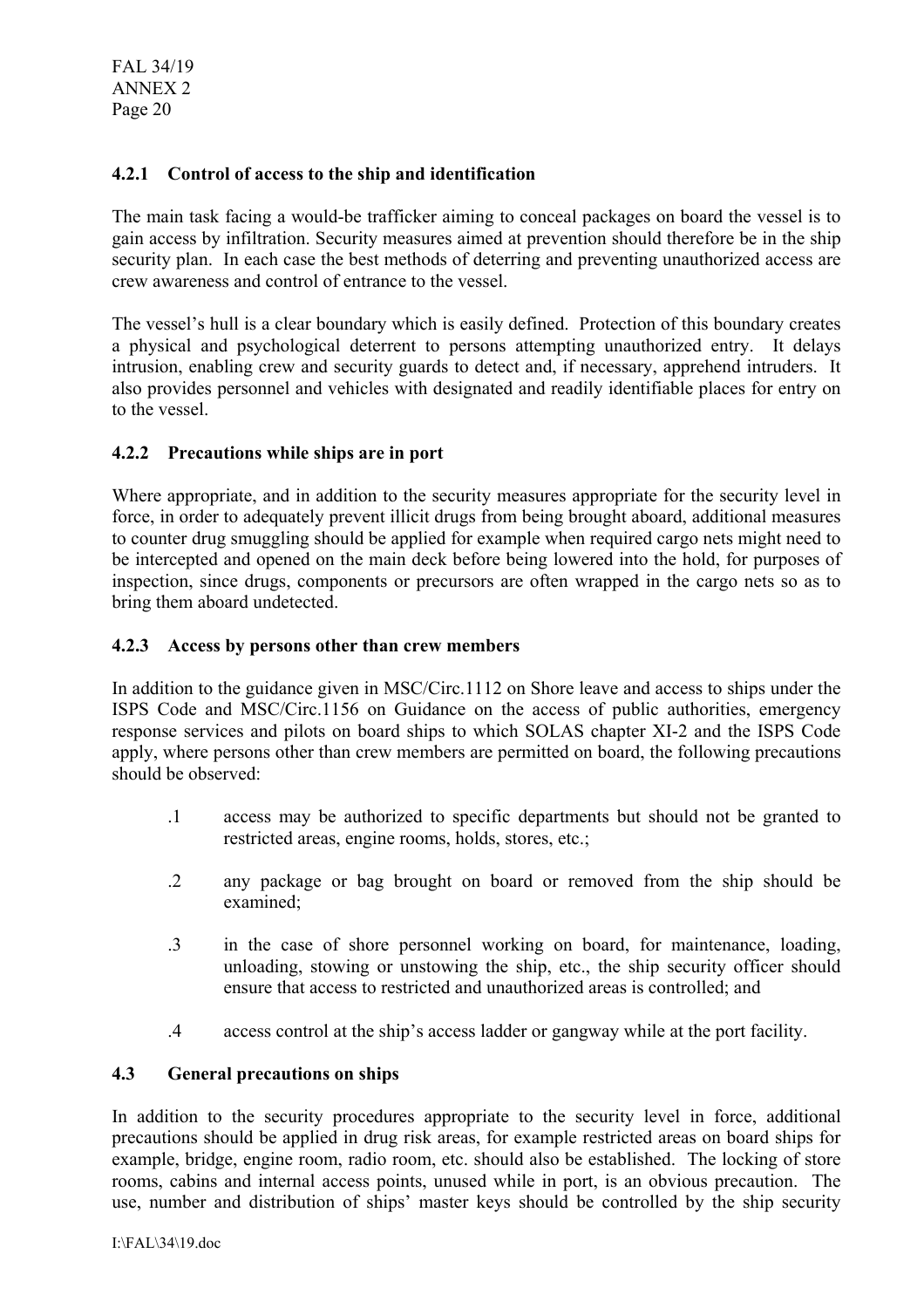#### 4.2.1 Control of access to the ship and identification

The main task facing a would-be trafficker aiming to conceal packages on board the vessel is to gain access by infiltration. Security measures aimed at prevention should therefore be in the ship security plan. In each case the best methods of deterring and preventing unauthorized access are crew awareness and control of entrance to the vessel.

The vessel's hull is a clear boundary which is easily defined. Protection of this boundary creates a physical and psychological deterrent to persons attempting unauthorized entry. It delays intrusion, enabling crew and security guards to detect and, if necessary, apprehend intruders. It also provides personnel and vehicles with designated and readily identifiable places for entry on to the vessel.

#### 4.2.2 Precautions while ships are in port

Where appropriate, and in addition to the security measures appropriate for the security level in force, in order to adequately prevent illicit drugs from being brought aboard, additional measures to counter drug smuggling should be applied for example when required cargo nets might need to be intercepted and opened on the main deck before being lowered into the hold, for purposes of inspection, since drugs, components or precursors are often wrapped in the cargo nets so as to bring them aboard undetected.

#### 4.2.3 Access by persons other than crew members

In addition to the guidance given in MSC/Circ.1112 on Shore leave and access to ships under the ISPS Code and MSC/Circ.1156 on Guidance on the access of public authorities, emergency response services and pilots on board ships to which SOLAS chapter XI-2 and the ISPS Code apply, where persons other than crew members are permitted on board, the following precautions should be observed:

.1 access may be authorized to specific departments but should not be granted to restricted areas, engine rooms, holds, stores, etc.;

.2 any package or bag brought on board or removed from the ship should be examined;

.3 in the case of shore personnel working on board, for maintenance, loading, unloading, stowing or unstowing the ship, etc., the ship security officer should ensure that access to restricted and unauthorized areas is controlled; and

.4 access control at the ship's access ladder or gangway while at the port facility.

### 4.3 General precautions on ships

In addition to the security procedures appropriate to the security level in force, additional precautions should be applied in drug risk areas, for example restricted areas on board ships for example, bridge, engine room, radio room, etc. should also be established. The locking of store rooms, cabins and internal access points, unused while in port, is an obvious precaution. The use, number and distribution of ships' master keys should be controlled by the ship security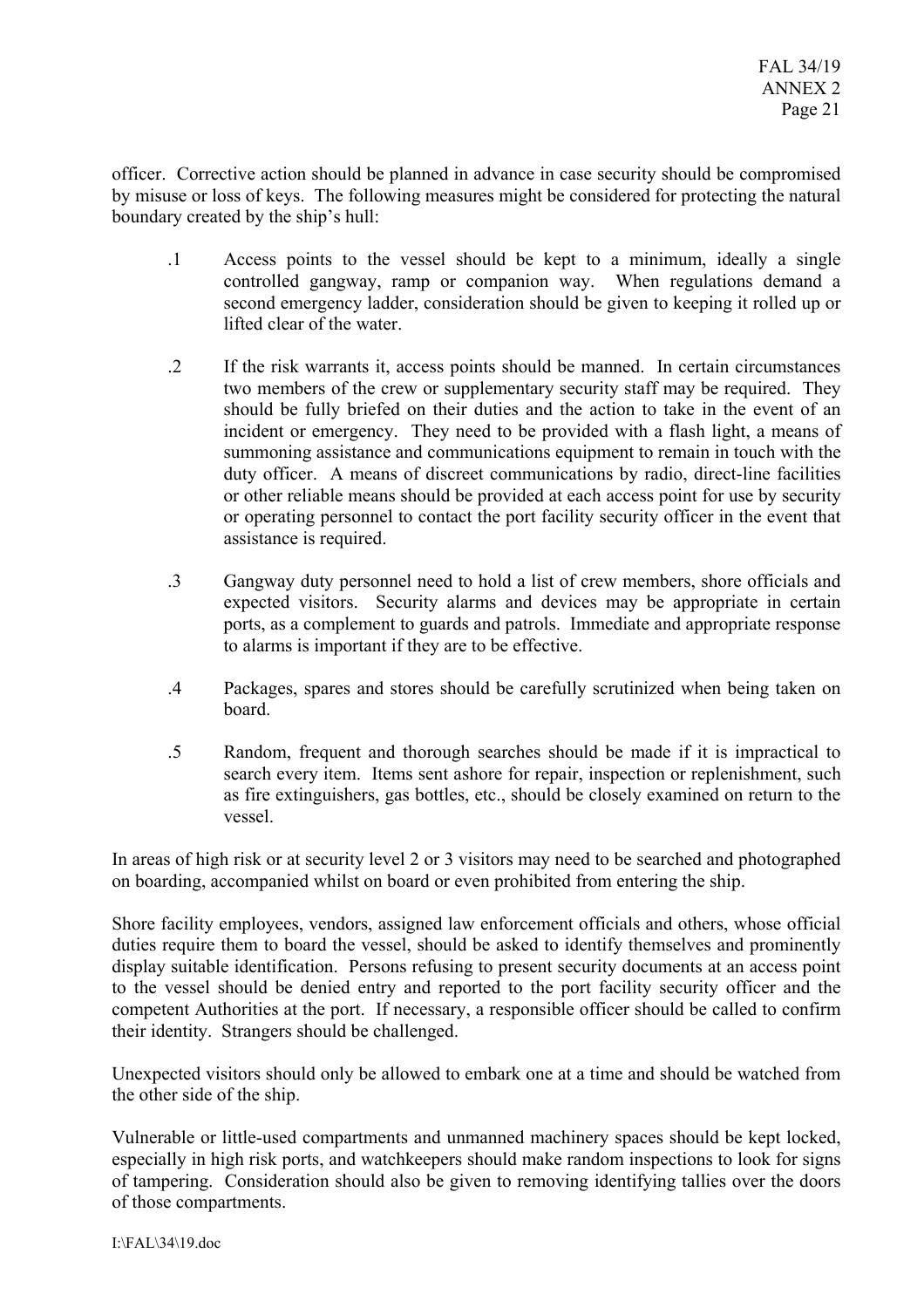officer. Corrective action should be planned in advance in case security should be compromised by misuse or loss of keys. The following measures might be considered for protecting the natural boundary created by the ship's hull:

.1 Access points to the vessel should be kept to a minimum, ideally a single controlled gangway, ramp or companion way. When regulations demand a second emergency ladder, consideration should be given to keeping it rolled up or lifted clear of the water.

.2 If the risk warrants it, access points should be manned. In certain circumstances two members of the crew or supplementary security staff may be required. They should be fully briefed on their duties and the action to take in the event of an incident or emergency. They need to be provided with a flash light, a means of summoning assistance and communications equipment to remain in touch with the duty officer. A means of discreet communications by radio, direct-line facilities or other reliable means should be provided at each access point for use by security or operating personnel to contact the port facility security officer in the event that assistance is required.

.3 Gangway duty personnel need to hold a list of crew members, shore officials and expected visitors. Security alarms and devices may be appropriate in certain ports, as a complement to guards and patrols. Immediate and appropriate response to alarms is important if they are to be effective.

.4 Packages, spares and stores should be carefully scrutinized when being taken on board.

.5 Random, frequent and thorough searches should be made if it is impractical to search every item. Items sent ashore for repair, inspection or replenishment, such as fire extinguishers, gas bottles, etc., should be closely examined on return to the vessel.

In areas of high risk or at security level 2 or 3 visitors may need to be searched and photographed on boarding, accompanied whilst on board or even prohibited from entering the ship.

Shore facility employees, vendors, assigned law enforcement officials and others, whose official duties require them to board the vessel, should be asked to identify themselves and prominently display suitable identification. Persons refusing to present security documents at an access point to the vessel should be denied entry and reported to the port facility security officer and the competent Authorities at the port. If necessary, a responsible officer should be called to confirm their identity. Strangers should be challenged.

Unexpected visitors should only be allowed to embark one at a time and should be watched from the other side of the ship.

Vulnerable or little-used compartments and unmanned machinery spaces should be kept locked, especially in high risk ports, and watchkeepers should make random inspections to look for signs of tampering. Consideration should also be given to removing identifying tallies over the doors of those compartments.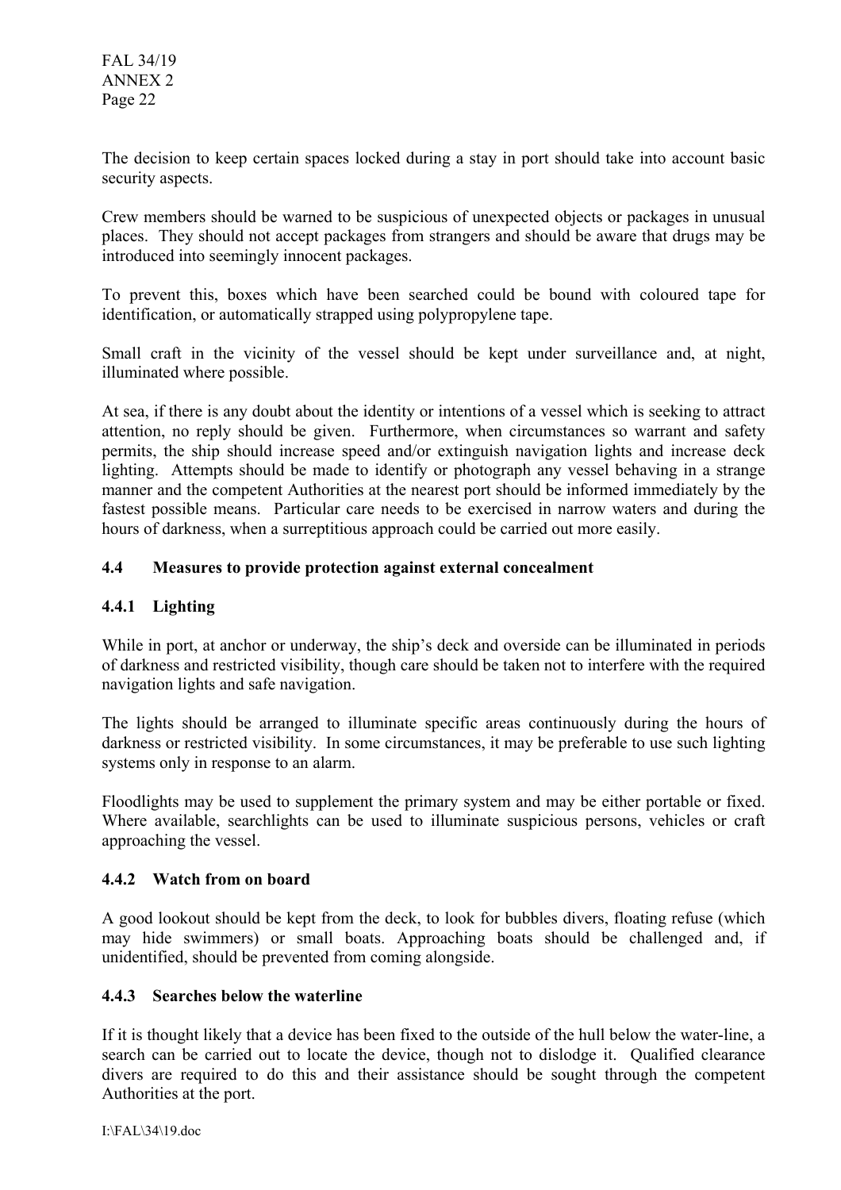The decision to keep certain spaces locked during a stay in port should take into account basic security aspects.

Crew members should be warned to be suspicious of unexpected objects or packages in unusual places. They should not accept packages from strangers and should be aware that drugs may be introduced into seemingly innocent packages.

To prevent this, boxes which have been searched could be bound with coloured tape for identification, or automatically strapped using polypropylene tape.

Small craft in the vicinity of the vessel should be kept under surveillance and, at night, illuminated where possible.

At sea, if there is any doubt about the identity or intentions of a vessel which is seeking to attract attention, no reply should be given. Furthermore, when circumstances so warrant and safety permits, the ship should increase speed and/or extinguish navigation lights and increase deck lighting. Attempts should be made to identify or photograph any vessel behaving in a strange manner and the competent Authorities at the nearest port should be informed immediately by the fastest possible means. Particular care needs to be exercised in narrow waters and during the hours of darkness, when a surreptitious approach could be carried out more easily.

### 4.4 Measures to provide protection against external concealment

#### 4.4.1 Lighting

While in port, at anchor or underway, the ship's deck and overside can be illuminated in periods of darkness and restricted visibility, though care should be taken not to interfere with the required navigation lights and safe navigation.

The lights should be arranged to illuminate specific areas continuously during the hours of darkness or restricted visibility. In some circumstances, it may be preferable to use such lighting systems only in response to an alarm.

Floodlights may be used to supplement the primary system and may be either portable or fixed. Where available, searchlights can be used to illuminate suspicious persons, vehicles or craft approaching the vessel.

#### 4.4.2 Watch from on board

A good lookout should be kept from the deck, to look for bubbles divers, floating refuse (which may hide swimmers) or small boats. Approaching boats should be challenged and, if unidentified, should be prevented from coming alongside.

#### 4.4.3 Searches below the waterline

If it is thought likely that a device has been fixed to the outside of the hull below the water-line, a search can be carried out to locate the device, though not to dislodge it. Qualified clearance divers are required to do this and their assistance should be sought through the competent Authorities at the port.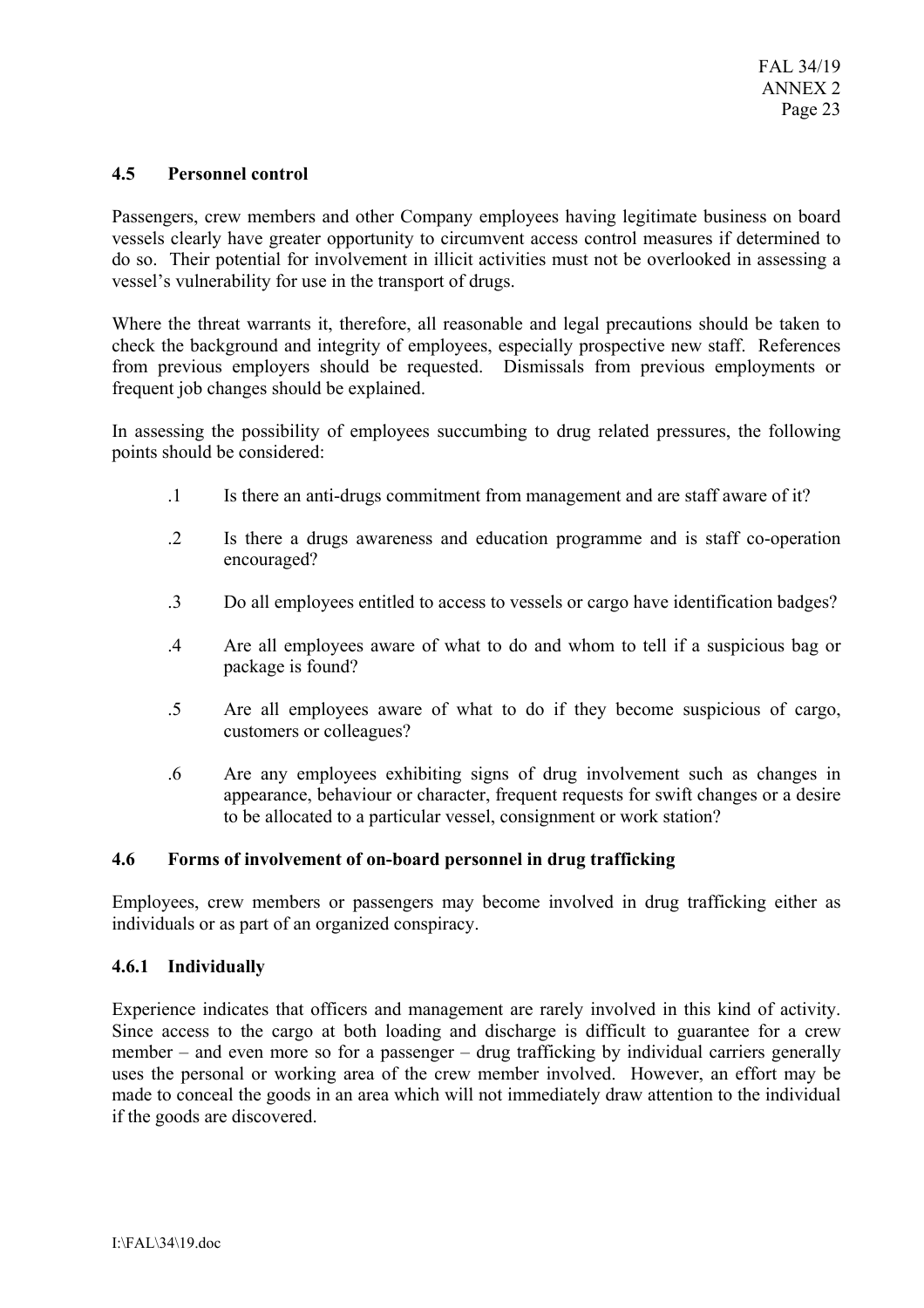### 4.5 Personnel control

Passengers, crew members and other Company employees having legitimate business on board vessels clearly have greater opportunity to circumvent access control measures if determined to do so. Their potential for involvement in illicit activities must not be overlooked in assessing a vessel's vulnerability for use in the transport of drugs.

Where the threat warrants it, therefore, all reasonable and legal precautions should be taken to check the background and integrity of employees, especially prospective new staff. References from previous employers should be requested. Dismissals from previous employments or frequent job changes should be explained.

In assessing the possibility of employees succumbing to drug related pressures, the following points should be considered:

- .1 Is there an anti-drugs commitment from management and are staff aware of it?
- .2 Is there a drugs awareness and education programme and is staff co-operation encouraged?
- .3 Do all employees entitled to access to vessels or cargo have identification badges?
- .4 Are all employees aware of what to do and whom to tell if a suspicious bag or package is found?
- .5 Are all employees aware of what to do if they become suspicious of cargo, customers or colleagues?
- .6 Are any employees exhibiting signs of drug involvement such as changes in appearance, behaviour or character, frequent requests for swift changes or a desire to be allocated to a particular vessel, consignment or work station?

### 4.6 Forms of involvement of on-board personnel in drug trafficking

Employees, crew members or passengers may become involved in drug trafficking either as individuals or as part of an organized conspiracy.

#### 4.6.1 Individually

Experience indicates that officers and management are rarely involved in this kind of activity. Since access to the cargo at both loading and discharge is difficult to guarantee for a crew member – and even more so for a passenger – drug trafficking by individual carriers generally uses the personal or working area of the crew member involved. However, an effort may be made to conceal the goods in an area which will not immediately draw attention to the individual if the goods are discovered.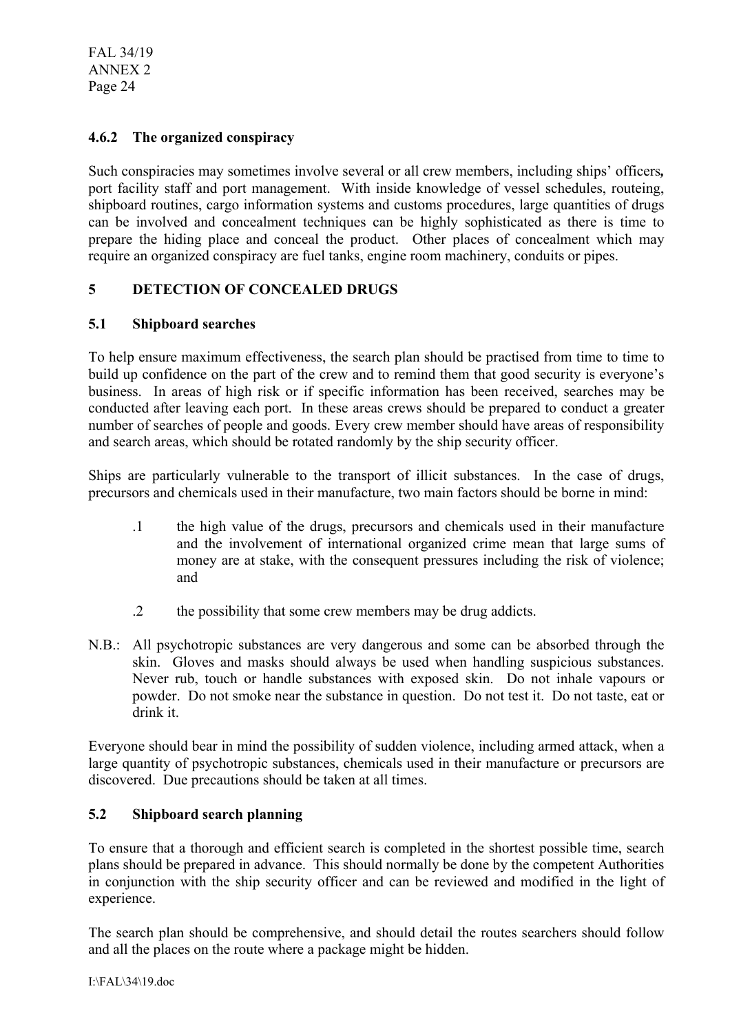### 4.6.2 The organized conspiracy

Such conspiracies may sometimes involve several or all crew members, including ships' officers**,** port facility staff and port management. With inside knowledge of vessel schedules, routeing, shipboard routines, cargo information systems and customs procedures, large quantities of drugs can be involved and concealment techniques can be highly sophisticated as there is time to prepare the hiding place and conceal the product. Other places of concealment which may require an organized conspiracy are fuel tanks, engine room machinery, conduits or pipes.

## 5 DETECTION OF CONCEALED DRUGS

### 5.1 Shipboard searches

To help ensure maximum effectiveness, the search plan should be practised from time to time to build up confidence on the part of the crew and to remind them that good security is everyone's business. In areas of high risk or if specific information has been received, searches may be conducted after leaving each port. In these areas crews should be prepared to conduct a greater number of searches of people and goods. Every crew member should have areas of responsibility and search areas, which should be rotated randomly by the ship security officer.

Ships are particularly vulnerable to the transport of illicit substances. In the case of drugs, precursors and chemicals used in their manufacture, two main factors should be borne in mind:

.1 the high value of the drugs, precursors and chemicals used in their manufacture and the involvement of international organized crime mean that large sums of money are at stake, with the consequent pressures including the risk of violence; and

.2 the possibility that some crew members may be drug addicts.

N.B.: All psychotropic substances are very dangerous and some can be absorbed through the skin. Gloves and masks should always be used when handling suspicious substances. Never rub, touch or handle substances with exposed skin. Do not inhale vapours or powder. Do not smoke near the substance in question. Do not test it. Do not taste, eat or drink it.

Everyone should bear in mind the possibility of sudden violence, including armed attack, when a large quantity of psychotropic substances, chemicals used in their manufacture or precursors are discovered. Due precautions should be taken at all times.

### 5.2 Shipboard search planning

To ensure that a thorough and efficient search is completed in the shortest possible time, search plans should be prepared in advance. This should normally be done by the competent Authorities in conjunction with the ship security officer and can be reviewed and modified in the light of experience.

The search plan should be comprehensive, and should detail the routes searchers should follow and all the places on the route where a package might be hidden.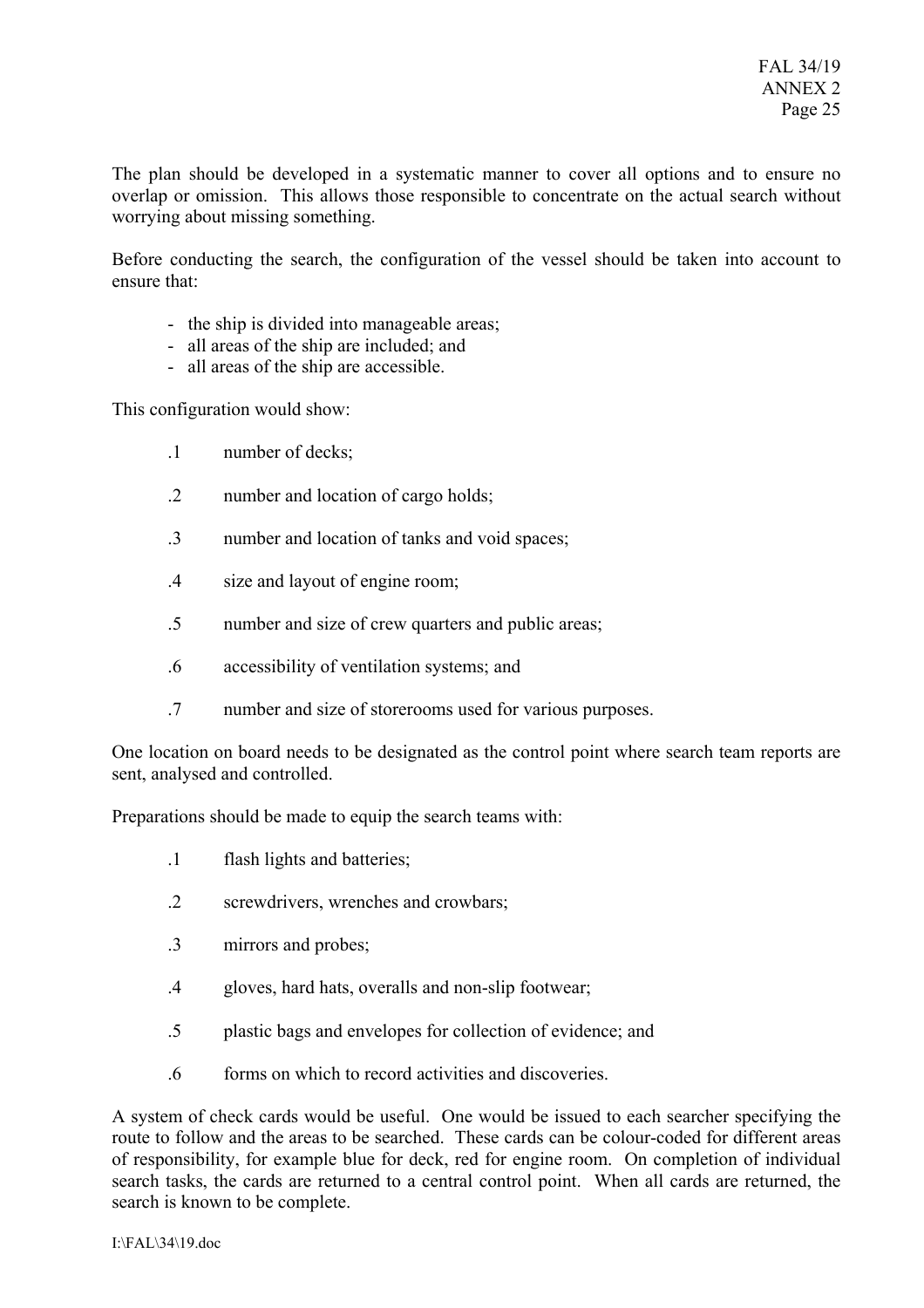The plan should be developed in a systematic manner to cover all options and to ensure no overlap or omission. This allows those responsible to concentrate on the actual search without worrying about missing something.

Before conducting the search, the configuration of the vessel should be taken into account to ensure that:

- the ship is divided into manageable areas;
- all areas of the ship are included; and
- all areas of the ship are accessible.

This configuration would show:

.1 number of decks;

.2 number and location of cargo holds;

.3 number and location of tanks and void spaces;

.4 size and layout of engine room;

.5 number and size of crew quarters and public areas;

.6 accessibility of ventilation systems; and

.7 number and size of storerooms used for various purposes.

One location on board needs to be designated as the control point where search team reports are sent, analysed and controlled.

Preparations should be made to equip the search teams with:

.1 flash lights and batteries;

.2 screwdrivers, wrenches and crowbars;

.3 mirrors and probes;

.4 gloves, hard hats, overalls and non-slip footwear;

.5 plastic bags and envelopes for collection of evidence; and

.6 forms on which to record activities and discoveries.

A system of check cards would be useful. One would be issued to each searcher specifying the route to follow and the areas to be searched. These cards can be colour-coded for different areas of responsibility, for example blue for deck, red for engine room. On completion of individual search tasks, the cards are returned to a central control point. When all cards are returned, the search is known to be complete.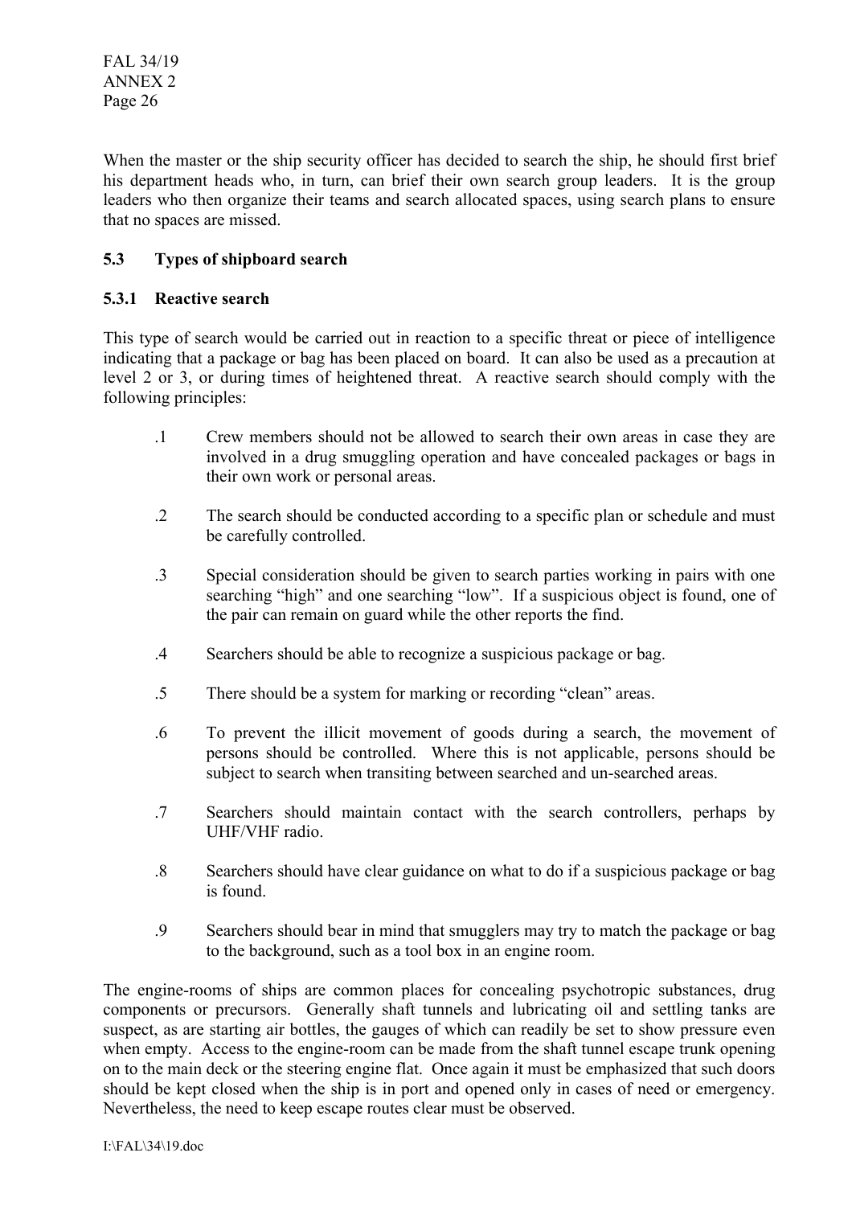When the master or the ship security officer has decided to search the ship, he should first brief his department heads who, in turn, can brief their own search group leaders. It is the group leaders who then organize their teams and search allocated spaces, using search plans to ensure that no spaces are missed.

### 5.3 Types of shipboard search

#### 5.3.1 Reactive search

This type of search would be carried out in reaction to a specific threat or piece of intelligence indicating that a package or bag has been placed on board. It can also be used as a precaution at level 2 or 3, or during times of heightened threat. A reactive search should comply with the following principles:

.1 Crew members should not be allowed to search their own areas in case they are involved in a drug smuggling operation and have concealed packages or bags in their own work or personal areas.

.2 The search should be conducted according to a specific plan or schedule and must be carefully controlled.

.3 Special consideration should be given to search parties working in pairs with one searching "high" and one searching "low". If a suspicious object is found, one of the pair can remain on guard while the other reports the find.

.4 Searchers should be able to recognize a suspicious package or bag.

.5 There should be a system for marking or recording "clean" areas.

.6 To prevent the illicit movement of goods during a search, the movement of persons should be controlled. Where this is not applicable, persons should be subject to search when transiting between searched and un-searched areas.

.7 Searchers should maintain contact with the search controllers, perhaps by UHF/VHF radio.

.8 Searchers should have clear guidance on what to do if a suspicious package or bag is found.

.9 Searchers should bear in mind that smugglers may try to match the package or bag to the background, such as a tool box in an engine room.

The engine-rooms of ships are common places for concealing psychotropic substances, drug components or precursors. Generally shaft tunnels and lubricating oil and settling tanks are suspect, as are starting air bottles, the gauges of which can readily be set to show pressure even when empty. Access to the engine-room can be made from the shaft tunnel escape trunk opening on to the main deck or the steering engine flat. Once again it must be emphasized that such doors should be kept closed when the ship is in port and opened only in cases of need or emergency. Nevertheless, the need to keep escape routes clear must be observed.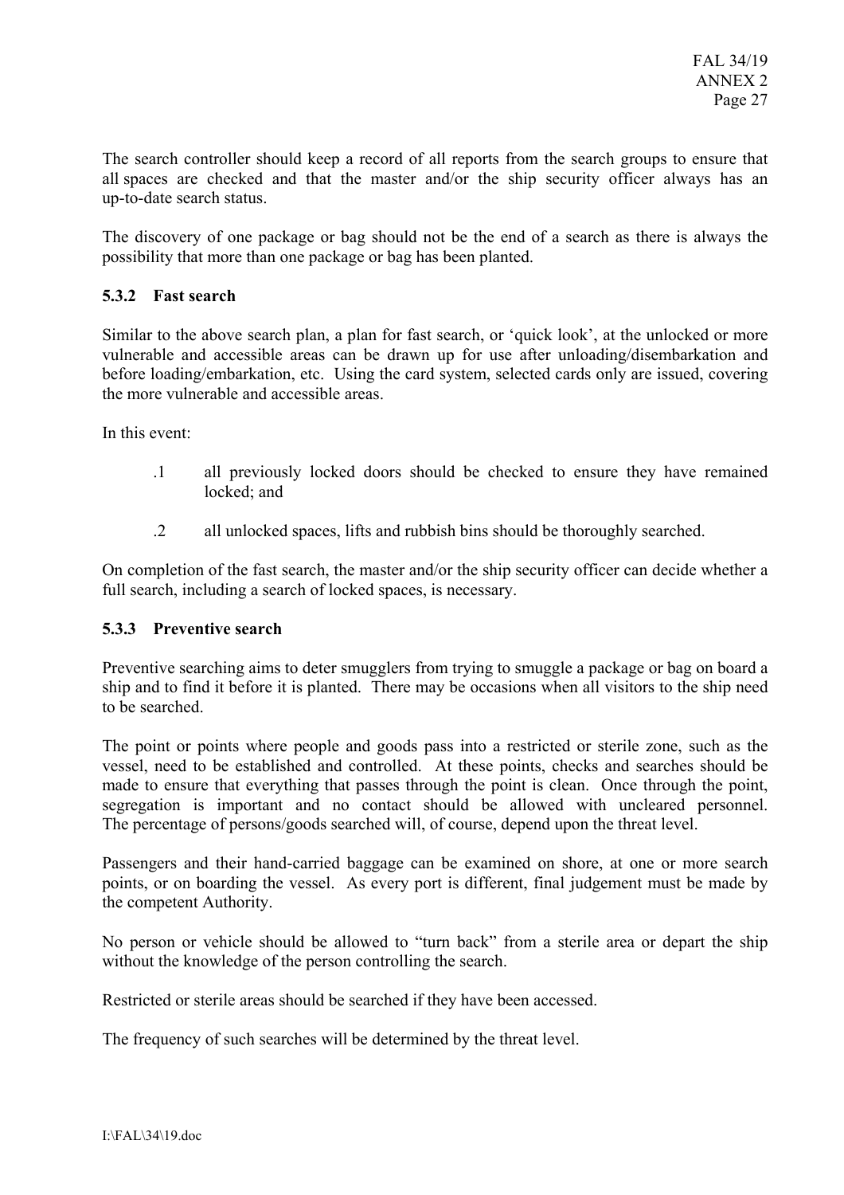The search controller should keep a record of all reports from the search groups to ensure that all spaces are checked and that the master and/or the ship security officer always has an up-to-date search status.

The discovery of one package or bag should not be the end of a search as there is always the possibility that more than one package or bag has been planted.

### 5.3.2 Fast search

Similar to the above search plan, a plan for fast search, or 'quick look', at the unlocked or more vulnerable and accessible areas can be drawn up for use after unloading/disembarkation and before loading/embarkation, etc. Using the card system, selected cards only are issued, covering the more vulnerable and accessible areas.

In this event:

.1 all previously locked doors should be checked to ensure they have remained locked; and

.2 all unlocked spaces, lifts and rubbish bins should be thoroughly searched.

On completion of the fast search, the master and/or the ship security officer can decide whether a full search, including a search of locked spaces, is necessary.

### 5.3.3 Preventive search

Preventive searching aims to deter smugglers from trying to smuggle a package or bag on board a ship and to find it before it is planted. There may be occasions when all visitors to the ship need to be searched.

The point or points where people and goods pass into a restricted or sterile zone, such as the vessel, need to be established and controlled. At these points, checks and searches should be made to ensure that everything that passes through the point is clean. Once through the point, segregation is important and no contact should be allowed with uncleared personnel. The percentage of persons/goods searched will, of course, depend upon the threat level.

Passengers and their hand-carried baggage can be examined on shore, at one or more search points, or on boarding the vessel. As every port is different, final judgement must be made by the competent Authority.

No person or vehicle should be allowed to "turn back" from a sterile area or depart the ship without the knowledge of the person controlling the search.

Restricted or sterile areas should be searched if they have been accessed.

The frequency of such searches will be determined by the threat level.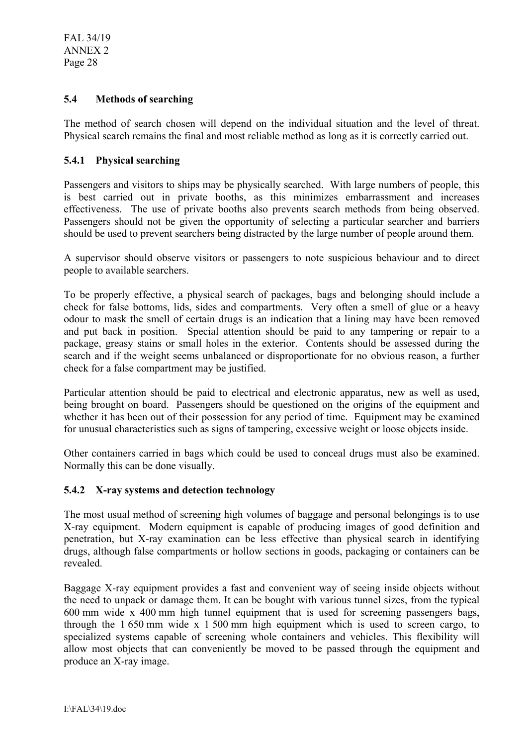## 5.4 Methods of searching

The method of search chosen will depend on the individual situation and the level of threat. Physical search remains the final and most reliable method as long as it is correctly carried out.

### 5.4.1 Physical searching

Passengers and visitors to ships may be physically searched. With large numbers of people, this is best carried out in private booths, as this minimizes embarrassment and increases effectiveness. The use of private booths also prevents search methods from being observed. Passengers should not be given the opportunity of selecting a particular searcher and barriers should be used to prevent searchers being distracted by the large number of people around them.

A supervisor should observe visitors or passengers to note suspicious behaviour and to direct people to available searchers.

To be properly effective, a physical search of packages, bags and belonging should include a check for false bottoms, lids, sides and compartments. Very often a smell of glue or a heavy odour to mask the smell of certain drugs is an indication that a lining may have been removed and put back in position. Special attention should be paid to any tampering or repair to a package, greasy stains or small holes in the exterior. Contents should be assessed during the search and if the weight seems unbalanced or disproportionate for no obvious reason, a further check for a false compartment may be justified.

Particular attention should be paid to electrical and electronic apparatus, new as well as used, being brought on board. Passengers should be questioned on the origins of the equipment and whether it has been out of their possession for any period of time. Equipment may be examined for unusual characteristics such as signs of tampering, excessive weight or loose objects inside.

Other containers carried in bags which could be used to conceal drugs must also be examined. Normally this can be done visually.

### 5.4.2 X-ray systems and detection technology

The most usual method of screening high volumes of baggage and personal belongings is to use X-ray equipment. Modern equipment is capable of producing images of good definition and penetration, but X-ray examination can be less effective than physical search in identifying drugs, although false compartments or hollow sections in goods, packaging or containers can be revealed.

Baggage X-ray equipment provides a fast and convenient way of seeing inside objects without the need to unpack or damage them. It can be bought with various tunnel sizes, from the typical 600 mm wide x 400 mm high tunnel equipment that is used for screening passengers bags, through the 1 650 mm wide x 1 500 mm high equipment which is used to screen cargo, to specialized systems capable of screening whole containers and vehicles. This flexibility will allow most objects that can conveniently be moved to be passed through the equipment and produce an X-ray image.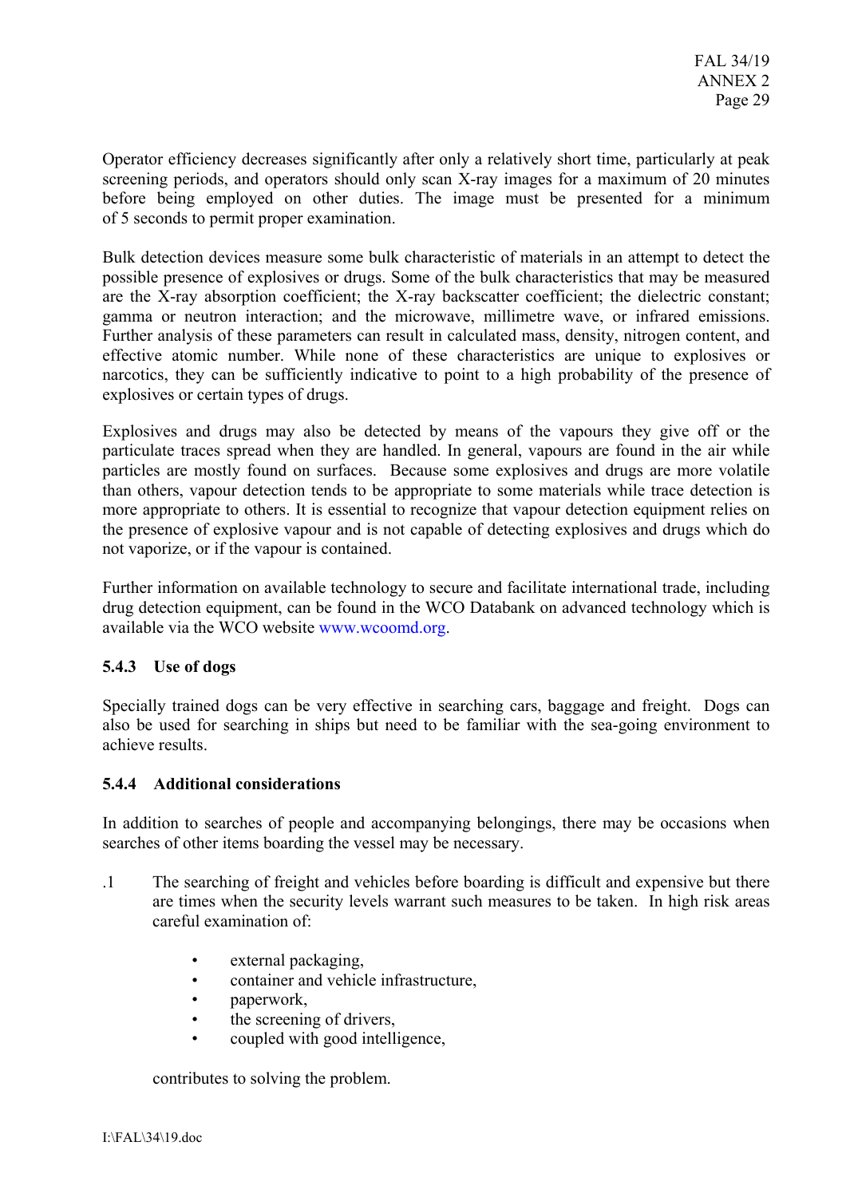Operator efficiency decreases significantly after only a relatively short time, particularly at peak screening periods, and operators should only scan X-ray images for a maximum of 20 minutes before being employed on other duties. The image must be presented for a minimum of 5 seconds to permit proper examination.

Bulk detection devices measure some bulk characteristic of materials in an attempt to detect the possible presence of explosives or drugs. Some of the bulk characteristics that may be measured are the X-ray absorption coefficient; the X-ray backscatter coefficient; the dielectric constant; gamma or neutron interaction; and the microwave, millimetre wave, or infrared emissions. Further analysis of these parameters can result in calculated mass, density, nitrogen content, and effective atomic number. While none of these characteristics are unique to explosives or narcotics, they can be sufficiently indicative to point to a high probability of the presence of explosives or certain types of drugs.

Explosives and drugs may also be detected by means of the vapours they give off or the particulate traces spread when they are handled. In general, vapours are found in the air while particles are mostly found on surfaces. Because some explosives and drugs are more volatile than others, vapour detection tends to be appropriate to some materials while trace detection is more appropriate to others. It is essential to recognize that vapour detection equipment relies on the presence of explosive vapour and is not capable of detecting explosives and drugs which do not vaporize, or if the vapour is contained.

Further information on available technology to secure and facilitate international trade, including drug detection equipment, can be found in the WCO Databank on advanced technology which is available via the WCO website www.wcoomd.org.

### 5.4.3 Use of dogs

Specially trained dogs can be very effective in searching cars, baggage and freight. Dogs can also be used for searching in ships but need to be familiar with the sea-going environment to achieve results.

### 5.4.4 Additional considerations

In addition to searches of people and accompanying belongings, there may be occasions when searches of other items boarding the vessel may be necessary.

.1 The searching of freight and vehicles before boarding is difficult and expensive but there are times when the security levels warrant such measures to be taken. In high risk areas careful examination of:

- external packaging,
- container and vehicle infrastructure,
- paperwork,
- the screening of drivers,
- coupled with good intelligence,

contributes to solving the problem.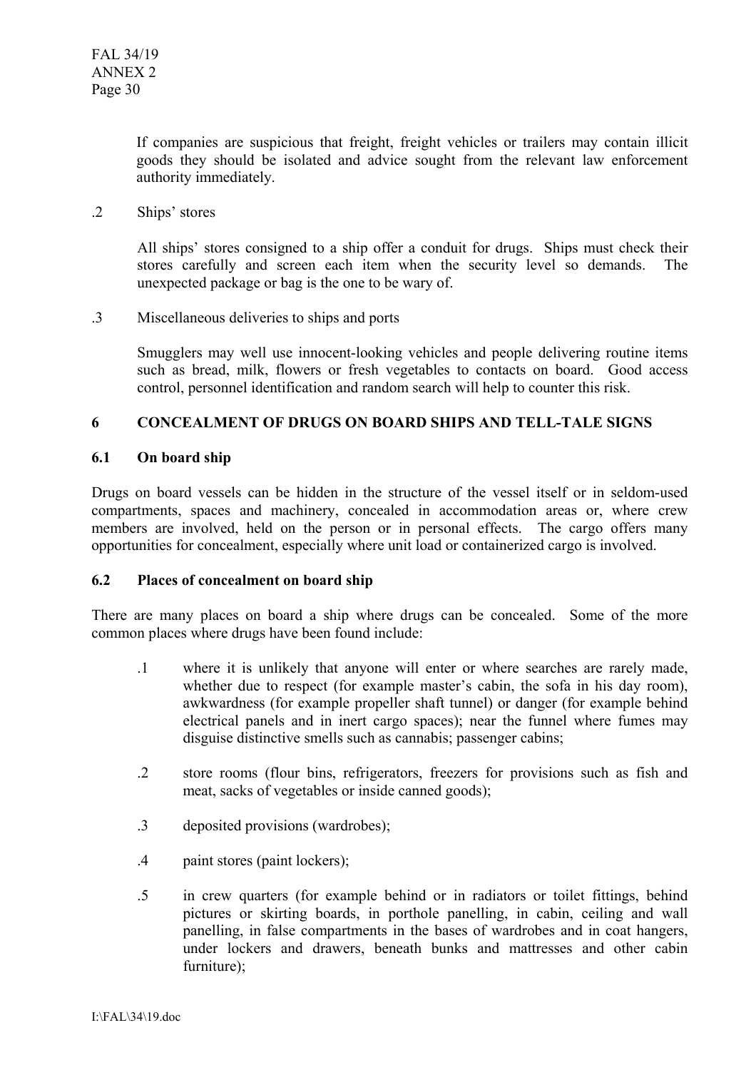If companies are suspicious that freight, freight vehicles or trailers may contain illicit goods they should be isolated and advice sought from the relevant law enforcement authority immediately.

.2 Ships' stores

All ships' stores consigned to a ship offer a conduit for drugs. Ships must check their stores carefully and screen each item when the security level so demands. The unexpected package or bag is the one to be wary of.

.3 Miscellaneous deliveries to ships and ports

Smugglers may well use innocent-looking vehicles and people delivering routine items such as bread, milk, flowers or fresh vegetables to contacts on board. Good access control, personnel identification and random search will help to counter this risk.

## 6 CONCEALMENT OF DRUGS ON BOARD SHIPS AND TELL-TALE SIGNS

### 6.1 On board ship

Drugs on board vessels can be hidden in the structure of the vessel itself or in seldom-used compartments, spaces and machinery, concealed in accommodation areas or, where crew members are involved, held on the person or in personal effects. The cargo offers many opportunities for concealment, especially where unit load or containerized cargo is involved.

### 6.2 Places of concealment on board ship

There are many places on board a ship where drugs can be concealed. Some of the more common places where drugs have been found include:

.1 where it is unlikely that anyone will enter or where searches are rarely made, whether due to respect (for example master's cabin, the sofa in his day room), awkwardness (for example propeller shaft tunnel) or danger (for example behind electrical panels and in inert cargo spaces); near the funnel where fumes may disguise distinctive smells such as cannabis; passenger cabins;

.2 store rooms (flour bins, refrigerators, freezers for provisions such as fish and meat, sacks of vegetables or inside canned goods);

.3 deposited provisions (wardrobes);

.4 paint stores (paint lockers);

.5 in crew quarters (for example behind or in radiators or toilet fittings, behind pictures or skirting boards, in porthole panelling, in cabin, ceiling and wall panelling, in false compartments in the bases of wardrobes and in coat hangers, under lockers and drawers, beneath bunks and mattresses and other cabin furniture);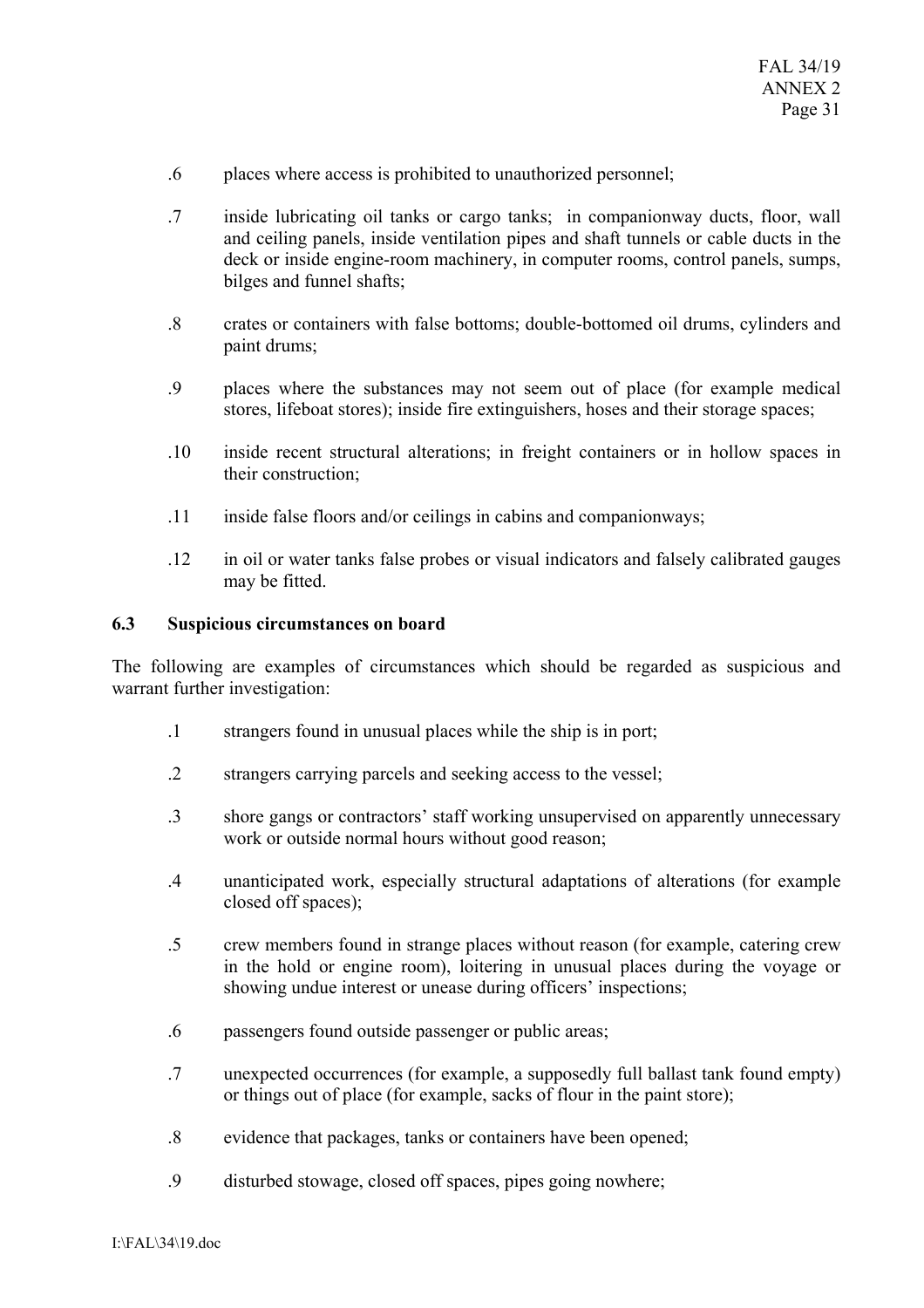.6 places where access is prohibited to unauthorized personnel;

.7 inside lubricating oil tanks or cargo tanks; in companionway ducts, floor, wall and ceiling panels, inside ventilation pipes and shaft tunnels or cable ducts in the deck or inside engine-room machinery, in computer rooms, control panels, sumps, bilges and funnel shafts;

.8 crates or containers with false bottoms; double-bottomed oil drums, cylinders and paint drums;

.9 places where the substances may not seem out of place (for example medical stores, lifeboat stores); inside fire extinguishers, hoses and their storage spaces;

.10 inside recent structural alterations; in freight containers or in hollow spaces in their construction;

.11 inside false floors and/or ceilings in cabins and companionways;

.12 in oil or water tanks false probes or visual indicators and falsely calibrated gauges may be fitted.

### 6.3 Suspicious circumstances on board

The following are examples of circumstances which should be regarded as suspicious and warrant further investigation:

.1 strangers found in unusual places while the ship is in port;

.2 strangers carrying parcels and seeking access to the vessel;

.3 shore gangs or contractors' staff working unsupervised on apparently unnecessary work or outside normal hours without good reason;

.4 unanticipated work, especially structural adaptations of alterations (for example closed off spaces);

.5 crew members found in strange places without reason (for example, catering crew in the hold or engine room), loitering in unusual places during the voyage or showing undue interest or unease during officers' inspections;

.6 passengers found outside passenger or public areas;

.7 unexpected occurrences (for example, a supposedly full ballast tank found empty) or things out of place (for example, sacks of flour in the paint store);

.8 evidence that packages, tanks or containers have been opened;

.9 disturbed stowage, closed off spaces, pipes going nowhere;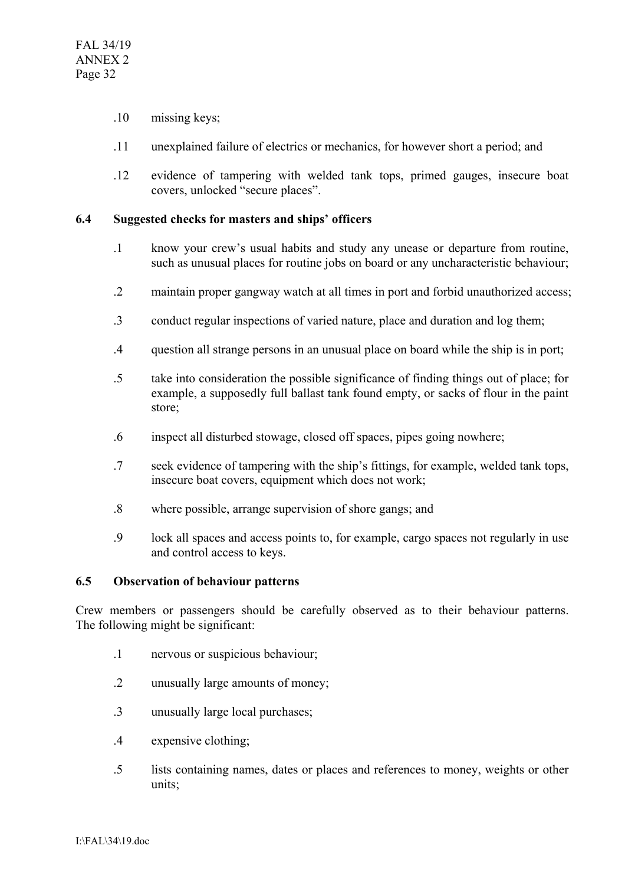.10 missing keys;

.11 unexplained failure of electrics or mechanics, for however short a period; and

.12 evidence of tampering with welded tank tops, primed gauges, insecure boat covers, unlocked "secure places".

### 6.4 Suggested checks for masters and ships' officers

.1 know your crew's usual habits and study any unease or departure from routine, such as unusual places for routine jobs on board or any uncharacteristic behaviour;

.2 maintain proper gangway watch at all times in port and forbid unauthorized access;

.3 conduct regular inspections of varied nature, place and duration and log them;

.4 question all strange persons in an unusual place on board while the ship is in port;

.5 take into consideration the possible significance of finding things out of place; for example, a supposedly full ballast tank found empty, or sacks of flour in the paint store;

.6 inspect all disturbed stowage, closed off spaces, pipes going nowhere;

.7 seek evidence of tampering with the ship's fittings, for example, welded tank tops, insecure boat covers, equipment which does not work;

.8 where possible, arrange supervision of shore gangs; and

.9 lock all spaces and access points to, for example, cargo spaces not regularly in use and control access to keys.

### 6.5 Observation of behaviour patterns

Crew members or passengers should be carefully observed as to their behaviour patterns. The following might be significant:

.1 nervous or suspicious behaviour;

.2 unusually large amounts of money;

.3 unusually large local purchases;

.4 expensive clothing;

.5 lists containing names, dates or places and references to money, weights or other units;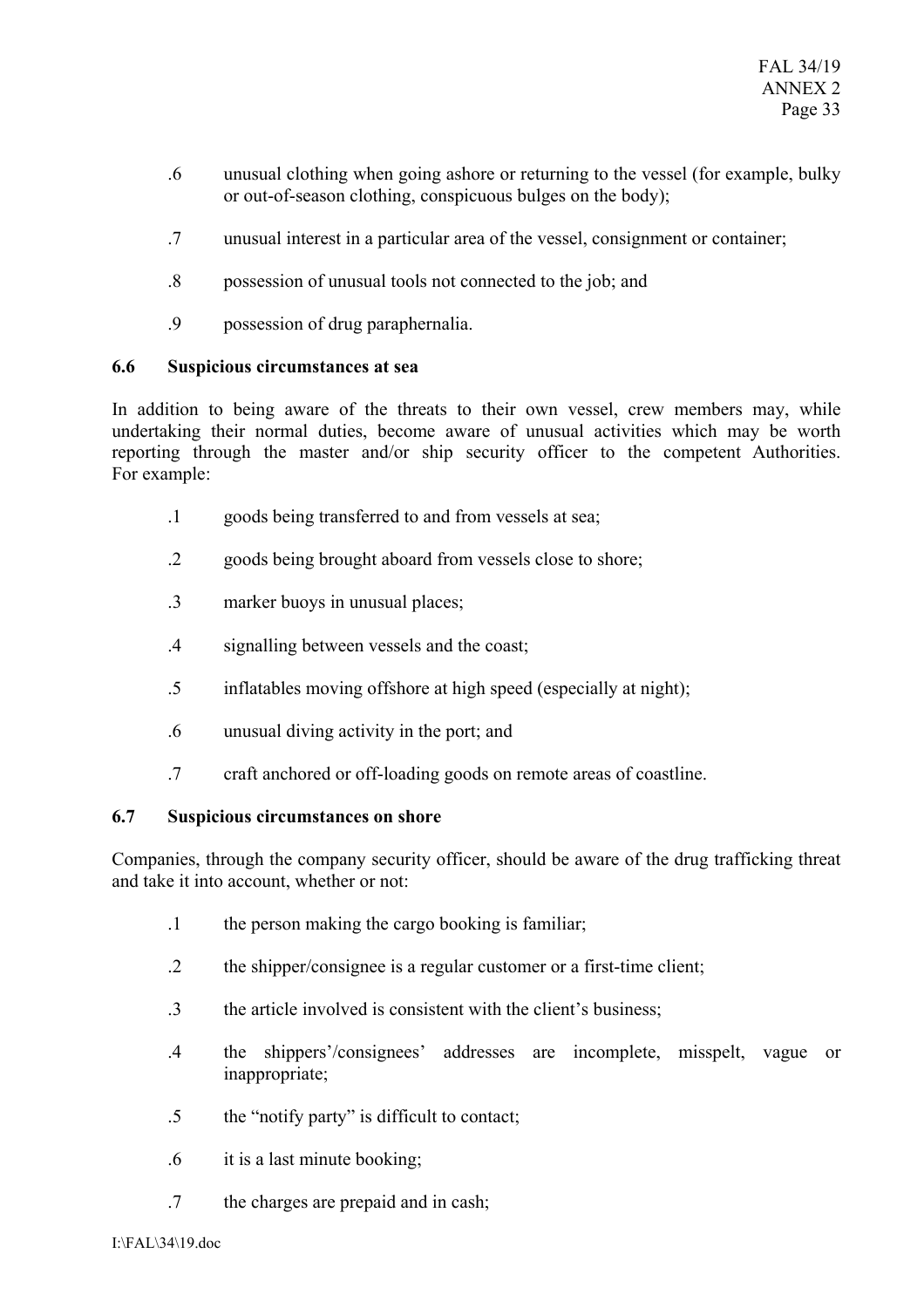.6 unusual clothing when going ashore or returning to the vessel (for example, bulky or out-of-season clothing, conspicuous bulges on the body);

.7 unusual interest in a particular area of the vessel, consignment or container;

.8 possession of unusual tools not connected to the job; and

.9 possession of drug paraphernalia.

### 6.6 Suspicious circumstances at sea

In addition to being aware of the threats to their own vessel, crew members may, while undertaking their normal duties, become aware of unusual activities which may be worth reporting through the master and/or ship security officer to the competent Authorities. For example:

.1 goods being transferred to and from vessels at sea;

.2 goods being brought aboard from vessels close to shore;

.3 marker buoys in unusual places;

.4 signalling between vessels and the coast;

.5 inflatables moving offshore at high speed (especially at night);

.6 unusual diving activity in the port; and

.7 craft anchored or off-loading goods on remote areas of coastline.

### 6.7 Suspicious circumstances on shore

Companies, through the company security officer, should be aware of the drug trafficking threat and take it into account, whether or not:

.1 the person making the cargo booking is familiar;

.2 the shipper/consignee is a regular customer or a first-time client;

.3 the article involved is consistent with the client's business;

.4 the shippers'/consignees' addresses are incomplete, misspelt, vague or inappropriate;

.5 the "notify party" is difficult to contact;

.6 it is a last minute booking;

.7 the charges are prepaid and in cash;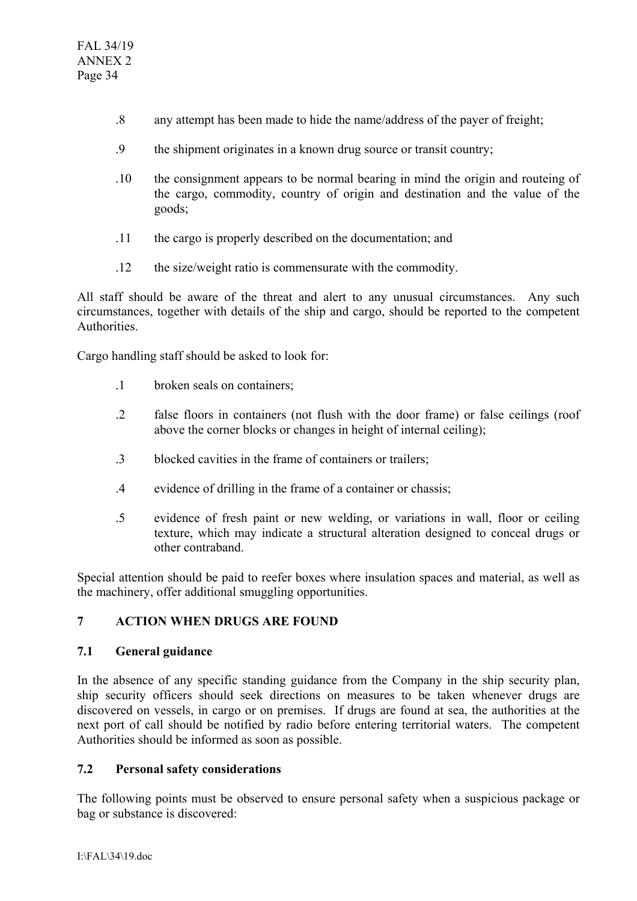.8 any attempt has been made to hide the name/address of the payer of freight;

.9 the shipment originates in a known drug source or transit country;

.10 the consignment appears to be normal bearing in mind the origin and routeing of the cargo, commodity, country of origin and destination and the value of the goods;

.11 the cargo is properly described on the documentation; and

.12 the size/weight ratio is commensurate with the commodity.

All staff should be aware of the threat and alert to any unusual circumstances. Any such circumstances, together with details of the ship and cargo, should be reported to the competent Authorities.

Cargo handling staff should be asked to look for:

.1 broken seals on containers;

.2 false floors in containers (not flush with the door frame) or false ceilings (roof above the corner blocks or changes in height of internal ceiling);

.3 blocked cavities in the frame of containers or trailers;

.4 evidence of drilling in the frame of a container or chassis;

.5 evidence of fresh paint or new welding, or variations in wall, floor or ceiling texture, which may indicate a structural alteration designed to conceal drugs or other contraband.

Special attention should be paid to reefer boxes where insulation spaces and material, as well as the machinery, offer additional smuggling opportunities.

## 7 ACTION WHEN DRUGS ARE FOUND

### 7.1 General guidance

In the absence of any specific standing guidance from the Company in the ship security plan, ship security officers should seek directions on measures to be taken whenever drugs are discovered on vessels, in cargo or on premises. If drugs are found at sea, the authorities at the next port of call should be notified by radio before entering territorial waters. The competent Authorities should be informed as soon as possible.

### 7.2 Personal safety considerations

The following points must be observed to ensure personal safety when a suspicious package or bag or substance is discovered: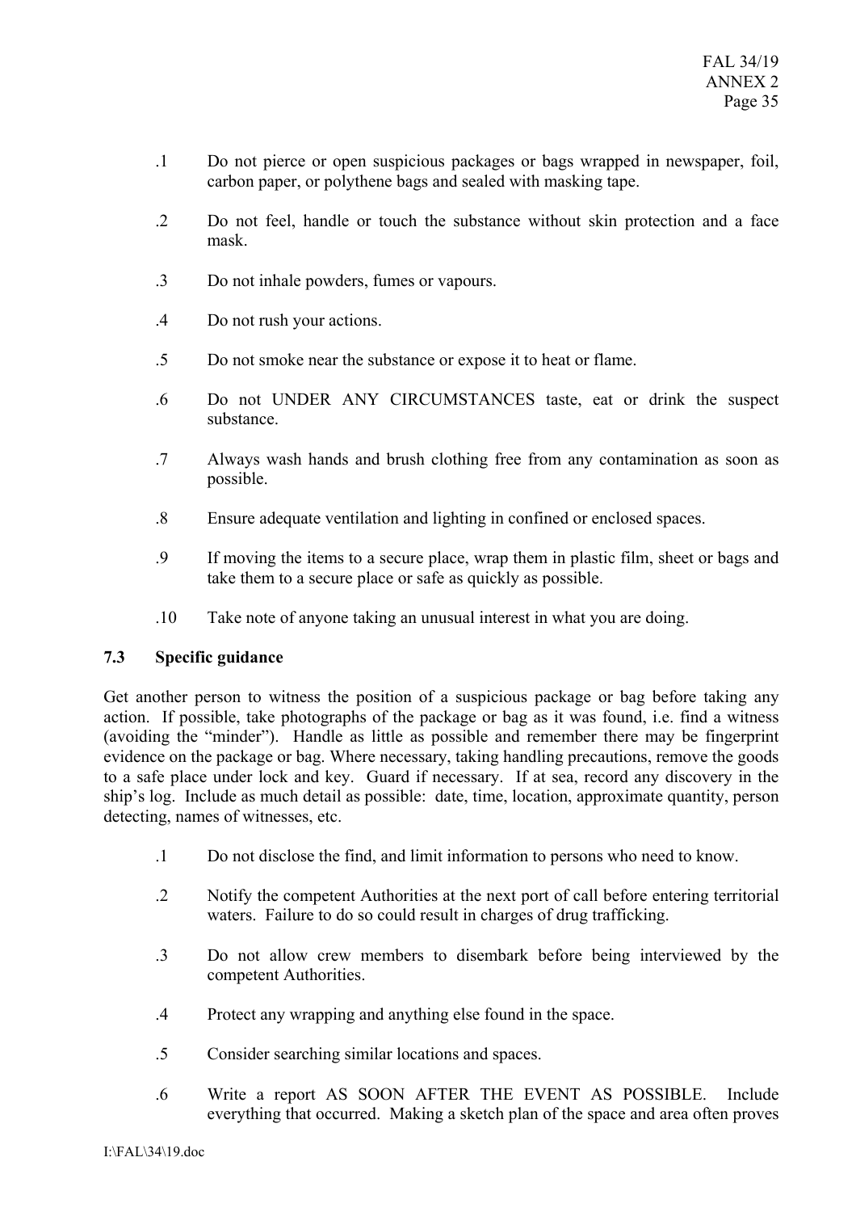.1 Do not pierce or open suspicious packages or bags wrapped in newspaper, foil, carbon paper, or polythene bags and sealed with masking tape.

.2 Do not feel, handle or touch the substance without skin protection and a face mask.

.3 Do not inhale powders, fumes or vapours.

.4 Do not rush your actions.

.5 Do not smoke near the substance or expose it to heat or flame.

.6 Do not UNDER ANY CIRCUMSTANCES taste, eat or drink the suspect substance.

.7 Always wash hands and brush clothing free from any contamination as soon as possible.

.8 Ensure adequate ventilation and lighting in confined or enclosed spaces.

.9 If moving the items to a secure place, wrap them in plastic film, sheet or bags and take them to a secure place or safe as quickly as possible.

.10 Take note of anyone taking an unusual interest in what you are doing.

### 7.3 Specific guidance

Get another person to witness the position of a suspicious package or bag before taking any action. If possible, take photographs of the package or bag as it was found, i.e. find a witness (avoiding the "minder"). Handle as little as possible and remember there may be fingerprint evidence on the package or bag. Where necessary, taking handling precautions, remove the goods to a safe place under lock and key. Guard if necessary. If at sea, record any discovery in the ship's log. Include as much detail as possible: date, time, location, approximate quantity, person detecting, names of witnesses, etc.

.1 Do not disclose the find, and limit information to persons who need to know.

.2 Notify the competent Authorities at the next port of call before entering territorial waters. Failure to do so could result in charges of drug trafficking.

.3 Do not allow crew members to disembark before being interviewed by the competent Authorities.

.4 Protect any wrapping and anything else found in the space.

.5 Consider searching similar locations and spaces.

.6 Write a report AS SOON AFTER THE EVENT AS POSSIBLE. Include everything that occurred. Making a sketch plan of the space and area often proves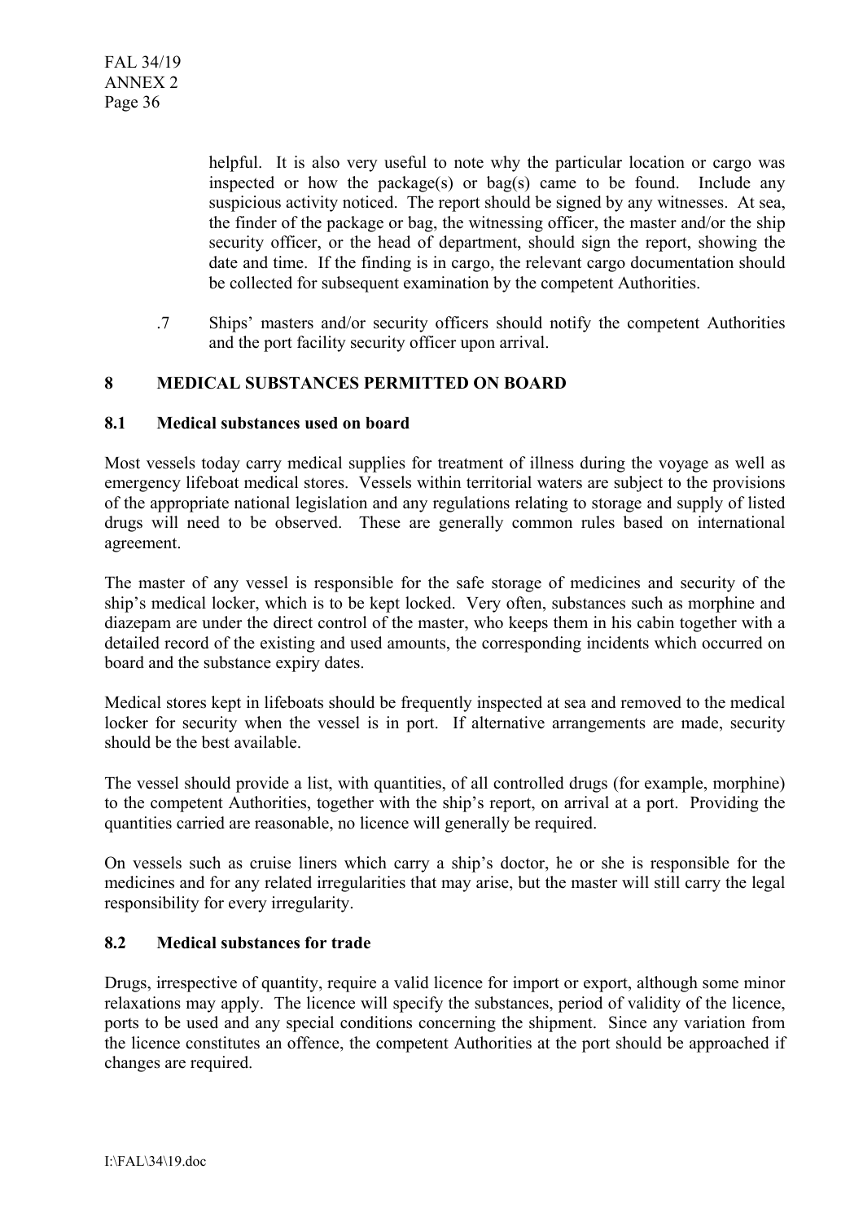helpful. It is also very useful to note why the particular location or cargo was inspected or how the package(s) or bag(s) came to be found. Include any suspicious activity noticed. The report should be signed by any witnesses. At sea, the finder of the package or bag, the witnessing officer, the master and/or the ship security officer, or the head of department, should sign the report, showing the date and time. If the finding is in cargo, the relevant cargo documentation should be collected for subsequent examination by the competent Authorities.

.7 Ships' masters and/or security officers should notify the competent Authorities and the port facility security officer upon arrival.

## 8 MEDICAL SUBSTANCES PERMITTED ON BOARD

### 8.1 Medical substances used on board

Most vessels today carry medical supplies for treatment of illness during the voyage as well as emergency lifeboat medical stores. Vessels within territorial waters are subject to the provisions of the appropriate national legislation and any regulations relating to storage and supply of listed drugs will need to be observed. These are generally common rules based on international agreement.

The master of any vessel is responsible for the safe storage of medicines and security of the ship's medical locker, which is to be kept locked. Very often, substances such as morphine and diazepam are under the direct control of the master, who keeps them in his cabin together with a detailed record of the existing and used amounts, the corresponding incidents which occurred on board and the substance expiry dates.

Medical stores kept in lifeboats should be frequently inspected at sea and removed to the medical locker for security when the vessel is in port. If alternative arrangements are made, security should be the best available.

The vessel should provide a list, with quantities, of all controlled drugs (for example, morphine) to the competent Authorities, together with the ship's report, on arrival at a port. Providing the quantities carried are reasonable, no licence will generally be required.

On vessels such as cruise liners which carry a ship's doctor, he or she is responsible for the medicines and for any related irregularities that may arise, but the master will still carry the legal responsibility for every irregularity.

### 8.2 Medical substances for trade

Drugs, irrespective of quantity, require a valid licence for import or export, although some minor relaxations may apply. The licence will specify the substances, period of validity of the licence, ports to be used and any special conditions concerning the shipment. Since any variation from the licence constitutes an offence, the competent Authorities at the port should be approached if changes are required.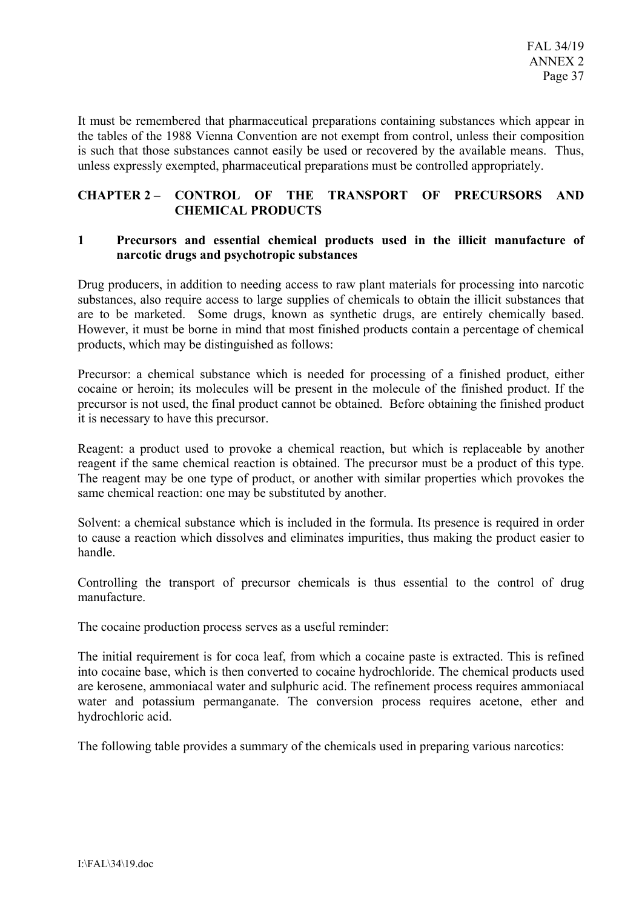It must be remembered that pharmaceutical preparations containing substances which appear in the tables of the 1988 Vienna Convention are not exempt from control, unless their composition is such that those substances cannot easily be used or recovered by the available means. Thus, unless expressly exempted, pharmaceutical preparations must be controlled appropriately.

## CHAPTER 2 – CONTROL OF THE TRANSPORT OF PRECURSORS AND CHEMICAL PRODUCTS

### 1 Precursors and essential chemical products used in the illicit manufacture of narcotic drugs and psychotropic substances

Drug producers, in addition to needing access to raw plant materials for processing into narcotic substances, also require access to large supplies of chemicals to obtain the illicit substances that are to be marketed. Some drugs, known as synthetic drugs, are entirely chemically based. However, it must be borne in mind that most finished products contain a percentage of chemical products, which may be distinguished as follows:

Precursor: a chemical substance which is needed for processing of a finished product, either cocaine or heroin; its molecules will be present in the molecule of the finished product. If the precursor is not used, the final product cannot be obtained. Before obtaining the finished product it is necessary to have this precursor.

Reagent: a product used to provoke a chemical reaction, but which is replaceable by another reagent if the same chemical reaction is obtained. The precursor must be a product of this type. The reagent may be one type of product, or another with similar properties which provokes the same chemical reaction: one may be substituted by another.

Solvent: a chemical substance which is included in the formula. Its presence is required in order to cause a reaction which dissolves and eliminates impurities, thus making the product easier to handle.

Controlling the transport of precursor chemicals is thus essential to the control of drug manufacture.

The cocaine production process serves as a useful reminder:

The initial requirement is for coca leaf, from which a cocaine paste is extracted. This is refined into cocaine base, which is then converted to cocaine hydrochloride. The chemical products used are kerosene, ammoniacal water and sulphuric acid. The refinement process requires ammoniacal water and potassium permanganate. The conversion process requires acetone, ether and hydrochloric acid.

The following table provides a summary of the chemicals used in preparing various narcotics: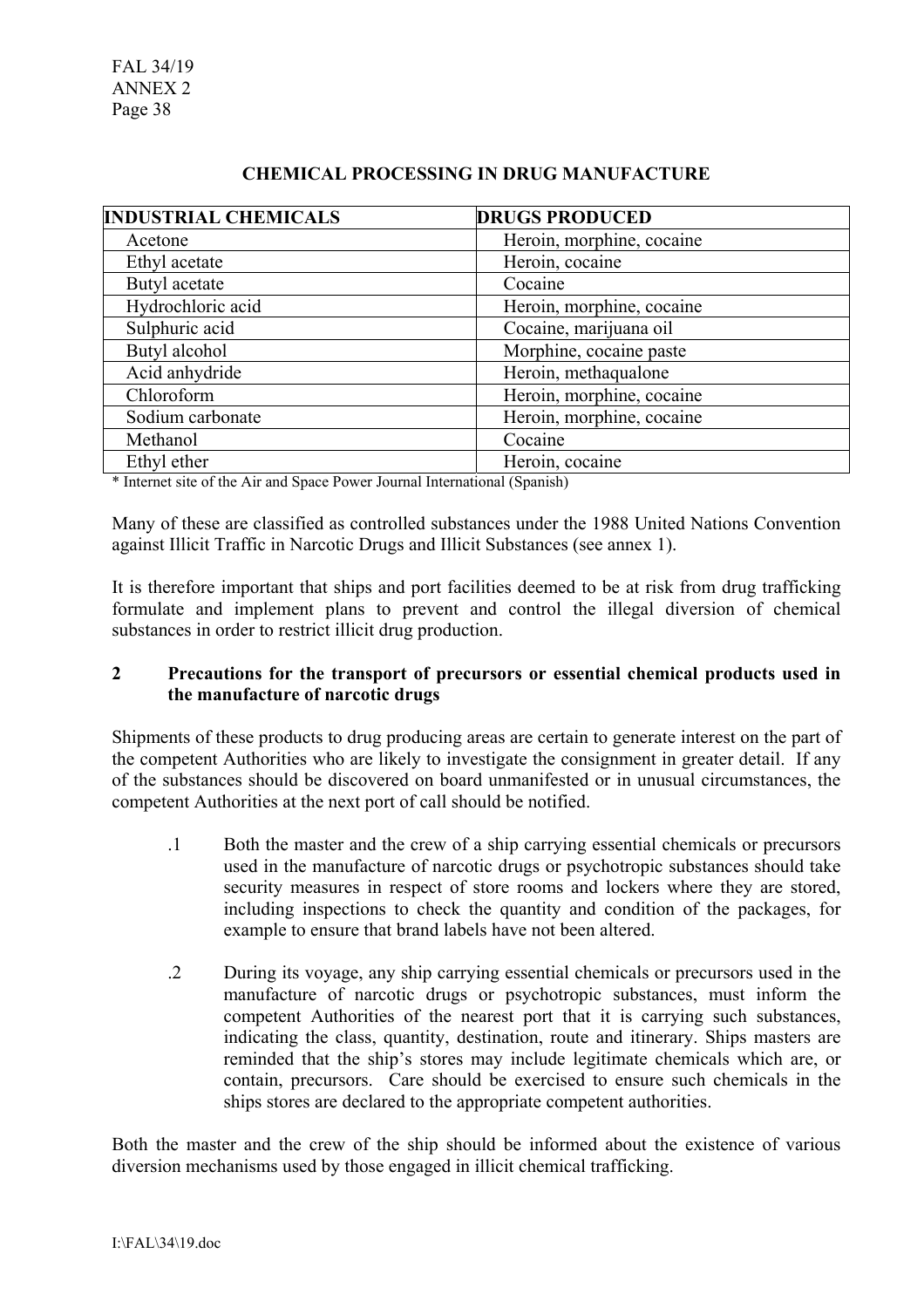## CHEMICAL PROCESSING IN DRUG MANUFACTURE

| INDUSTRIAL CHEMICALS | DRUGS PRODUCED |
| --- | --- |
| Acetone | Heroin, morphine, cocaine |
| Ethyl acetate | Heroin, cocaine |
| Butyl acetate | Cocaine |
| Hydrochloric acid | Heroin, morphine, cocaine |
| Sulphuric acid | Cocaine, marijuana oil |
| Butyl alcohol | Morphine, cocaine paste |
| Acid anhydride | Heroin, methaqualone |
| Chloroform | Heroin, morphine, cocaine |
| Sodium carbonate | Heroin, morphine, cocaine |
| Methanol | Cocaine |
| Ethyl ether | Heroin, cocaine |

* Internet site of the Air and Space Power Journal International (Spanish)

Many of these are classified as controlled substances under the 1988 United Nations Convention against Illicit Traffic in Narcotic Drugs and Illicit Substances (see annex 1).

It is therefore important that ships and port facilities deemed to be at risk from drug trafficking formulate and implement plans to prevent and control the illegal diversion of chemical substances in order to restrict illicit drug production.

### 2 Precautions for the transport of precursors or essential chemical products used in the manufacture of narcotic drugs

Shipments of these products to drug producing areas are certain to generate interest on the part of the competent Authorities who are likely to investigate the consignment in greater detail. If any of the substances should be discovered on board unmanifested or in unusual circumstances, the competent Authorities at the next port of call should be notified.

.1 Both the master and the crew of a ship carrying essential chemicals or precursors used in the manufacture of narcotic drugs or psychotropic substances should take security measures in respect of store rooms and lockers where they are stored, including inspections to check the quantity and condition of the packages, for example to ensure that brand labels have not been altered.

.2 During its voyage, any ship carrying essential chemicals or precursors used in the manufacture of narcotic drugs or psychotropic substances, must inform the competent Authorities of the nearest port that it is carrying such substances, indicating the class, quantity, destination, route and itinerary. Ships masters are reminded that the ship's stores may include legitimate chemicals which are, or contain, precursors. Care should be exercised to ensure such chemicals in the ships stores are declared to the appropriate competent authorities.

Both the master and the crew of the ship should be informed about the existence of various diversion mechanisms used by those engaged in illicit chemical trafficking.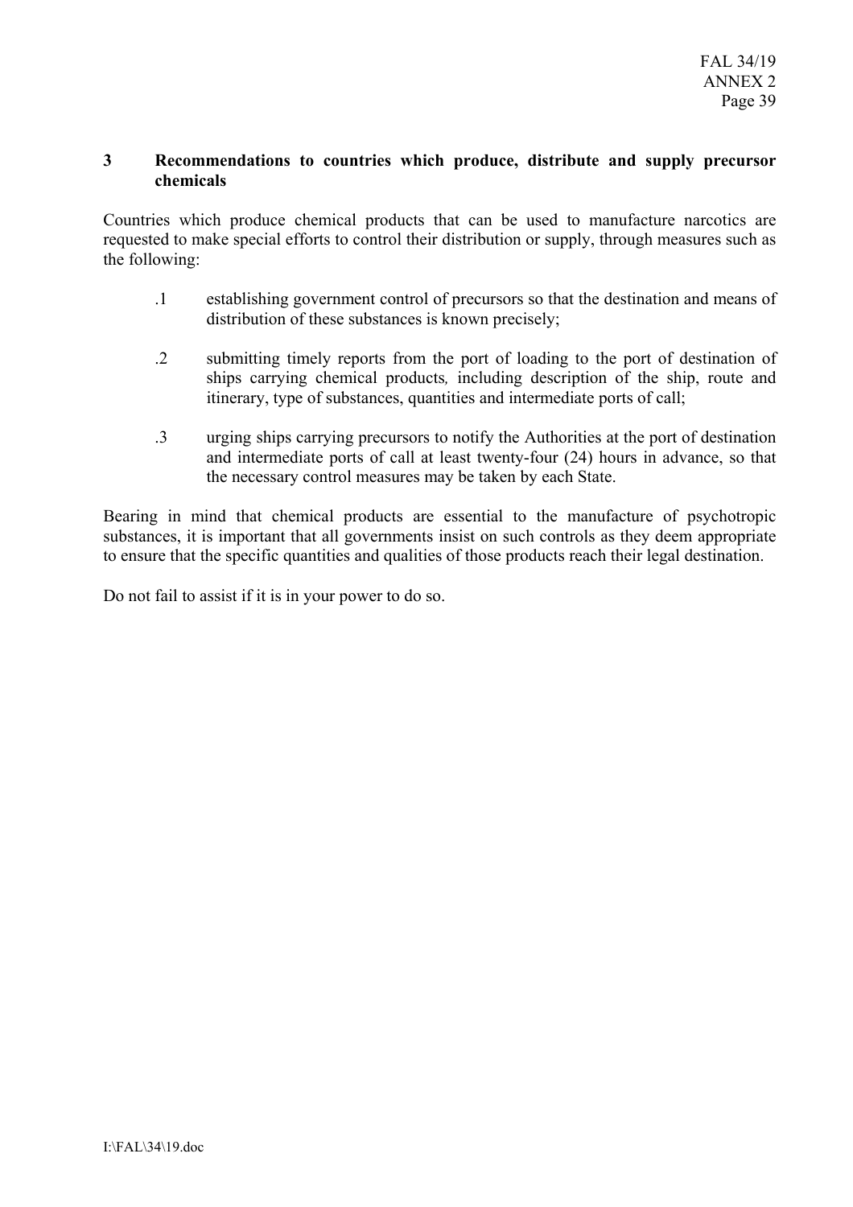## 3 Recommendations to countries which produce, distribute and supply precursor chemicals

Countries which produce chemical products that can be used to manufacture narcotics are requested to make special efforts to control their distribution or supply, through measures such as the following:

.1 establishing government control of precursors so that the destination and means of distribution of these substances is known precisely;

.2 submitting timely reports from the port of loading to the port of destination of ships carrying chemical products, including description of the ship, route and itinerary, type of substances, quantities and intermediate ports of call;

.3 urging ships carrying precursors to notify the Authorities at the port of destination and intermediate ports of call at least twenty-four (24) hours in advance, so that the necessary control measures may be taken by each State.

Bearing in mind that chemical products are essential to the manufacture of psychotropic substances, it is important that all governments insist on such controls as they deem appropriate to ensure that the specific quantities and qualities of those products reach their legal destination.

Do not fail to assist if it is in your power to do so.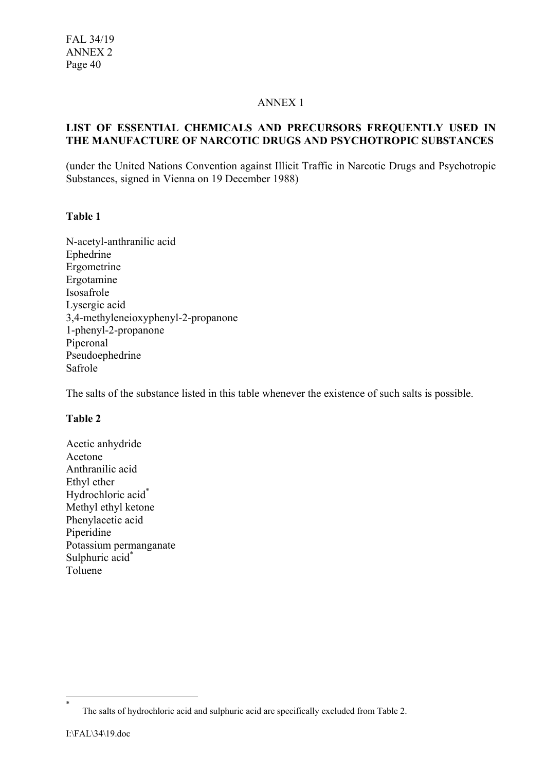ANNEX 1

**LIST OF ESSENTIAL CHEMICALS AND PRECURSORS FREQUENTLY USED IN THE MANUFACTURE OF NARCOTIC DRUGS AND PSYCHOTROPIC SUBSTANCES**

(under the United Nations Convention against Illicit Traffic in Narcotic Drugs and Psychotropic Substances, signed in Vienna on 19 December 1988)

**Table 1**

N-acetyl-anthranilic acid
Ephedrine
Ergometrine
Ergotamine
Isosafrole
Lysergic acid
3,4-methyleneioxyphenyl-2-propanone
1-phenyl-2-propanone
Piperonal
Pseudoephedrine
Safrole

The salts of the substance listed in this table whenever the existence of such salts is possible.

**Table 2**

Acetic anhydride
Acetone
Anthranilic acid
Ethyl ether
Hydrochloric acid*
Methyl ethyl ketone
Phenylacetic acid
Piperidine
Potassium permanganate
Sulphuric acid*
Toluene

---

\* The salts of hydrochloric acid and sulphuric acid are specifically excluded from Table 2.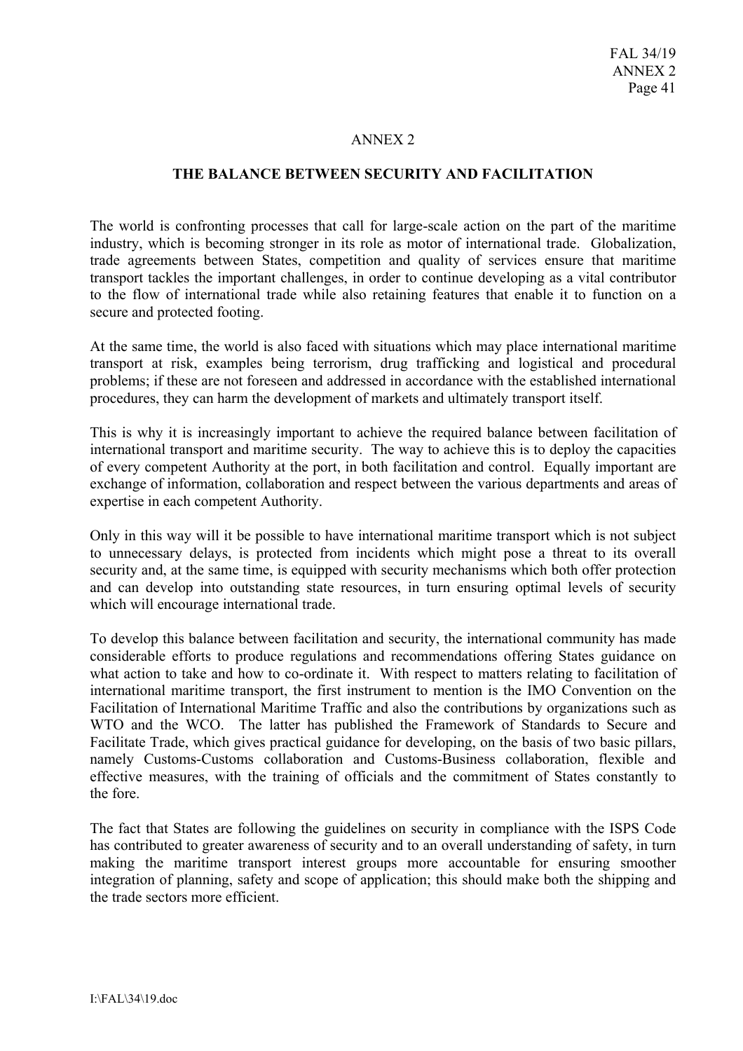# ANNEX 2

## THE BALANCE BETWEEN SECURITY AND FACILITATION

The world is confronting processes that call for large-scale action on the part of the maritime industry, which is becoming stronger in its role as motor of international trade. Globalization, trade agreements between States, competition and quality of services ensure that maritime transport tackles the important challenges, in order to continue developing as a vital contributor to the flow of international trade while also retaining features that enable it to function on a secure and protected footing.

At the same time, the world is also faced with situations which may place international maritime transport at risk, examples being terrorism, drug trafficking and logistical and procedural problems; if these are not foreseen and addressed in accordance with the established international procedures, they can harm the development of markets and ultimately transport itself.

This is why it is increasingly important to achieve the required balance between facilitation of international transport and maritime security. The way to achieve this is to deploy the capacities of every competent Authority at the port, in both facilitation and control. Equally important are exchange of information, collaboration and respect between the various departments and areas of expertise in each competent Authority.

Only in this way will it be possible to have international maritime transport which is not subject to unnecessary delays, is protected from incidents which might pose a threat to its overall security and, at the same time, is equipped with security mechanisms which both offer protection and can develop into outstanding state resources, in turn ensuring optimal levels of security which will encourage international trade.

To develop this balance between facilitation and security, the international community has made considerable efforts to produce regulations and recommendations offering States guidance on what action to take and how to co-ordinate it. With respect to matters relating to facilitation of international maritime transport, the first instrument to mention is the IMO Convention on the Facilitation of International Maritime Traffic and also the contributions by organizations such as WTO and the WCO. The latter has published the Framework of Standards to Secure and Facilitate Trade, which gives practical guidance for developing, on the basis of two basic pillars, namely Customs-Customs collaboration and Customs-Business collaboration, flexible and effective measures, with the training of officials and the commitment of States constantly to the fore.

The fact that States are following the guidelines on security in compliance with the ISPS Code has contributed to greater awareness of security and to an overall understanding of safety, in turn making the maritime transport interest groups more accountable for ensuring smoother integration of planning, safety and scope of application; this should make both the shipping and the trade sectors more efficient.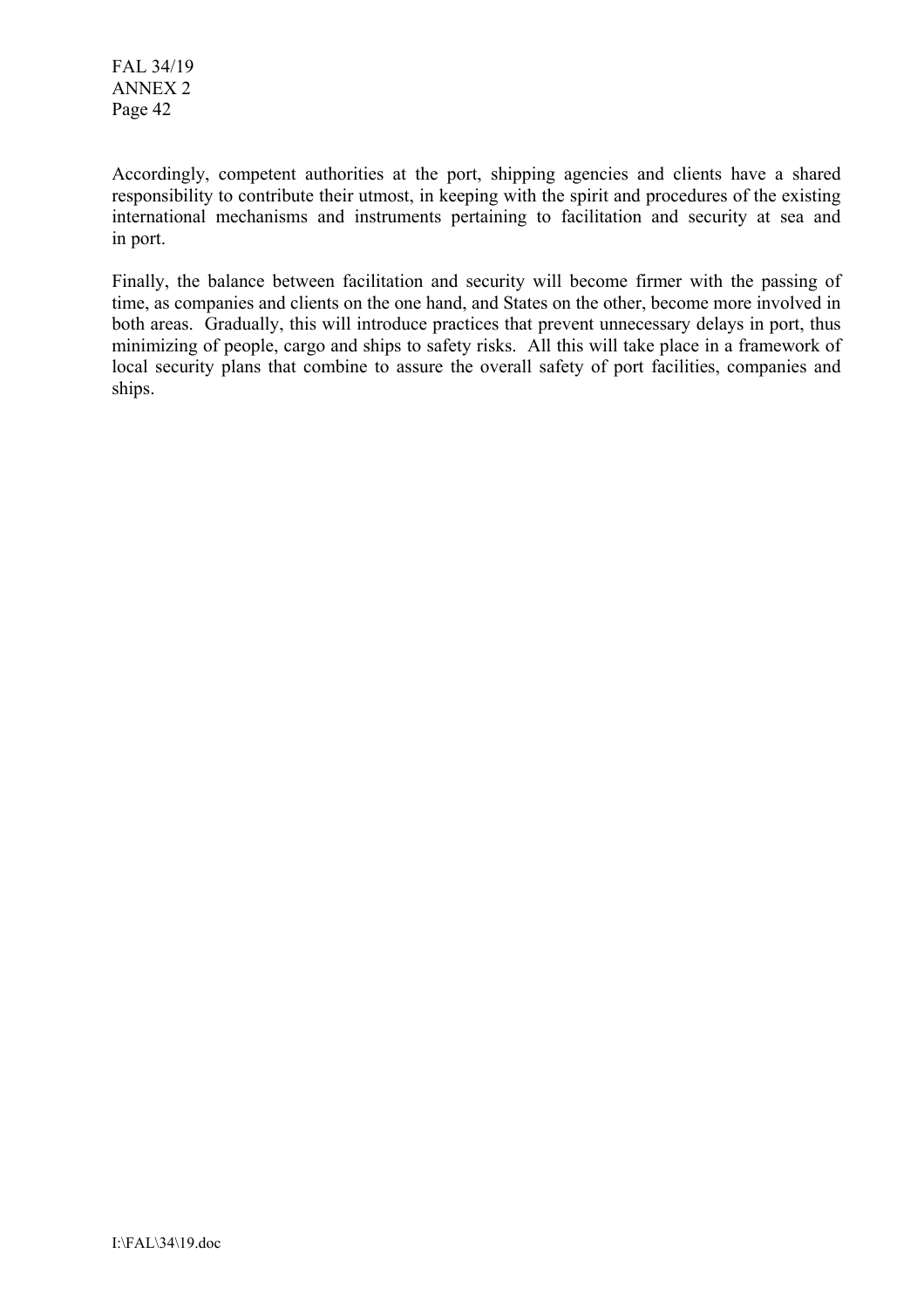Accordingly, competent authorities at the port, shipping agencies and clients have a shared responsibility to contribute their utmost, in keeping with the spirit and procedures of the existing international mechanisms and instruments pertaining to facilitation and security at sea and in port.

Finally, the balance between facilitation and security will become firmer with the passing of time, as companies and clients on the one hand, and States on the other, become more involved in both areas. Gradually, this will introduce practices that prevent unnecessary delays in port, thus minimizing of people, cargo and ships to safety risks. All this will take place in a framework of local security plans that combine to assure the overall safety of port facilities, companies and ships.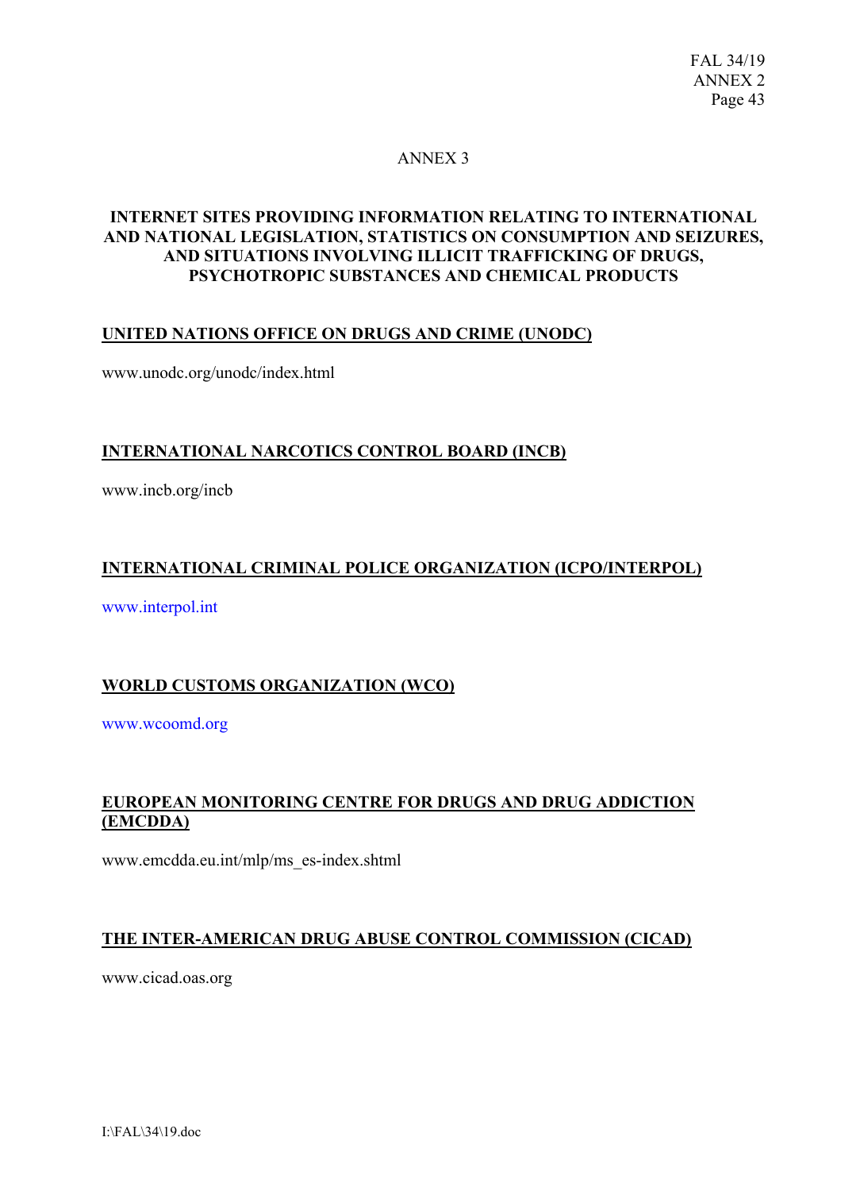ANNEX 3

# INTERNET SITES PROVIDING INFORMATION RELATING TO INTERNATIONAL AND NATIONAL LEGISLATION, STATISTICS ON CONSUMPTION AND SEIZURES, AND SITUATIONS INVOLVING ILLICIT TRAFFICKING OF DRUGS, PSYCHOTROPIC SUBSTANCES AND CHEMICAL PRODUCTS

## UNITED NATIONS OFFICE ON DRUGS AND CRIME (UNODC)

www.unodc.org/unodc/index.html

## INTERNATIONAL NARCOTICS CONTROL BOARD (INCB)

www.incb.org/incb

## INTERNATIONAL CRIMINAL POLICE ORGANIZATION (ICPO/INTERPOL)

www.interpol.int

## WORLD CUSTOMS ORGANIZATION (WCO)

www.wcoomd.org

## EUROPEAN MONITORING CENTRE FOR DRUGS AND DRUG ADDICTION (EMCDDA)

www.emcdda.eu.int/mlp/ms_es-index.shtml

## THE INTER-AMERICAN DRUG ABUSE CONTROL COMMISSION (CICAD)

www.cicad.oas.org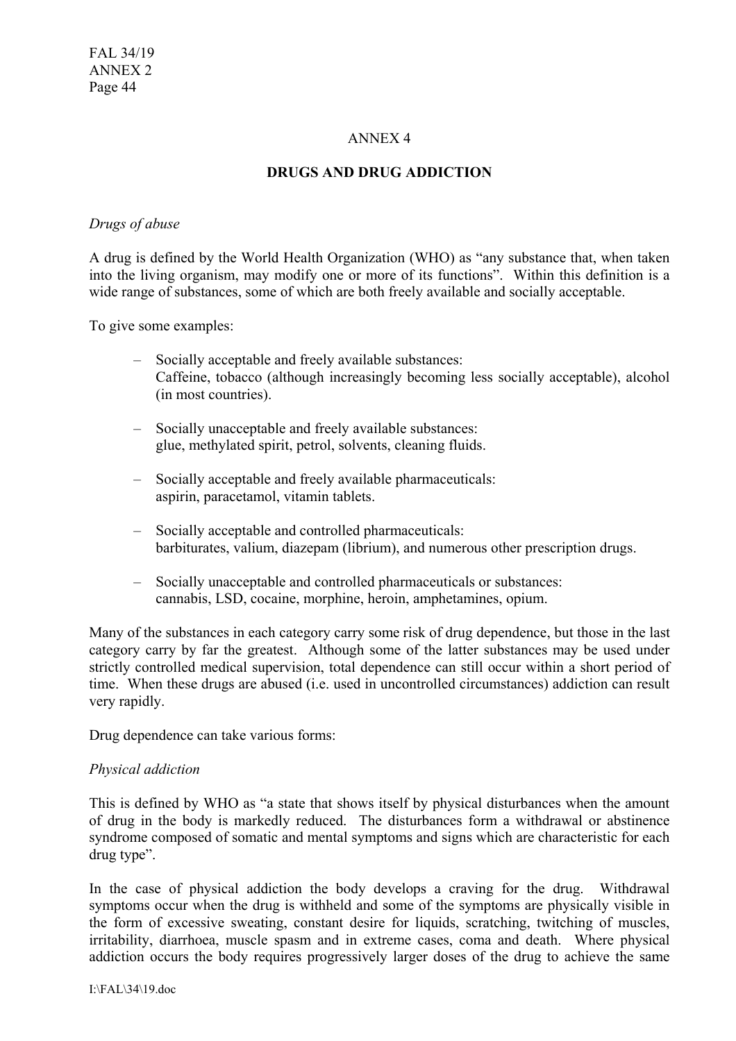# ANNEX 4

## DRUGS AND DRUG ADDICTION

*Drugs of abuse*

A drug is defined by the World Health Organization (WHO) as "any substance that, when taken into the living organism, may modify one or more of its functions". Within this definition is a wide range of substances, some of which are both freely available and socially acceptable.

To give some examples:

– Socially acceptable and freely available substances:
  Caffeine, tobacco (although increasingly becoming less socially acceptable), alcohol (in most countries).

– Socially unacceptable and freely available substances:
  glue, methylated spirit, petrol, solvents, cleaning fluids.

– Socially acceptable and freely available pharmaceuticals:
  aspirin, paracetamol, vitamin tablets.

– Socially acceptable and controlled pharmaceuticals:
  barbiturates, valium, diazepam (librium), and numerous other prescription drugs.

– Socially unacceptable and controlled pharmaceuticals or substances:
  cannabis, LSD, cocaine, morphine, heroin, amphetamines, opium.

Many of the substances in each category carry some risk of drug dependence, but those in the last category carry by far the greatest. Although some of the latter substances may be used under strictly controlled medical supervision, total dependence can still occur within a short period of time. When these drugs are abused (i.e. used in uncontrolled circumstances) addiction can result very rapidly.

Drug dependence can take various forms:

*Physical addiction*

This is defined by WHO as "a state that shows itself by physical disturbances when the amount of drug in the body is markedly reduced. The disturbances form a withdrawal or abstinence syndrome composed of somatic and mental symptoms and signs which are characteristic for each drug type".

In the case of physical addiction the body develops a craving for the drug. Withdrawal symptoms occur when the drug is withheld and some of the symptoms are physically visible in the form of excessive sweating, constant desire for liquids, scratching, twitching of muscles, irritability, diarrhoea, muscle spasm and in extreme cases, coma and death. Where physical addiction occurs the body requires progressively larger doses of the drug to achieve the same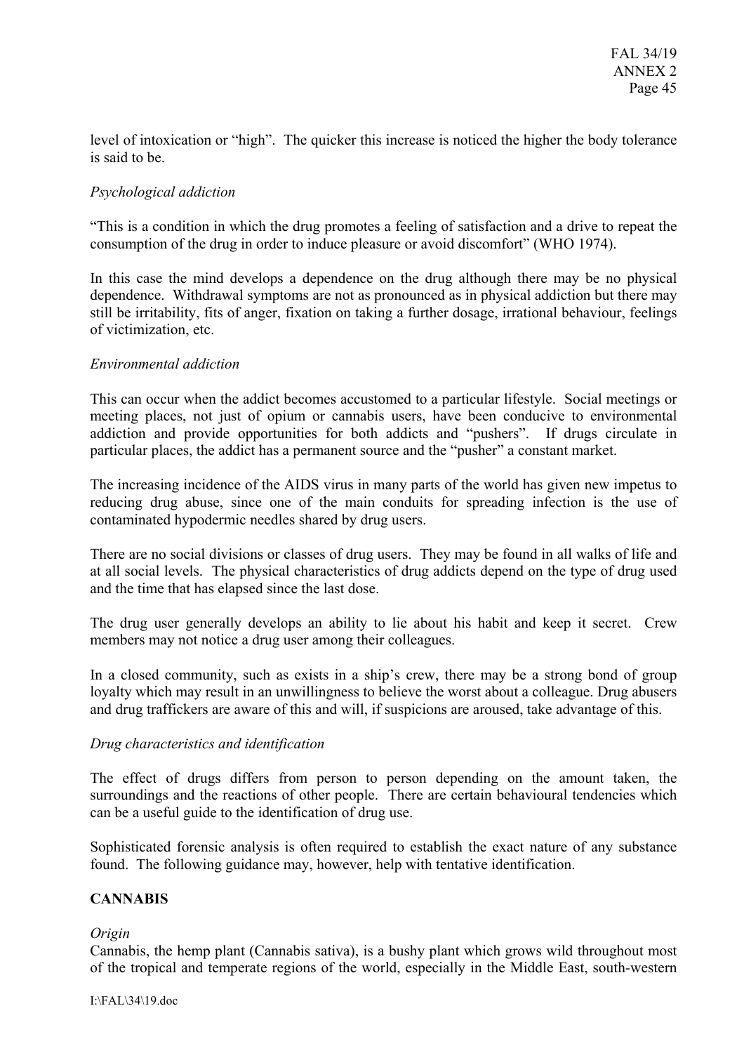level of intoxication or "high". The quicker this increase is noticed the higher the body tolerance is said to be.

*Psychological addiction*

"This is a condition in which the drug promotes a feeling of satisfaction and a drive to repeat the consumption of the drug in order to induce pleasure or avoid discomfort" (WHO 1974).

In this case the mind develops a dependence on the drug although there may be no physical dependence. Withdrawal symptoms are not as pronounced as in physical addiction but there may still be irritability, fits of anger, fixation on taking a further dosage, irrational behaviour, feelings of victimization, etc.

*Environmental addiction*

This can occur when the addict becomes accustomed to a particular lifestyle. Social meetings or meeting places, not just of opium or cannabis users, have been conducive to environmental addiction and provide opportunities for both addicts and "pushers". If drugs circulate in particular places, the addict has a permanent source and the "pusher" a constant market.

The increasing incidence of the AIDS virus in many parts of the world has given new impetus to reducing drug abuse, since one of the main conduits for spreading infection is the use of contaminated hypodermic needles shared by drug users.

There are no social divisions or classes of drug users. They may be found in all walks of life and at all social levels. The physical characteristics of drug addicts depend on the type of drug used and the time that has elapsed since the last dose.

The drug user generally develops an ability to lie about his habit and keep it secret. Crew members may not notice a drug user among their colleagues.

In a closed community, such as exists in a ship's crew, there may be a strong bond of group loyalty which may result in an unwillingness to believe the worst about a colleague. Drug abusers and drug traffickers are aware of this and will, if suspicions are aroused, take advantage of this.

*Drug characteristics and identification*

The effect of drugs differs from person to person depending on the amount taken, the surroundings and the reactions of other people. There are certain behavioural tendencies which can be a useful guide to the identification of drug use.

Sophisticated forensic analysis is often required to establish the exact nature of any substance found. The following guidance may, however, help with tentative identification.

**CANNABIS**

*Origin*
Cannabis, the hemp plant (Cannabis sativa), is a bushy plant which grows wild throughout most of the tropical and temperate regions of the world, especially in the Middle East, south-western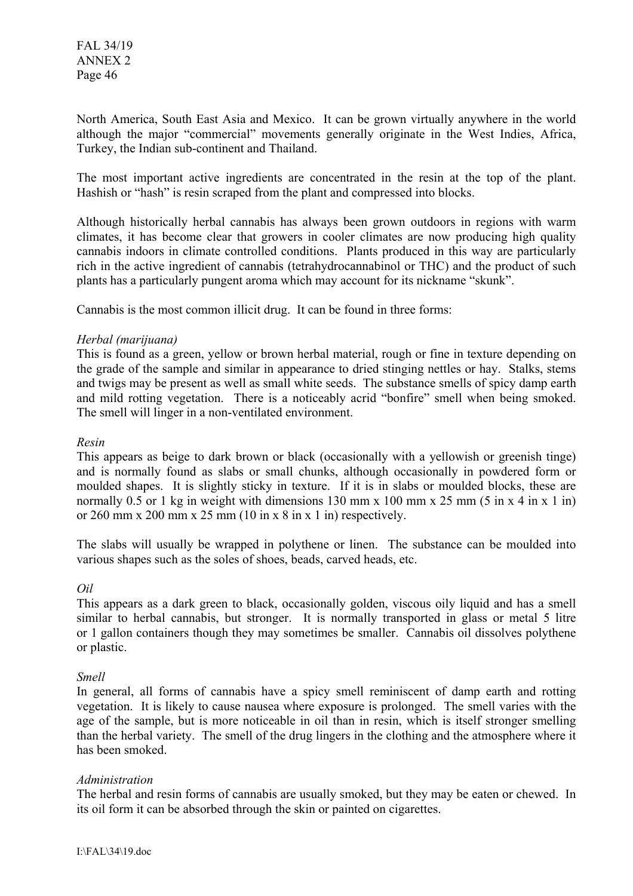North America, South East Asia and Mexico. It can be grown virtually anywhere in the world although the major "commercial" movements generally originate in the West Indies, Africa, Turkey, the Indian sub-continent and Thailand.

The most important active ingredients are concentrated in the resin at the top of the plant. Hashish or "hash" is resin scraped from the plant and compressed into blocks.

Although historically herbal cannabis has always been grown outdoors in regions with warm climates, it has become clear that growers in cooler climates are now producing high quality cannabis indoors in climate controlled conditions. Plants produced in this way are particularly rich in the active ingredient of cannabis (tetrahydrocannabinol or THC) and the product of such plants has a particularly pungent aroma which may account for its nickname "skunk".

Cannabis is the most common illicit drug. It can be found in three forms:

*Herbal (marijuana)*
This is found as a green, yellow or brown herbal material, rough or fine in texture depending on the grade of the sample and similar in appearance to dried stinging nettles or hay. Stalks, stems and twigs may be present as well as small white seeds. The substance smells of spicy damp earth and mild rotting vegetation. There is a noticeably acrid "bonfire" smell when being smoked. The smell will linger in a non-ventilated environment.

*Resin*
This appears as beige to dark brown or black (occasionally with a yellowish or greenish tinge) and is normally found as slabs or small chunks, although occasionally in powdered form or moulded shapes. It is slightly sticky in texture. If it is in slabs or moulded blocks, these are normally 0.5 or 1 kg in weight with dimensions 130 mm x 100 mm x 25 mm (5 in x 4 in x 1 in) or 260 mm x 200 mm x 25 mm (10 in x 8 in x 1 in) respectively.

The slabs will usually be wrapped in polythene or linen. The substance can be moulded into various shapes such as the soles of shoes, beads, carved heads, etc.

*Oil*
This appears as a dark green to black, occasionally golden, viscous oily liquid and has a smell similar to herbal cannabis, but stronger. It is normally transported in glass or metal 5 litre or 1 gallon containers though they may sometimes be smaller. Cannabis oil dissolves polythene or plastic.

*Smell*
In general, all forms of cannabis have a spicy smell reminiscent of damp earth and rotting vegetation. It is likely to cause nausea where exposure is prolonged. The smell varies with the age of the sample, but is more noticeable in oil than in resin, which is itself stronger smelling than the herbal variety. The smell of the drug lingers in the clothing and the atmosphere where it has been smoked.

*Administration*
The herbal and resin forms of cannabis are usually smoked, but they may be eaten or chewed. In its oil form it can be absorbed through the skin or painted on cigarettes.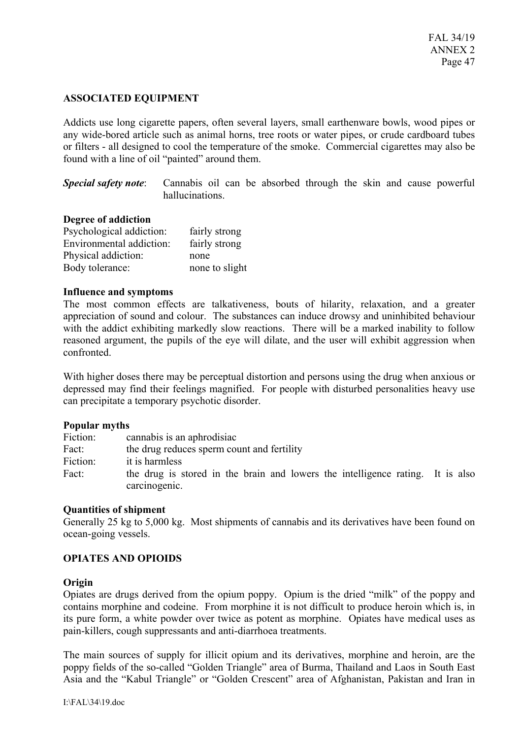**ASSOCIATED EQUIPMENT**

Addicts use long cigarette papers, often several layers, small earthenware bowls, wood pipes or any wide-bored article such as animal horns, tree roots or water pipes, or crude cardboard tubes or filters - all designed to cool the temperature of the smoke. Commercial cigarettes may also be found with a line of oil "painted" around them.

***Special safety note***: Cannabis oil can be absorbed through the skin and cause powerful hallucinations.

**Degree of addiction**

| | |
|---|---|
| Psychological addiction: | fairly strong |
| Environmental addiction: | fairly strong |
| Physical addiction: | none |
| Body tolerance: | none to slight |

**Influence and symptoms**

The most common effects are talkativeness, bouts of hilarity, relaxation, and a greater appreciation of sound and colour. The substances can induce drowsy and uninhibited behaviour with the addict exhibiting markedly slow reactions. There will be a marked inability to follow reasoned argument, the pupils of the eye will dilate, and the user will exhibit aggression when confronted.

With higher doses there may be perceptual distortion and persons using the drug when anxious or depressed may find their feelings magnified. For people with disturbed personalities heavy use can precipitate a temporary psychotic disorder.

**Popular myths**

| | |
|---|---|
| Fiction: | cannabis is an aphrodisiac |
| Fact: | the drug reduces sperm count and fertility |
| Fiction: | it is harmless |
| Fact: | the drug is stored in the brain and lowers the intelligence rating. It is also carcinogenic. |

**Quantities of shipment**

Generally 25 kg to 5,000 kg. Most shipments of cannabis and its derivatives have been found on ocean-going vessels.

**OPIATES AND OPIOIDS**

**Origin**

Opiates are drugs derived from the opium poppy. Opium is the dried "milk" of the poppy and contains morphine and codeine. From morphine it is not difficult to produce heroin which is, in its pure form, a white powder over twice as potent as morphine. Opiates have medical uses as pain-killers, cough suppressants and anti-diarrhoea treatments.

The main sources of supply for illicit opium and its derivatives, morphine and heroin, are the poppy fields of the so-called "Golden Triangle" area of Burma, Thailand and Laos in South East Asia and the "Kabul Triangle" or "Golden Crescent" area of Afghanistan, Pakistan and Iran in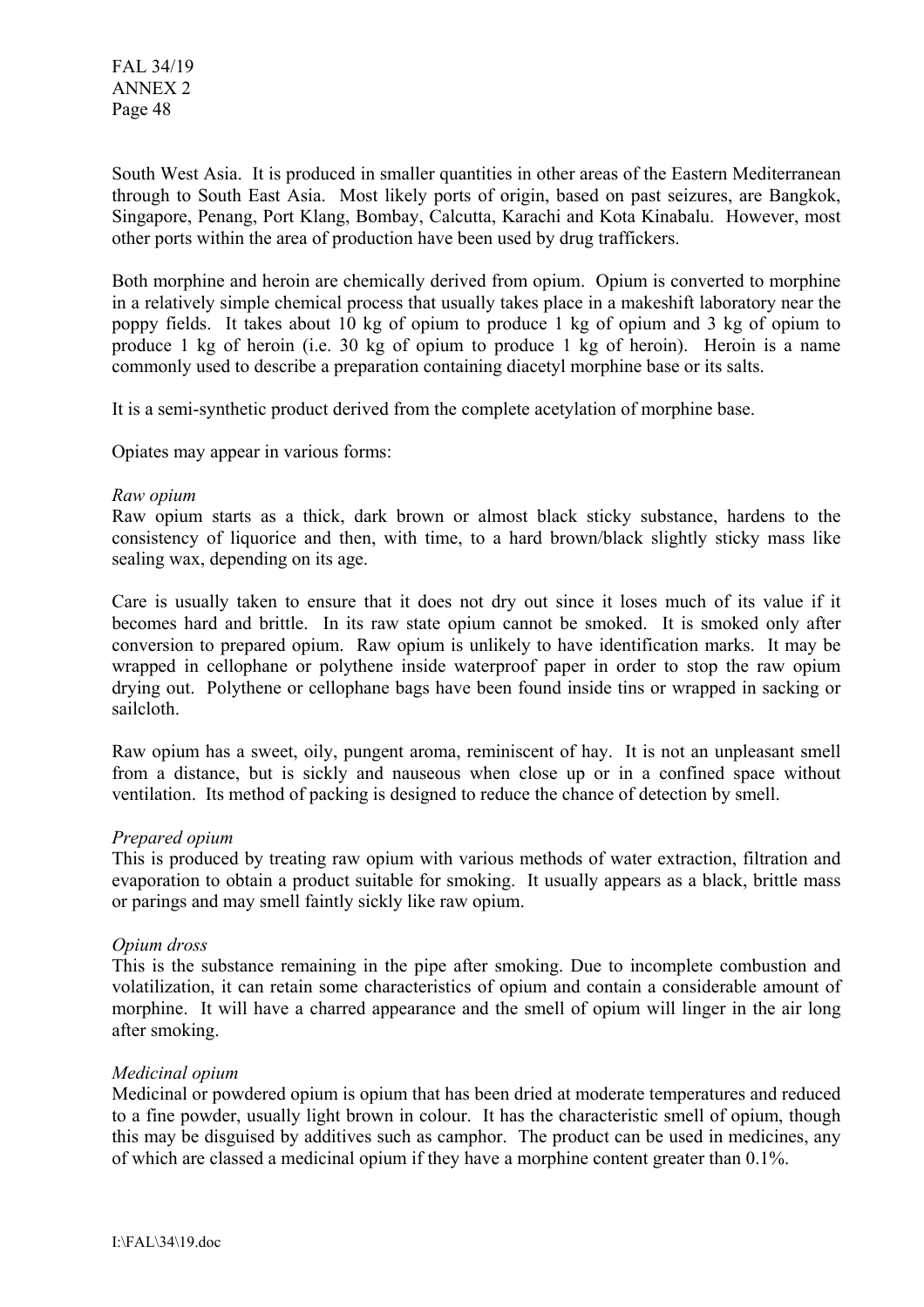South West Asia. It is produced in smaller quantities in other areas of the Eastern Mediterranean through to South East Asia. Most likely ports of origin, based on past seizures, are Bangkok, Singapore, Penang, Port Klang, Bombay, Calcutta, Karachi and Kota Kinabalu. However, most other ports within the area of production have been used by drug traffickers.

Both morphine and heroin are chemically derived from opium. Opium is converted to morphine in a relatively simple chemical process that usually takes place in a makeshift laboratory near the poppy fields. It takes about 10 kg of opium to produce 1 kg of opium and 3 kg of opium to produce 1 kg of heroin (i.e. 30 kg of opium to produce 1 kg of heroin). Heroin is a name commonly used to describe a preparation containing diacetyl morphine base or its salts.

It is a semi-synthetic product derived from the complete acetylation of morphine base.

Opiates may appear in various forms:

*Raw opium*
Raw opium starts as a thick, dark brown or almost black sticky substance, hardens to the consistency of liquorice and then, with time, to a hard brown/black slightly sticky mass like sealing wax, depending on its age.

Care is usually taken to ensure that it does not dry out since it loses much of its value if it becomes hard and brittle. In its raw state opium cannot be smoked. It is smoked only after conversion to prepared opium. Raw opium is unlikely to have identification marks. It may be wrapped in cellophane or polythene inside waterproof paper in order to stop the raw opium drying out. Polythene or cellophane bags have been found inside tins or wrapped in sacking or sailcloth.

Raw opium has a sweet, oily, pungent aroma, reminiscent of hay. It is not an unpleasant smell from a distance, but is sickly and nauseous when close up or in a confined space without ventilation. Its method of packing is designed to reduce the chance of detection by smell.

*Prepared opium*
This is produced by treating raw opium with various methods of water extraction, filtration and evaporation to obtain a product suitable for smoking. It usually appears as a black, brittle mass or parings and may smell faintly sickly like raw opium.

*Opium dross*
This is the substance remaining in the pipe after smoking. Due to incomplete combustion and volatilization, it can retain some characteristics of opium and contain a considerable amount of morphine. It will have a charred appearance and the smell of opium will linger in the air long after smoking.

*Medicinal opium*
Medicinal or powdered opium is opium that has been dried at moderate temperatures and reduced to a fine powder, usually light brown in colour. It has the characteristic smell of opium, though this may be disguised by additives such as camphor. The product can be used in medicines, any of which are classed a medicinal opium if they have a morphine content greater than 0.1%.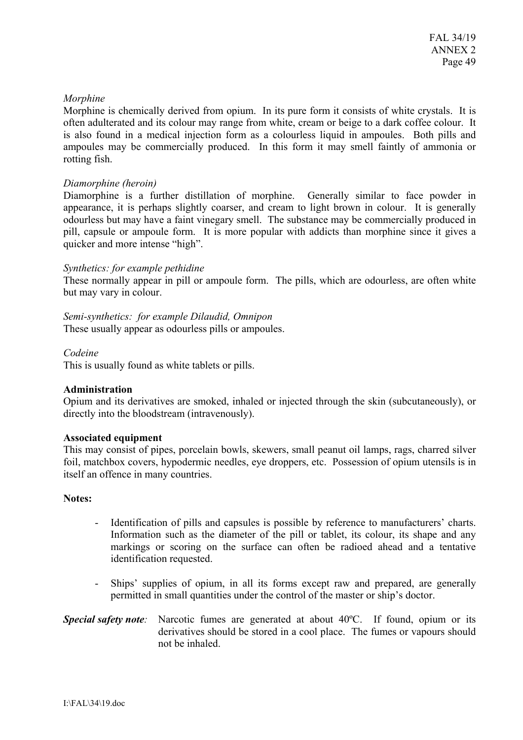*Morphine*

Morphine is chemically derived from opium. In its pure form it consists of white crystals. It is often adulterated and its colour may range from white, cream or beige to a dark coffee colour. It is also found in a medical injection form as a colourless liquid in ampoules. Both pills and ampoules may be commercially produced. In this form it may smell faintly of ammonia or rotting fish.

*Diamorphine (heroin)*

Diamorphine is a further distillation of morphine. Generally similar to face powder in appearance, it is perhaps slightly coarser, and cream to light brown in colour. It is generally odourless but may have a faint vinegary smell. The substance may be commercially produced in pill, capsule or ampoule form. It is more popular with addicts than morphine since it gives a quicker and more intense "high".

*Synthetics: for example pethidine*

These normally appear in pill or ampoule form. The pills, which are odourless, are often white but may vary in colour.

*Semi-synthetics: for example Dilaudid, Omnipon*

These usually appear as odourless pills or ampoules.

*Codeine*

This is usually found as white tablets or pills.

**Administration**

Opium and its derivatives are smoked, inhaled or injected through the skin (subcutaneously), or directly into the bloodstream (intravenously).

**Associated equipment**

This may consist of pipes, porcelain bowls, skewers, small peanut oil lamps, rags, charred silver foil, matchbox covers, hypodermic needles, eye droppers, etc. Possession of opium utensils is in itself an offence in many countries.

**Notes:**

- Identification of pills and capsules is possible by reference to manufacturers' charts. Information such as the diameter of the pill or tablet, its colour, its shape and any markings or scoring on the surface can often be radioed ahead and a tentative identification requested.

- Ships' supplies of opium, in all its forms except raw and prepared, are generally permitted in small quantities under the control of the master or ship's doctor.

***Special safety note**:* Narcotic fumes are generated at about 40ºC. If found, opium or its derivatives should be stored in a cool place. The fumes or vapours should not be inhaled.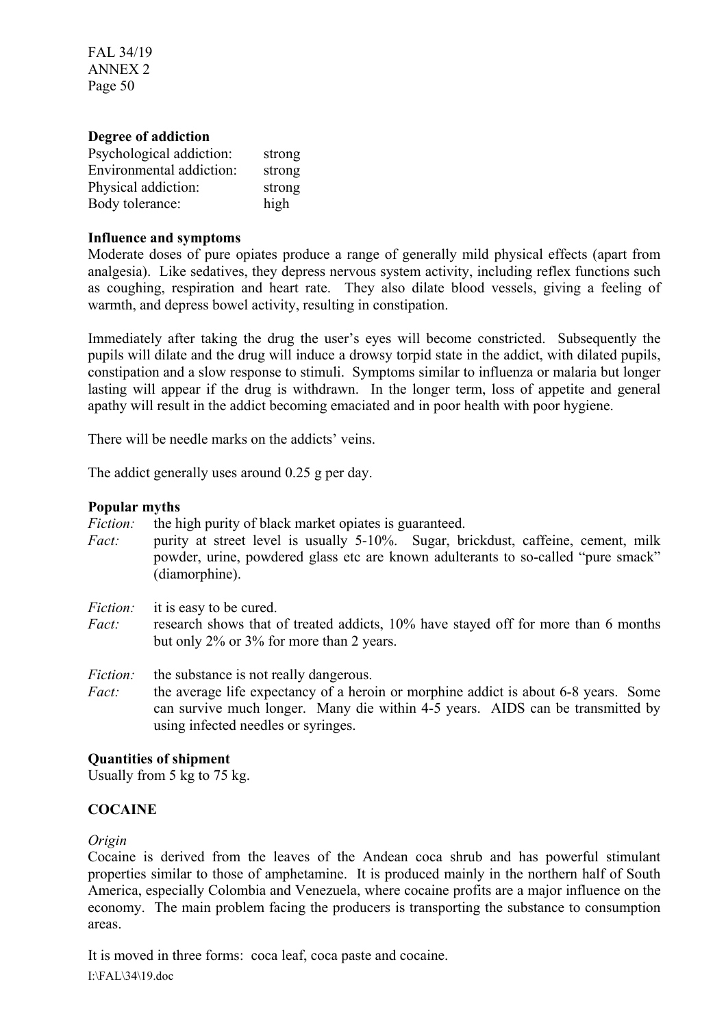**Degree of addiction**

| | |
|---|---|
| Psychological addiction: | strong |
| Environmental addiction: | strong |
| Physical addiction: | strong |
| Body tolerance: | high |

**Influence and symptoms**

Moderate doses of pure opiates produce a range of generally mild physical effects (apart from analgesia). Like sedatives, they depress nervous system activity, including reflex functions such as coughing, respiration and heart rate. They also dilate blood vessels, giving a feeling of warmth, and depress bowel activity, resulting in constipation.

Immediately after taking the drug the user's eyes will become constricted. Subsequently the pupils will dilate and the drug will induce a drowsy torpid state in the addict, with dilated pupils, constipation and a slow response to stimuli. Symptoms similar to influenza or malaria but longer lasting will appear if the drug is withdrawn. In the longer term, loss of appetite and general apathy will result in the addict becoming emaciated and in poor health with poor hygiene.

There will be needle marks on the addicts' veins.

The addict generally uses around 0.25 g per day.

**Popular myths**

*Fiction:* the high purity of black market opiates is guaranteed.
*Fact:* purity at street level is usually 5-10%. Sugar, brickdust, caffeine, cement, milk powder, urine, powdered glass etc are known adulterants to so-called "pure smack" (diamorphine).

*Fiction:* it is easy to be cured.
*Fact:* research shows that of treated addicts, 10% have stayed off for more than 6 months but only 2% or 3% for more than 2 years.

*Fiction:* the substance is not really dangerous.
*Fact:* the average life expectancy of a heroin or morphine addict is about 6-8 years. Some can survive much longer. Many die within 4-5 years. AIDS can be transmitted by using infected needles or syringes.

**Quantities of shipment**

Usually from 5 kg to 75 kg.

**COCAINE**

*Origin*

Cocaine is derived from the leaves of the Andean coca shrub and has powerful stimulant properties similar to those of amphetamine. It is produced mainly in the northern half of South America, especially Colombia and Venezuela, where cocaine profits are a major influence on the economy. The main problem facing the producers is transporting the substance to consumption areas.

It is moved in three forms: coca leaf, coca paste and cocaine.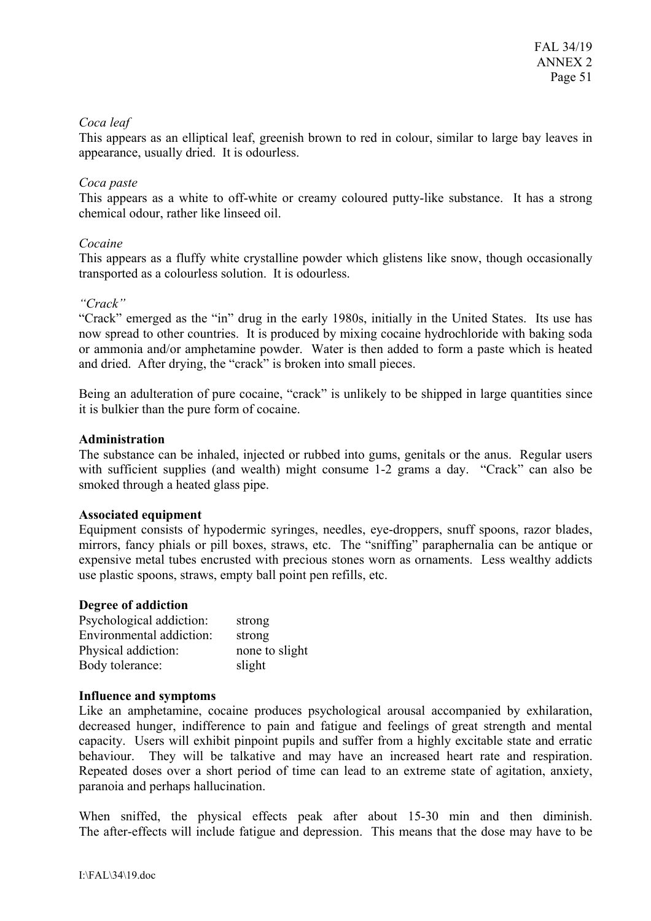*Coca leaf*
This appears as an elliptical leaf, greenish brown to red in colour, similar to large bay leaves in appearance, usually dried. It is odourless.

*Coca paste*
This appears as a white to off-white or creamy coloured putty-like substance. It has a strong chemical odour, rather like linseed oil.

*Cocaine*
This appears as a fluffy white crystalline powder which glistens like snow, though occasionally transported as a colourless solution. It is odourless.

*"Crack"*
"Crack" emerged as the "in" drug in the early 1980s, initially in the United States. Its use has now spread to other countries. It is produced by mixing cocaine hydrochloride with baking soda or ammonia and/or amphetamine powder. Water is then added to form a paste which is heated and dried. After drying, the "crack" is broken into small pieces.

Being an adulteration of pure cocaine, "crack" is unlikely to be shipped in large quantities since it is bulkier than the pure form of cocaine.

**Administration**
The substance can be inhaled, injected or rubbed into gums, genitals or the anus. Regular users with sufficient supplies (and wealth) might consume 1-2 grams a day. "Crack" can also be smoked through a heated glass pipe.

**Associated equipment**
Equipment consists of hypodermic syringes, needles, eye-droppers, snuff spoons, razor blades, mirrors, fancy phials or pill boxes, straws, etc. The "sniffing" paraphernalia can be antique or expensive metal tubes encrusted with precious stones worn as ornaments. Less wealthy addicts use plastic spoons, straws, empty ball point pen refills, etc.

**Degree of addiction**

| | |
|---|---|
| Psychological addiction: | strong |
| Environmental addiction: | strong |
| Physical addiction: | none to slight |
| Body tolerance: | slight |

**Influence and symptoms**
Like an amphetamine, cocaine produces psychological arousal accompanied by exhilaration, decreased hunger, indifference to pain and fatigue and feelings of great strength and mental capacity. Users will exhibit pinpoint pupils and suffer from a highly excitable state and erratic behaviour. They will be talkative and may have an increased heart rate and respiration. Repeated doses over a short period of time can lead to an extreme state of agitation, anxiety, paranoia and perhaps hallucination.

When sniffed, the physical effects peak after about 15-30 min and then diminish. The after-effects will include fatigue and depression. This means that the dose may have to be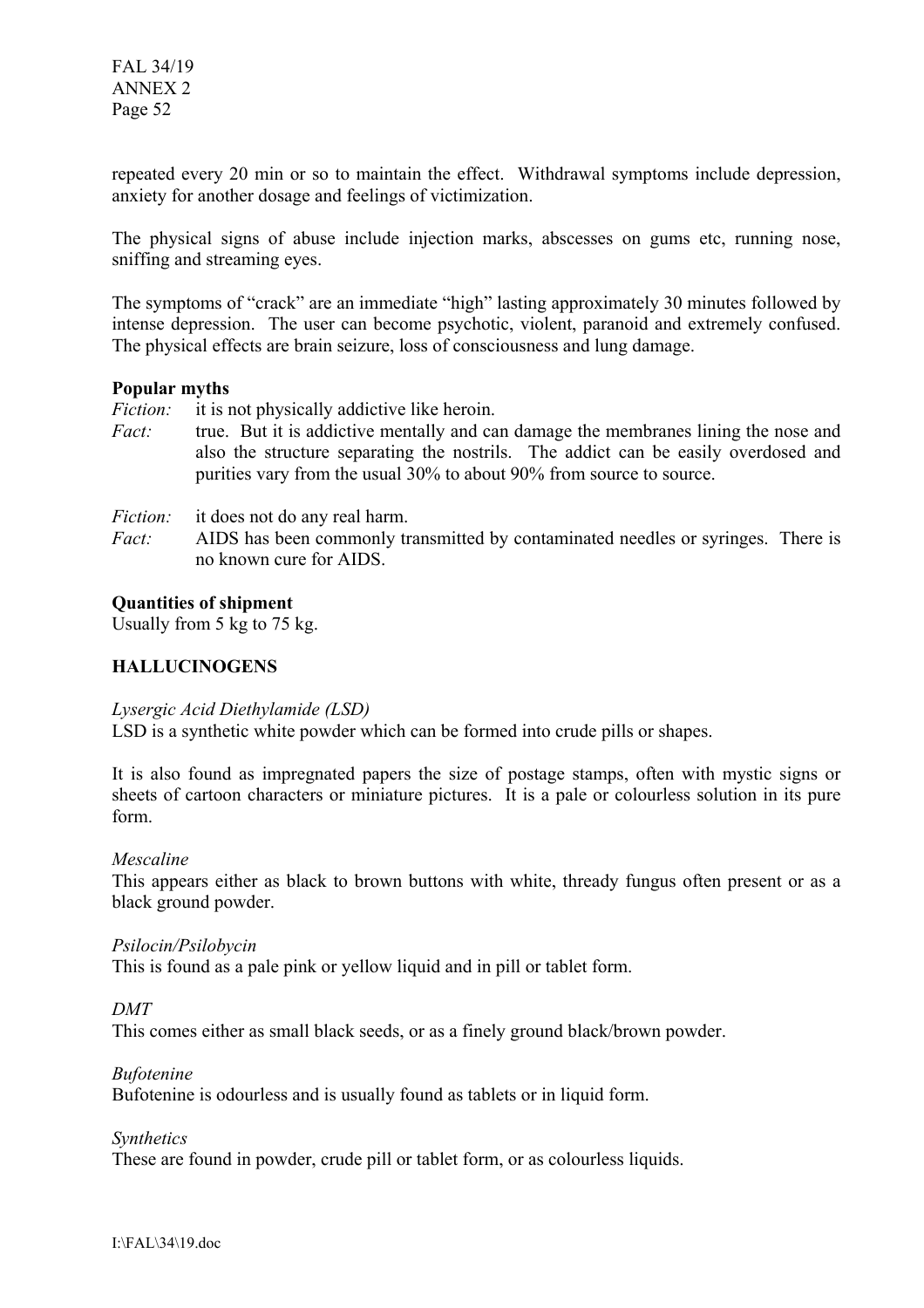repeated every 20 min or so to maintain the effect. Withdrawal symptoms include depression, anxiety for another dosage and feelings of victimization.

The physical signs of abuse include injection marks, abscesses on gums etc, running nose, sniffing and streaming eyes.

The symptoms of "crack" are an immediate "high" lasting approximately 30 minutes followed by intense depression. The user can become psychotic, violent, paranoid and extremely confused. The physical effects are brain seizure, loss of consciousness and lung damage.

**Popular myths**

*Fiction:* it is not physically addictive like heroin.
*Fact:* true. But it is addictive mentally and can damage the membranes lining the nose and also the structure separating the nostrils. The addict can be easily overdosed and purities vary from the usual 30% to about 90% from source to source.

*Fiction:* it does not do any real harm.
*Fact:* AIDS has been commonly transmitted by contaminated needles or syringes. There is no known cure for AIDS.

**Quantities of shipment**

Usually from 5 kg to 75 kg.

## HALLUCINOGENS

*Lysergic Acid Diethylamide (LSD)*

LSD is a synthetic white powder which can be formed into crude pills or shapes.

It is also found as impregnated papers the size of postage stamps, often with mystic signs or sheets of cartoon characters or miniature pictures. It is a pale or colourless solution in its pure form.

*Mescaline*

This appears either as black to brown buttons with white, thready fungus often present or as a black ground powder.

*Psilocin/Psilobycin*

This is found as a pale pink or yellow liquid and in pill or tablet form.

*DMT*

This comes either as small black seeds, or as a finely ground black/brown powder.

*Bufotenine*

Bufotenine is odourless and is usually found as tablets or in liquid form.

*Synthetics*

These are found in powder, crude pill or tablet form, or as colourless liquids.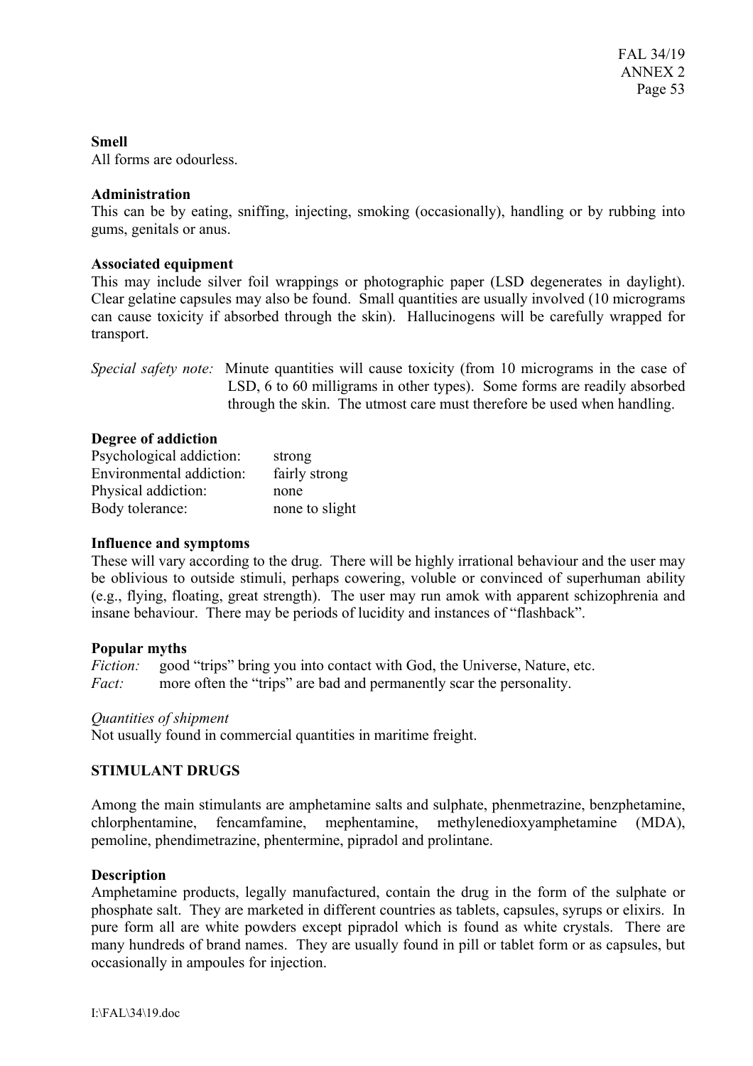**Smell**
All forms are odourless.

**Administration**
This can be by eating, sniffing, injecting, smoking (occasionally), handling or by rubbing into gums, genitals or anus.

**Associated equipment**
This may include silver foil wrappings or photographic paper (LSD degenerates in daylight). Clear gelatine capsules may also be found. Small quantities are usually involved (10 micrograms can cause toxicity if absorbed through the skin). Hallucinogens will be carefully wrapped for transport.

*Special safety note:* Minute quantities will cause toxicity (from 10 micrograms in the case of LSD, 6 to 60 milligrams in other types). Some forms are readily absorbed through the skin. The utmost care must therefore be used when handling.

**Degree of addiction**

| | |
|---|---|
| Psychological addiction: | strong |
| Environmental addiction: | fairly strong |
| Physical addiction: | none |
| Body tolerance: | none to slight |

**Influence and symptoms**
These will vary according to the drug. There will be highly irrational behaviour and the user may be oblivious to outside stimuli, perhaps cowering, voluble or convinced of superhuman ability (e.g., flying, floating, great strength). The user may run amok with apparent schizophrenia and insane behaviour. There may be periods of lucidity and instances of "flashback".

**Popular myths**
*Fiction:* good "trips" bring you into contact with God, the Universe, Nature, etc.
*Fact:* more often the "trips" are bad and permanently scar the personality.

*Quantities of shipment*
Not usually found in commercial quantities in maritime freight.

**STIMULANT DRUGS**

Among the main stimulants are amphetamine salts and sulphate, phenmetrazine, benzphetamine, chlorphentamine, fencamfamine, mephentamine, methylenedioxyamphetamine (MDA), pemoline, phendimetrazine, phentermine, pipradol and prolintane.

**Description**
Amphetamine products, legally manufactured, contain the drug in the form of the sulphate or phosphate salt. They are marketed in different countries as tablets, capsules, syrups or elixirs. In pure form all are white powders except pipradol which is found as white crystals. There are many hundreds of brand names. They are usually found in pill or tablet form or as capsules, but occasionally in ampoules for injection.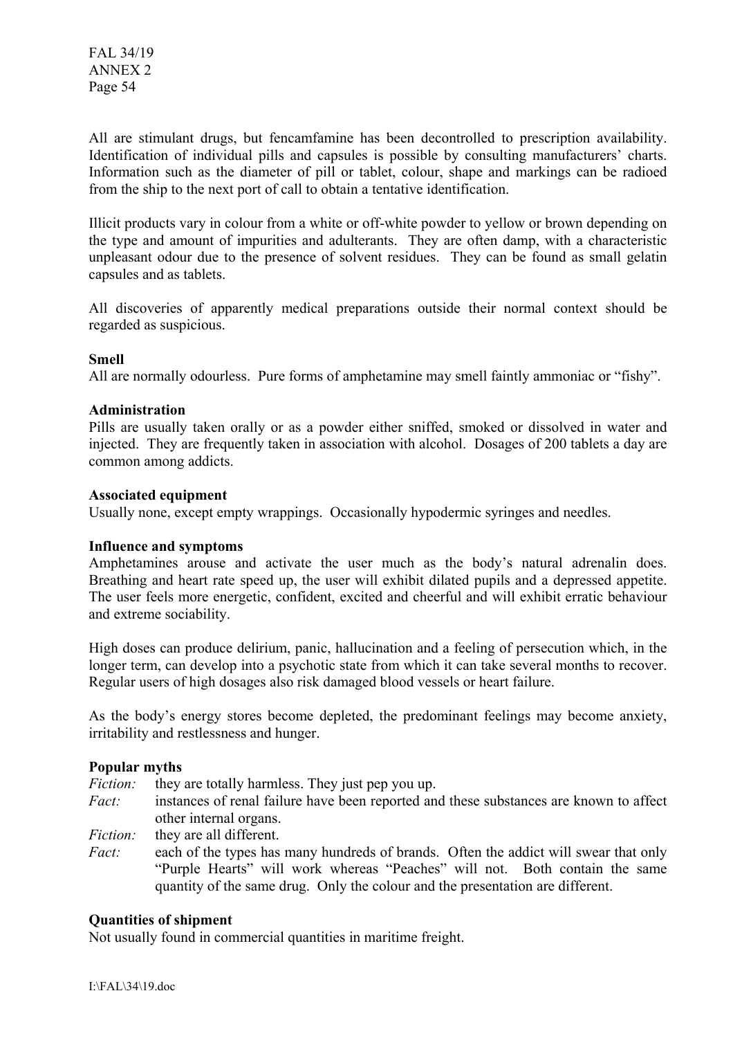All are stimulant drugs, but fencamfamine has been decontrolled to prescription availability. Identification of individual pills and capsules is possible by consulting manufacturers' charts. Information such as the diameter of pill or tablet, colour, shape and markings can be radioed from the ship to the next port of call to obtain a tentative identification.

Illicit products vary in colour from a white or off-white powder to yellow or brown depending on the type and amount of impurities and adulterants. They are often damp, with a characteristic unpleasant odour due to the presence of solvent residues. They can be found as small gelatin capsules and as tablets.

All discoveries of apparently medical preparations outside their normal context should be regarded as suspicious.

**Smell**
All are normally odourless. Pure forms of amphetamine may smell faintly ammoniac or "fishy".

**Administration**
Pills are usually taken orally or as a powder either sniffed, smoked or dissolved in water and injected. They are frequently taken in association with alcohol. Dosages of 200 tablets a day are common among addicts.

**Associated equipment**
Usually none, except empty wrappings. Occasionally hypodermic syringes and needles.

**Influence and symptoms**
Amphetamines arouse and activate the user much as the body's natural adrenalin does. Breathing and heart rate speed up, the user will exhibit dilated pupils and a depressed appetite. The user feels more energetic, confident, excited and cheerful and will exhibit erratic behaviour and extreme sociability.

High doses can produce delirium, panic, hallucination and a feeling of persecution which, in the longer term, can develop into a psychotic state from which it can take several months to recover. Regular users of high dosages also risk damaged blood vessels or heart failure.

As the body's energy stores become depleted, the predominant feelings may become anxiety, irritability and restlessness and hunger.

**Popular myths**

*Fiction:* they are totally harmless. They just pep you up.

*Fact:* instances of renal failure have been reported and these substances are known to affect other internal organs.

*Fiction:* they are all different.

*Fact:* each of the types has many hundreds of brands. Often the addict will swear that only "Purple Hearts" will work whereas "Peaches" will not. Both contain the same quantity of the same drug. Only the colour and the presentation are different.

**Quantities of shipment**
Not usually found in commercial quantities in maritime freight.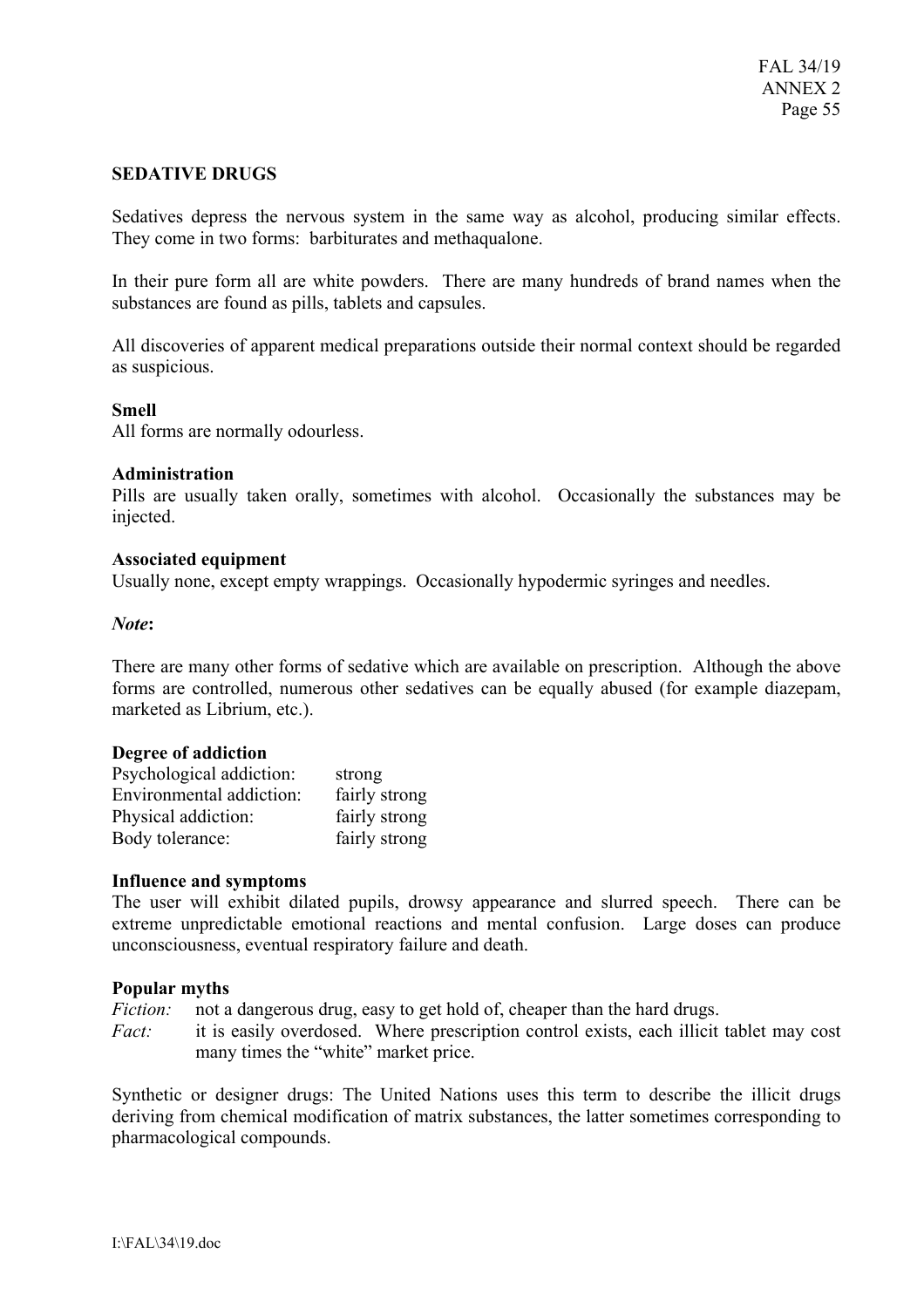**SEDATIVE DRUGS**

Sedatives depress the nervous system in the same way as alcohol, producing similar effects. They come in two forms: barbiturates and methaqualone.

In their pure form all are white powders. There are many hundreds of brand names when the substances are found as pills, tablets and capsules.

All discoveries of apparent medical preparations outside their normal context should be regarded as suspicious.

**Smell**
All forms are normally odourless.

**Administration**
Pills are usually taken orally, sometimes with alcohol. Occasionally the substances may be injected.

**Associated equipment**
Usually none, except empty wrappings. Occasionally hypodermic syringes and needles.

***Note*:**

There are many other forms of sedative which are available on prescription. Although the above forms are controlled, numerous other sedatives can be equally abused (for example diazepam, marketed as Librium, etc.).

**Degree of addiction**

| | |
|---|---|
| Psychological addiction: | strong |
| Environmental addiction: | fairly strong |
| Physical addiction: | fairly strong |
| Body tolerance: | fairly strong |

**Influence and symptoms**
The user will exhibit dilated pupils, drowsy appearance and slurred speech. There can be extreme unpredictable emotional reactions and mental confusion. Large doses can produce unconsciousness, eventual respiratory failure and death.

**Popular myths**
*Fiction:* not a dangerous drug, easy to get hold of, cheaper than the hard drugs.
*Fact:* it is easily overdosed. Where prescription control exists, each illicit tablet may cost many times the "white" market price.

Synthetic or designer drugs: The United Nations uses this term to describe the illicit drugs deriving from chemical modification of matrix substances, the latter sometimes corresponding to pharmacological compounds.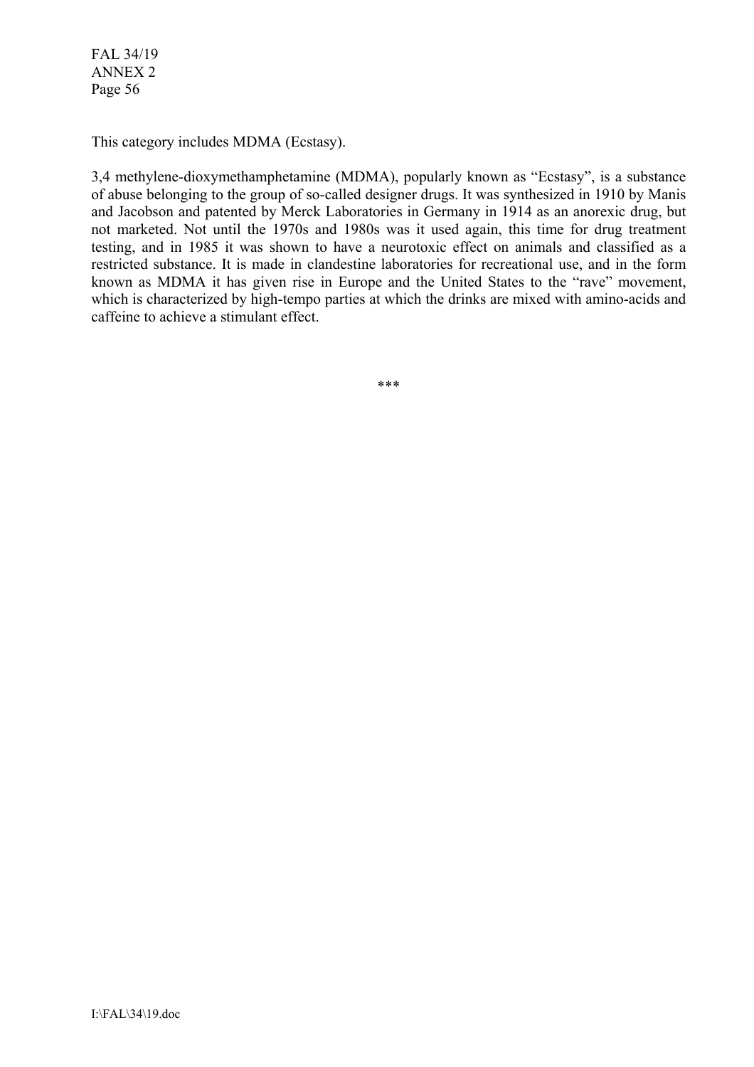This category includes MDMA (Ecstasy).

3,4 methylene-dioxymethamphetamine (MDMA), popularly known as "Ecstasy", is a substance of abuse belonging to the group of so-called designer drugs. It was synthesized in 1910 by Manis and Jacobson and patented by Merck Laboratories in Germany in 1914 as an anorexic drug, but not marketed. Not until the 1970s and 1980s was it used again, this time for drug treatment testing, and in 1985 it was shown to have a neurotoxic effect on animals and classified as a restricted substance. It is made in clandestine laboratories for recreational use, and in the form known as MDMA it has given rise in Europe and the United States to the "rave" movement, which is characterized by high-tempo parties at which the drinks are mixed with amino-acids and caffeine to achieve a stimulant effect.

***